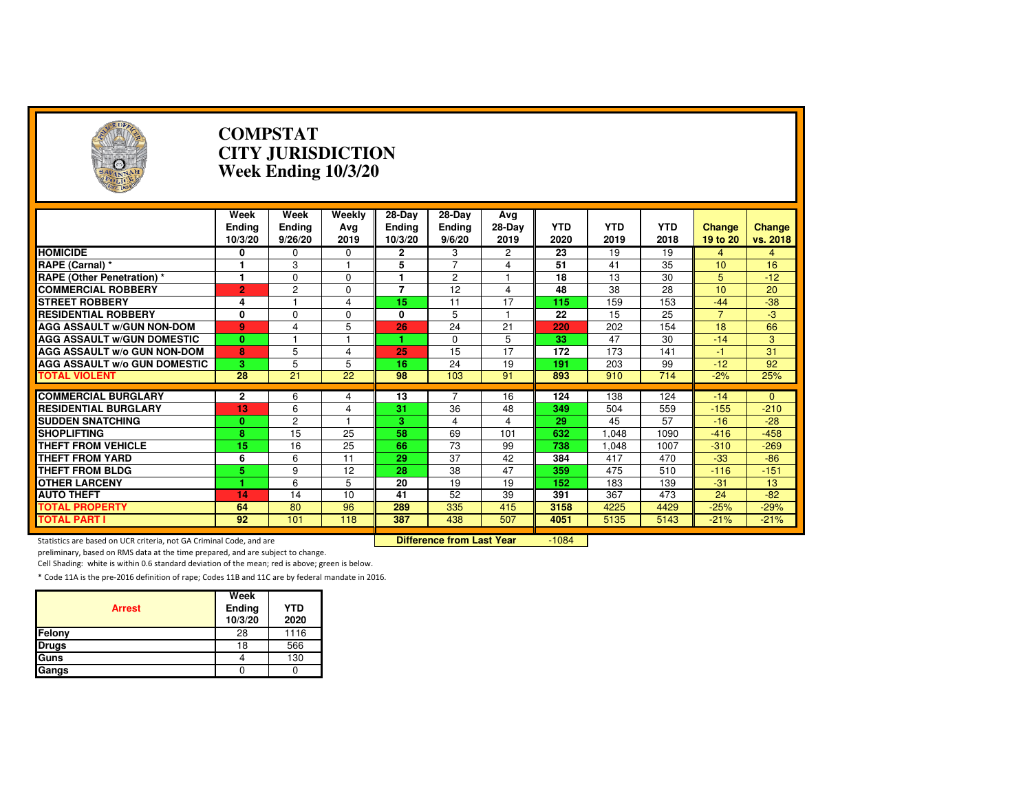# COMPSTAT
# CITY JURISDICTION
# Week Ending 10/3/20

| | Week Ending 10/3/20 | Week Ending 9/26/20 | Weekly Avg 2019 | 28-Day Ending 10/3/20 | 28-Day Ending 9/6/20 | Avg 28-Day 2019 | YTD 2020 | YTD 2019 | YTD 2018 | Change 19 to 20 | Change vs. 2018 |
|---|---|---|---|---|---|---|---|---|---|---|---|
| HOMICIDE | 0 | 0 | 0 | 2 | 3 | 2 | 23 | 19 | 19 | 4 | 4 |
| RAPE (Carnal) * | 1 | 3 | 1 | 5 | 7 | 4 | 51 | 41 | 35 | 10 | 16 |
| RAPE (Other Penetration) * | 1 | 0 | 0 | 1 | 2 | 1 | 18 | 13 | 30 | 5 | -12 |
| COMMERCIAL ROBBERY | 2 | 2 | 0 | 7 | 12 | 4 | 48 | 38 | 28 | 10 | 20 |
| STREET ROBBERY | 4 | 1 | 4 | 15 | 11 | 17 | 115 | 159 | 153 | -44 | -38 |
| RESIDENTIAL ROBBERY | 0 | 0 | 0 | 0 | 5 | 1 | 22 | 15 | 25 | 7 | -3 |
| AGG ASSAULT w/GUN NON-DOM | 9 | 4 | 5 | 26 | 24 | 21 | 220 | 202 | 154 | 18 | 66 |
| AGG ASSAULT w/GUN DOMESTIC | 0 | 1 | 1 | 1 | 0 | 5 | 33 | 47 | 30 | -14 | 3 |
| AGG ASSAULT w/o GUN NON-DOM | 8 | 5 | 4 | 25 | 15 | 17 | 172 | 173 | 141 | -1 | 31 |
| AGG ASSAULT w/o GUN DOMESTIC | 3 | 5 | 5 | 16 | 24 | 19 | 191 | 203 | 99 | -12 | 92 |
| TOTAL VIOLENT | 28 | 21 | 22 | 98 | 103 | 91 | 893 | 910 | 714 | -2% | 25% |
| COMMERCIAL BURGLARY | 2 | 6 | 4 | 13 | 7 | 16 | 124 | 138 | 124 | -14 | 0 |
| RESIDENTIAL BURGLARY | 13 | 6 | 4 | 31 | 36 | 48 | 349 | 504 | 559 | -155 | -210 |
| SUDDEN SNATCHING | 0 | 2 | 1 | 3 | 4 | 4 | 29 | 45 | 57 | -16 | -28 |
| SHOPLIFTING | 8 | 15 | 25 | 58 | 69 | 101 | 632 | 1,048 | 1090 | -416 | -458 |
| THEFT FROM VEHICLE | 15 | 16 | 25 | 66 | 73 | 99 | 738 | 1,048 | 1007 | -310 | -269 |
| THEFT FROM YARD | 6 | 6 | 11 | 29 | 37 | 42 | 384 | 417 | 470 | -33 | -86 |
| THEFT FROM BLDG | 5 | 9 | 12 | 28 | 38 | 47 | 359 | 475 | 510 | -116 | -151 |
| OTHER LARCENY | 1 | 6 | 5 | 20 | 19 | 19 | 152 | 183 | 139 | -31 | 13 |
| AUTO THEFT | 14 | 14 | 10 | 41 | 52 | 39 | 391 | 367 | 473 | 24 | -82 |
| TOTAL PROPERTY | 64 | 80 | 96 | 289 | 335 | 415 | 3158 | 4225 | 4429 | -25% | -29% |
| TOTAL PART I | 92 | 101 | 118 | 387 | 438 | 507 | 4051 | 5135 | 5143 | -21% | -21% |

**Difference from Last Year** -1084

Statistics are based on UCR criteria, not GA Criminal Code, and are preliminary, based on RMS data at the time prepared, and are subject to change.

Cell Shading: white is within 0.6 standard deviation of the mean; red is above; green is below.

* Code 11A is the pre-2016 definition of rape; Codes 11B and 11C are by federal mandate in 2016.

| Arrest | Week Ending 10/3/20 | YTD 2020 |
|---|---|---|
| Felony | 28 | 1116 |
| Drugs | 18 | 566 |
| Guns | 4 | 130 |
| Gangs | 0 | 0 |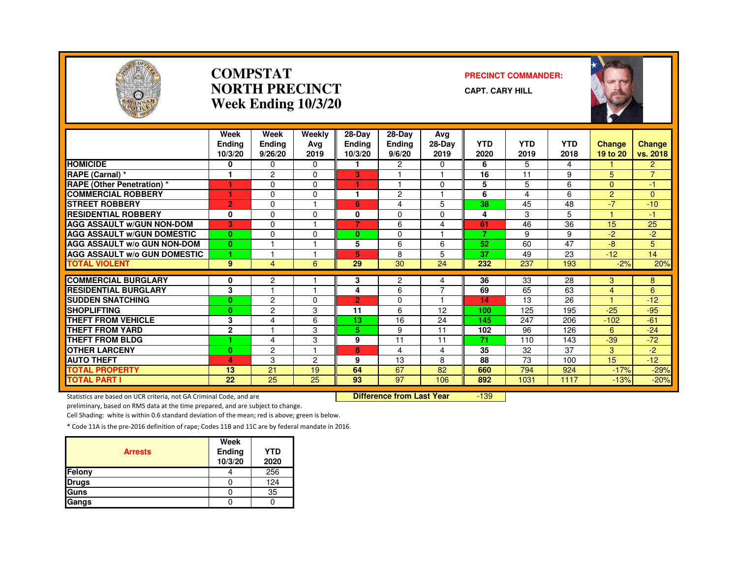# COMPSTAT
# NORTH PRECINCT
# Week Ending 10/3/20

**PRECINCT COMMANDER:**

**CAPT. CARY HILL**

| | Week Ending 10/3/20 | Week Ending 9/26/20 | Weekly Avg 2019 | 28-Day Ending 10/3/20 | 28-Day Ending 9/6/20 | Avg 28-Day 2019 | YTD 2020 | YTD 2019 | YTD 2018 | Change 19 to 20 | Change vs. 2018 |
|---|---|---|---|---|---|---|---|---|---|---|---|
| HOMICIDE | 0 | 0 | 0 | 1 | 2 | 0 | 6 | 5 | 4 | 1 | 2 |
| RAPE (Carnal) * | 1 | 2 | 0 | 3 | 1 | 1 | 16 | 11 | 9 | 5 | 7 |
| RAPE (Other Penetration) * | 1 | 0 | 0 | 1 | 1 | 0 | 5 | 5 | 6 | 0 | -1 |
| COMMERCIAL ROBBERY | 1 | 0 | 0 | 1 | 2 | 1 | 6 | 4 | 6 | 2 | 0 |
| STREET ROBBERY | 2 | 0 | 1 | 6 | 4 | 5 | 38 | 45 | 48 | -7 | -10 |
| RESIDENTIAL ROBBERY | 0 | 0 | 0 | 0 | 0 | 0 | 4 | 3 | 5 | 1 | -1 |
| AGG ASSAULT w/GUN NON-DOM | 3 | 0 | 1 | 7 | 6 | 4 | 61 | 46 | 36 | 15 | 25 |
| AGG ASSAULT w/GUN DOMESTIC | 0 | 0 | 0 | 0 | 0 | 1 | 7 | 9 | 9 | -2 | -2 |
| AGG ASSAULT w/o GUN NON-DOM | 0 | 1 | 1 | 5 | 6 | 6 | 52 | 60 | 47 | -8 | 5 |
| AGG ASSAULT w/o GUN DOMESTIC | 1 | 1 | 1 | 5 | 8 | 5 | 37 | 49 | 23 | -12 | 14 |
| TOTAL VIOLENT | 9 | 4 | 6 | 29 | 30 | 24 | 232 | 237 | 193 | -2% | 20% |
| COMMERCIAL BURGLARY | 0 | 2 | 1 | 3 | 2 | 4 | 36 | 33 | 28 | 3 | 8 |
| RESIDENTIAL BURGLARY | 3 | 1 | 1 | 4 | 6 | 7 | 69 | 65 | 63 | 4 | 6 |
| SUDDEN SNATCHING | 0 | 2 | 0 | 2 | 0 | 1 | 14 | 13 | 26 | 1 | -12 |
| SHOPLIFTING | 0 | 2 | 3 | 11 | 6 | 12 | 100 | 125 | 195 | -25 | -95 |
| THEFT FROM VEHICLE | 3 | 4 | 6 | 13 | 16 | 24 | 145 | 247 | 206 | -102 | -61 |
| THEFT FROM YARD | 2 | 1 | 3 | 5 | 9 | 11 | 102 | 96 | 126 | 6 | -24 |
| THEFT FROM BLDG | 1 | 4 | 3 | 9 | 11 | 11 | 71 | 110 | 143 | -39 | -72 |
| OTHER LARCENY | 0 | 2 | 1 | 8 | 4 | 4 | 35 | 32 | 37 | 3 | -2 |
| AUTO THEFT | 4 | 3 | 2 | 9 | 13 | 8 | 88 | 73 | 100 | 15 | -12 |
| TOTAL PROPERTY | 13 | 21 | 19 | 64 | 67 | 82 | 660 | 794 | 924 | -17% | -29% |
| TOTAL PART I | 22 | 25 | 25 | 93 | 97 | 106 | 892 | 1031 | 1117 | -13% | -20% |

**Difference from Last Year** -139

Statistics are based on UCR criteria, not GA Criminal Code, and are preliminary, based on RMS data at the time prepared, and are subject to change.

Cell Shading: white is within 0.6 standard deviation of the mean; red is above; green is below.

* Code 11A is the pre-2016 definition of rape; Codes 11B and 11C are by federal mandate in 2016.

| Arrests | Week Ending 10/3/20 | YTD 2020 |
|---|---|---|
| Felony | 4 | 256 |
| Drugs | 0 | 124 |
| Guns | 0 | 35 |
| Gangs | 0 | 0 |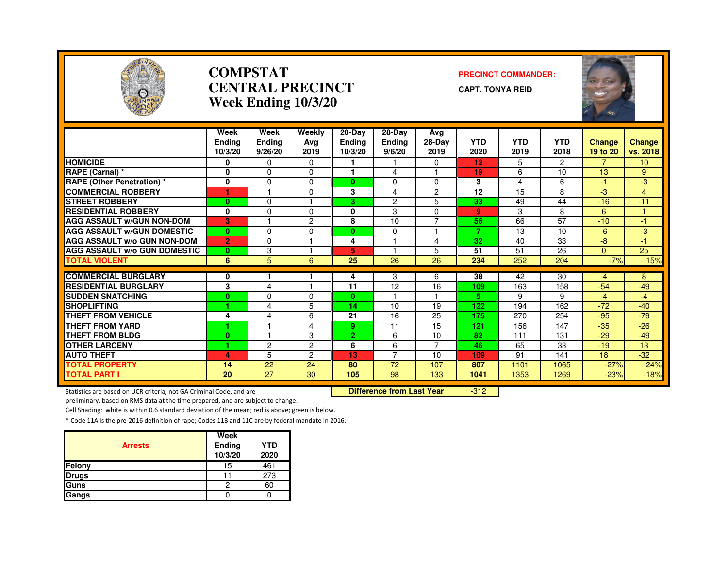# COMPSTAT
# CENTRAL PRECINCT
## Week Ending 10/3/20

**PRECINCT COMMANDER:**

**CAPT. TONYA REID**

| | Week Ending 10/3/20 | Week Ending 9/26/20 | Weekly Avg 2019 | 28-Day Ending 10/3/20 | 28-Day Ending 9/6/20 | Avg 28-Day 2019 | YTD 2020 | YTD 2019 | YTD 2018 | Change 19 to 20 | Change vs. 2018 |
|---|---|---|---|---|---|---|---|---|---|---|---|
| HOMICIDE | 0 | 0 | 0 | 1 | 1 | 0 | 12 | 5 | 2 | 7 | 10 |
| RAPE (Carnal) * | 0 | 0 | 0 | 1 | 4 | 1 | 19 | 6 | 10 | 13 | 9 |
| RAPE (Other Penetration) * | 0 | 0 | 0 | 0 | 0 | 0 | 3 | 4 | 6 | -1 | -3 |
| COMMERCIAL ROBBERY | 1 | 1 | 0 | 3 | 4 | 2 | 12 | 15 | 8 | -3 | 4 |
| STREET ROBBERY | 0 | 0 | 1 | 3 | 2 | 5 | 33 | 49 | 44 | -16 | -11 |
| RESIDENTIAL ROBBERY | 0 | 0 | 0 | 0 | 3 | 0 | 9 | 3 | 8 | 6 | 1 |
| AGG ASSAULT w/GUN NON-DOM | 3 | 1 | 2 | 8 | 10 | 7 | 56 | 66 | 57 | -10 | -1 |
| AGG ASSAULT w/GUN DOMESTIC | 0 | 0 | 0 | 0 | 0 | 1 | 7 | 13 | 10 | -6 | -3 |
| AGG ASSAULT w/o GUN NON-DOM | 2 | 0 | 1 | 4 | 1 | 4 | 32 | 40 | 33 | -8 | -1 |
| AGG ASSAULT w/o GUN DOMESTIC | 0 | 3 | 1 | 5 | 1 | 5 | 51 | 51 | 26 | 0 | 25 |
| TOTAL VIOLENT | 6 | 5 | 6 | 25 | 26 | 26 | 234 | 252 | 204 | -7% | 15% |
| COMMERCIAL BURGLARY | 0 | 1 | 1 | 4 | 3 | 6 | 38 | 42 | 30 | -4 | 8 |
| RESIDENTIAL BURGLARY | 3 | 4 | 1 | 11 | 12 | 16 | 109 | 163 | 158 | -54 | -49 |
| SUDDEN SNATCHING | 0 | 0 | 0 | 0 | 1 | 1 | 5 | 9 | 9 | -4 | -4 |
| SHOPLIFTING | 1 | 4 | 5 | 14 | 10 | 19 | 122 | 194 | 162 | -72 | -40 |
| THEFT FROM VEHICLE | 4 | 4 | 6 | 21 | 16 | 25 | 175 | 270 | 254 | -95 | -79 |
| THEFT FROM YARD | 1 | 1 | 4 | 9 | 11 | 15 | 121 | 156 | 147 | -35 | -26 |
| THEFT FROM BLDG | 0 | 1 | 3 | 2 | 6 | 10 | 82 | 111 | 131 | -29 | -49 |
| OTHER LARCENY | 1 | 2 | 2 | 6 | 6 | 7 | 46 | 65 | 33 | -19 | 13 |
| AUTO THEFT | 4 | 5 | 2 | 13 | 7 | 10 | 109 | 91 | 141 | 18 | -32 |
| TOTAL PROPERTY | 14 | 22 | 24 | 80 | 72 | 107 | 807 | 1101 | 1065 | -27% | -24% |
| TOTAL PART I | 20 | 27 | 30 | 105 | 98 | 133 | 1041 | 1353 | 1269 | -23% | -18% |

**Difference from Last Year** -312

Statistics are based on UCR criteria, not GA Criminal Code, and are preliminary, based on RMS data at the time prepared, and are subject to change.

Cell Shading: white is within 0.6 standard deviation of the mean; red is above; green is below.

* Code 11A is the pre-2016 definition of rape; Codes 11B and 11C are by federal mandate in 2016.

| Arrests | Week Ending 10/3/20 | YTD 2020 |
|---|---|---|
| Felony | 15 | 461 |
| Drugs | 11 | 273 |
| Guns | 2 | 60 |
| Gangs | 0 | 0 |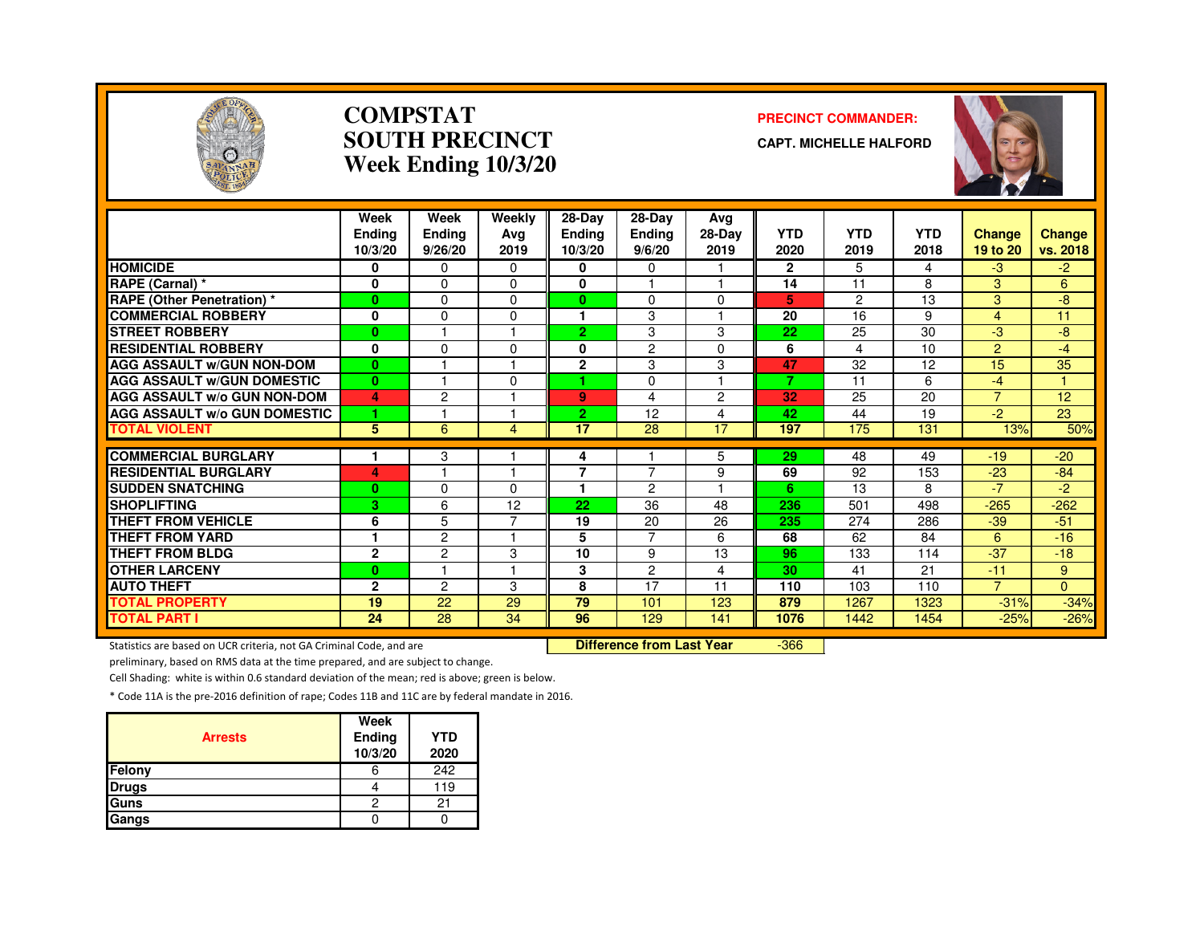# COMPSTAT SOUTH PRECINCT Week Ending 10/3/20

**PRECINCT COMMANDER:**

**CAPT. MICHELLE HALFORD**

| | Week Ending 10/3/20 | Week Ending 9/26/20 | Weekly Avg 2019 | 28-Day Ending 10/3/20 | 28-Day Ending 9/6/20 | Avg 28-Day 2019 | YTD 2020 | YTD 2019 | YTD 2018 | Change 19 to 20 | Change vs. 2018 |
|---|---|---|---|---|---|---|---|---|---|---|---|
| HOMICIDE | 0 | 0 | 0 | 0 | 0 | 1 | 2 | 5 | 4 | -3 | -2 |
| RAPE (Carnal) * | 0 | 0 | 0 | 0 | 1 | 1 | 14 | 11 | 8 | 3 | 6 |
| RAPE (Other Penetration) * | 0 | 0 | 0 | 0 | 0 | 0 | 5 | 2 | 13 | 3 | -8 |
| COMMERCIAL ROBBERY | 0 | 0 | 0 | 1 | 3 | 1 | 20 | 16 | 9 | 4 | 11 |
| STREET ROBBERY | 0 | 1 | 1 | 2 | 3 | 3 | 22 | 25 | 30 | -3 | -8 |
| RESIDENTIAL ROBBERY | 0 | 0 | 0 | 0 | 2 | 0 | 6 | 4 | 10 | 2 | -4 |
| AGG ASSAULT w/GUN NON-DOM | 0 | 1 | 1 | 2 | 3 | 3 | 47 | 32 | 12 | 15 | 35 |
| AGG ASSAULT w/GUN DOMESTIC | 0 | 1 | 0 | 1 | 0 | 1 | 7 | 11 | 6 | -4 | 1 |
| AGG ASSAULT w/o GUN NON-DOM | 4 | 2 | 1 | 9 | 4 | 2 | 32 | 25 | 20 | 7 | 12 |
| AGG ASSAULT w/o GUN DOMESTIC | 1 | 1 | 1 | 2 | 12 | 4 | 42 | 44 | 19 | -2 | 23 |
| TOTAL VIOLENT | 5 | 6 | 4 | 17 | 28 | 17 | 197 | 175 | 131 | 13% | 50% |
| COMMERCIAL BURGLARY | 1 | 3 | 1 | 4 | 1 | 5 | 29 | 48 | 49 | -19 | -20 |
| RESIDENTIAL BURGLARY | 4 | 1 | 1 | 7 | 7 | 9 | 69 | 92 | 153 | -23 | -84 |
| SUDDEN SNATCHING | 0 | 0 | 0 | 1 | 2 | 1 | 6 | 13 | 8 | -7 | -2 |
| SHOPLIFTING | 3 | 6 | 12 | 22 | 36 | 48 | 236 | 501 | 498 | -265 | -262 |
| THEFT FROM VEHICLE | 6 | 5 | 7 | 19 | 20 | 26 | 235 | 274 | 286 | -39 | -51 |
| THEFT FROM YARD | 1 | 2 | 1 | 5 | 7 | 6 | 68 | 62 | 84 | 6 | -16 |
| THEFT FROM BLDG | 2 | 2 | 3 | 10 | 9 | 13 | 96 | 133 | 114 | -37 | -18 |
| OTHER LARCENY | 0 | 1 | 1 | 3 | 2 | 4 | 30 | 41 | 21 | -11 | 9 |
| AUTO THEFT | 2 | 2 | 3 | 8 | 17 | 11 | 110 | 103 | 110 | 7 | 0 |
| TOTAL PROPERTY | 19 | 22 | 29 | 79 | 101 | 123 | 879 | 1267 | 1323 | -31% | -34% |
| TOTAL PART I | 24 | 28 | 34 | 96 | 129 | 141 | 1076 | 1442 | 1454 | -25% | -26% |

**Difference from Last Year** -366

Statistics are based on UCR criteria, not GA Criminal Code, and are preliminary, based on RMS data at the time prepared, and are subject to change.

Cell Shading: white is within 0.6 standard deviation of the mean; red is above; green is below.

* Code 11A is the pre-2016 definition of rape; Codes 11B and 11C are by federal mandate in 2016.

| Arrests | Week Ending 10/3/20 | YTD 2020 |
|---|---|---|
| Felony | 6 | 242 |
| Drugs | 4 | 119 |
| Guns | 2 | 21 |
| Gangs | 0 | 0 |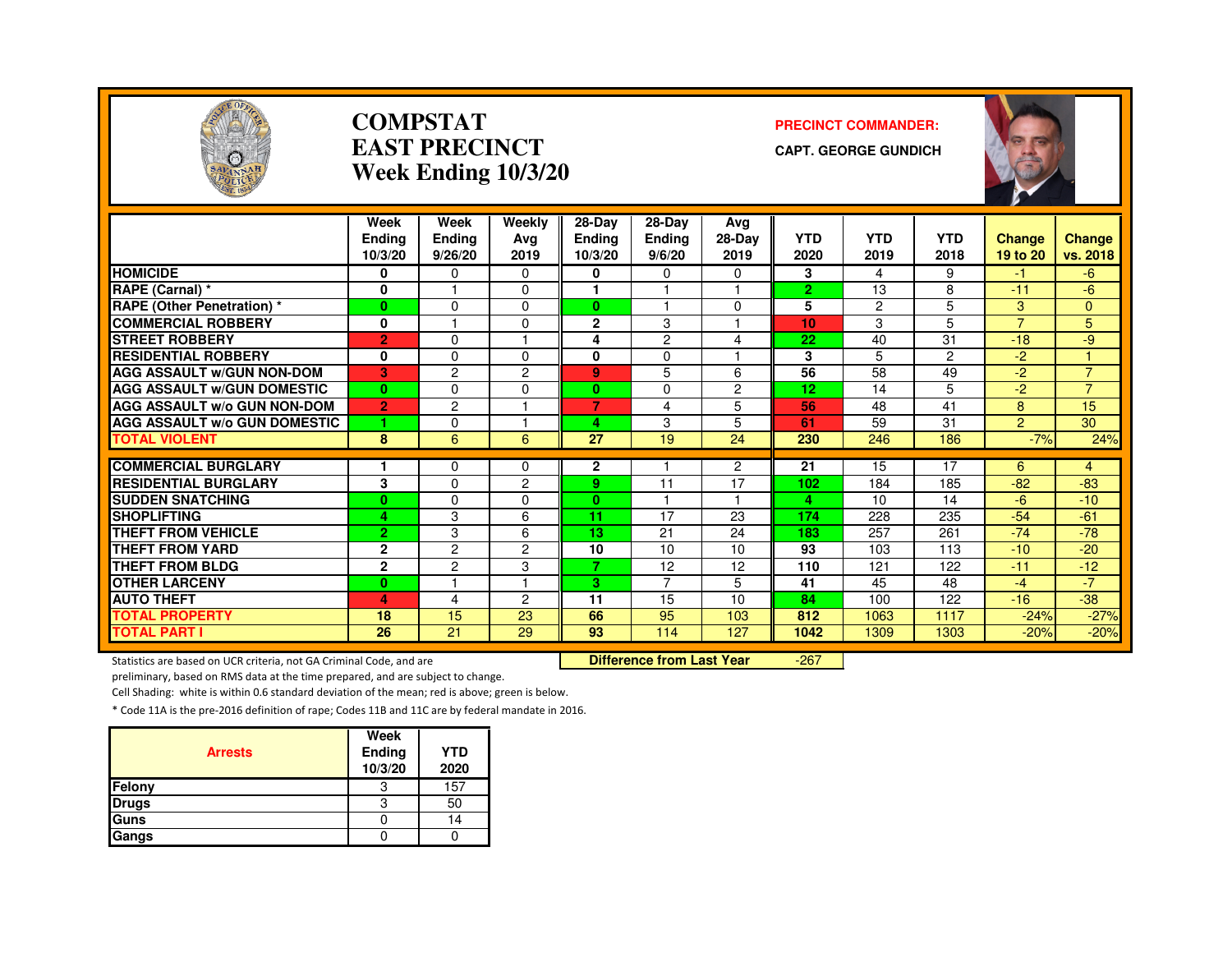# COMPSTAT
# EAST PRECINCT
## Week Ending 10/3/20

**PRECINCT COMMANDER:**
**CAPT. GEORGE GUNDICH**

| | Week Ending 10/3/20 | Week Ending 9/26/20 | Weekly Avg 2019 | 28-Day Ending 10/3/20 | 28-Day Ending 9/6/20 | Avg 28-Day 2019 | YTD 2020 | YTD 2019 | YTD 2018 | Change 19 to 20 | Change vs. 2018 |
|---|---|---|---|---|---|---|---|---|---|---|---|
| HOMICIDE | 0 | 0 | 0 | 0 | 0 | 0 | 3 | 4 | 9 | -1 | -6 |
| RAPE (Carnal) * | 0 | 1 | 0 | 1 | 1 | 1 | 2 | 13 | 8 | -11 | -6 |
| RAPE (Other Penetration) * | 0 | 0 | 0 | 0 | 1 | 0 | 5 | 2 | 5 | 3 | 0 |
| COMMERCIAL ROBBERY | 0 | 1 | 0 | 2 | 3 | 1 | 10 | 3 | 5 | 7 | 5 |
| STREET ROBBERY | 2 | 0 | 1 | 4 | 2 | 4 | 22 | 40 | 31 | -18 | -9 |
| RESIDENTIAL ROBBERY | 0 | 0 | 0 | 0 | 0 | 1 | 3 | 5 | 2 | -2 | 1 |
| AGG ASSAULT w/GUN NON-DOM | 3 | 2 | 2 | 9 | 5 | 6 | 56 | 58 | 49 | -2 | 7 |
| AGG ASSAULT w/GUN DOMESTIC | 0 | 0 | 0 | 0 | 0 | 2 | 12 | 14 | 5 | -2 | 7 |
| AGG ASSAULT w/o GUN NON-DOM | 2 | 2 | 1 | 7 | 4 | 5 | 56 | 48 | 41 | 8 | 15 |
| AGG ASSAULT w/o GUN DOMESTIC | 1 | 0 | 1 | 4 | 3 | 5 | 61 | 59 | 31 | 2 | 30 |
| TOTAL VIOLENT | 8 | 6 | 6 | 27 | 19 | 24 | 230 | 246 | 186 | -7% | 24% |
| COMMERCIAL BURGLARY | 1 | 0 | 0 | 2 | 1 | 2 | 21 | 15 | 17 | 6 | 4 |
| RESIDENTIAL BURGLARY | 3 | 0 | 2 | 9 | 11 | 17 | 102 | 184 | 185 | -82 | -83 |
| SUDDEN SNATCHING | 0 | 0 | 0 | 0 | 1 | 1 | 4 | 10 | 14 | -6 | -10 |
| SHOPLIFTING | 4 | 3 | 6 | 11 | 17 | 23 | 174 | 228 | 235 | -54 | -61 |
| THEFT FROM VEHICLE | 2 | 3 | 6 | 13 | 21 | 24 | 183 | 257 | 261 | -74 | -78 |
| THEFT FROM YARD | 2 | 2 | 2 | 10 | 10 | 10 | 93 | 103 | 113 | -10 | -20 |
| THEFT FROM BLDG | 2 | 2 | 3 | 7 | 12 | 12 | 110 | 121 | 122 | -11 | -12 |
| OTHER LARCENY | 0 | 1 | 1 | 3 | 7 | 5 | 41 | 45 | 48 | -4 | -7 |
| AUTO THEFT | 4 | 4 | 2 | 11 | 15 | 10 | 84 | 100 | 122 | -16 | -38 |
| TOTAL PROPERTY | 18 | 15 | 23 | 66 | 95 | 103 | 812 | 1063 | 1117 | -24% | -27% |
| TOTAL PART I | 26 | 21 | 29 | 93 | 114 | 127 | 1042 | 1309 | 1303 | -20% | -20% |

**Difference from Last Year** -267

Statistics are based on UCR criteria, not GA Criminal Code, and are preliminary, based on RMS data at the time prepared, and are subject to change.

Cell Shading: white is within 0.6 standard deviation of the mean; red is above; green is below.

* Code 11A is the pre-2016 definition of rape; Codes 11B and 11C are by federal mandate in 2016.

| Arrests | Week Ending 10/3/20 | YTD 2020 |
|---|---|---|
| Felony | 3 | 157 |
| Drugs | 3 | 50 |
| Guns | 0 | 14 |
| Gangs | 0 | 0 |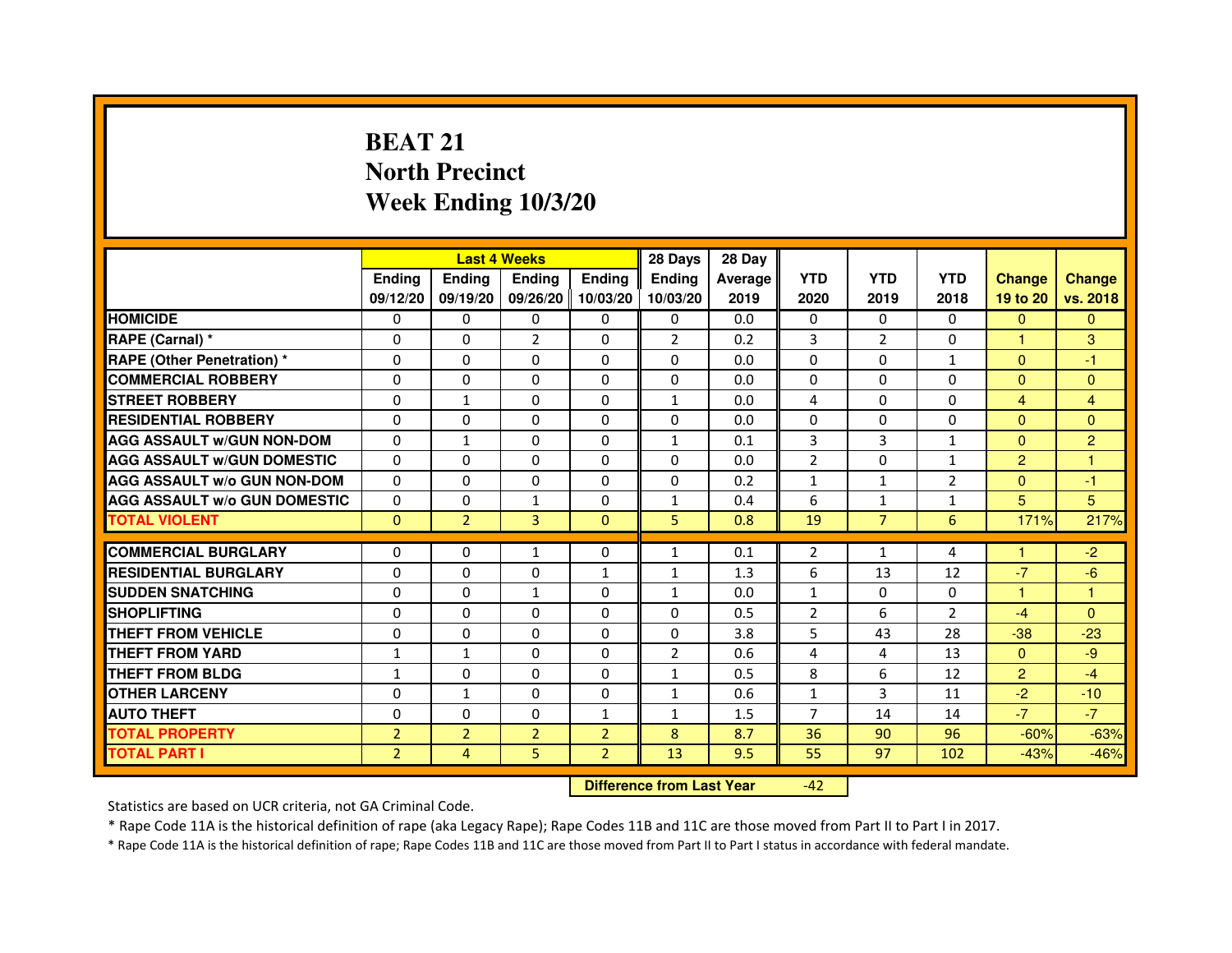# BEAT 21
## North Precinct
## Week Ending 10/3/20

| | Last 4 Weeks | | | | 28 Days | 28 Day | | | | | |
|---|---|---|---|---|---|---|---|---|---|---|---|
| | Ending 09/12/20 | Ending 09/19/20 | Ending 09/26/20 | Ending 10/03/20 | Ending 10/03/20 | Average 2019 | YTD 2020 | YTD 2019 | YTD 2018 | Change 19 to 20 | Change vs. 2018 |
| **HOMICIDE** | 0 | 0 | 0 | 0 | 0 | 0.0 | 0 | 0 | 0 | 0 | 0 |
| **RAPE (Carnal) *** | 0 | 0 | 2 | 0 | 2 | 0.2 | 3 | 2 | 0 | 1 | 3 |
| **RAPE (Other Penetration) *** | 0 | 0 | 0 | 0 | 0 | 0.0 | 0 | 0 | 1 | 0 | -1 |
| **COMMERCIAL ROBBERY** | 0 | 0 | 0 | 0 | 0 | 0.0 | 0 | 0 | 0 | 0 | 0 |
| **STREET ROBBERY** | 0 | 1 | 0 | 0 | 1 | 0.0 | 4 | 0 | 0 | 4 | 4 |
| **RESIDENTIAL ROBBERY** | 0 | 0 | 0 | 0 | 0 | 0.0 | 0 | 0 | 0 | 0 | 0 |
| **AGG ASSAULT w/GUN NON-DOM** | 0 | 1 | 0 | 0 | 1 | 0.1 | 3 | 3 | 1 | 0 | 2 |
| **AGG ASSAULT w/GUN DOMESTIC** | 0 | 0 | 0 | 0 | 0 | 0.0 | 2 | 0 | 1 | 2 | 1 |
| **AGG ASSAULT w/o GUN NON-DOM** | 0 | 0 | 0 | 0 | 0 | 0.2 | 1 | 1 | 2 | 0 | -1 |
| **AGG ASSAULT w/o GUN DOMESTIC** | 0 | 0 | 1 | 0 | 1 | 0.4 | 6 | 1 | 1 | 5 | 5 |
| **TOTAL VIOLENT** | 0 | 2 | 3 | 0 | 5 | 0.8 | 19 | 7 | 6 | 171% | 217% |
| **COMMERCIAL BURGLARY** | 0 | 0 | 1 | 0 | 1 | 0.1 | 2 | 1 | 4 | 1 | -2 |
| **RESIDENTIAL BURGLARY** | 0 | 0 | 0 | 1 | 1 | 1.3 | 6 | 13 | 12 | -7 | -6 |
| **SUDDEN SNATCHING** | 0 | 0 | 1 | 0 | 1 | 0.0 | 1 | 0 | 0 | 1 | 1 |
| **SHOPLIFTING** | 0 | 0 | 0 | 0 | 0 | 0.5 | 2 | 6 | 2 | -4 | 0 |
| **THEFT FROM VEHICLE** | 0 | 0 | 0 | 0 | 0 | 3.8 | 5 | 43 | 28 | -38 | -23 |
| **THEFT FROM YARD** | 1 | 1 | 0 | 0 | 2 | 0.6 | 4 | 4 | 13 | 0 | -9 |
| **THEFT FROM BLDG** | 1 | 0 | 0 | 0 | 1 | 0.5 | 8 | 6 | 12 | 2 | -4 |
| **OTHER LARCENY** | 0 | 1 | 0 | 0 | 1 | 0.6 | 1 | 3 | 11 | -2 | -10 |
| **AUTO THEFT** | 0 | 0 | 0 | 1 | 1 | 1.5 | 7 | 14 | 14 | -7 | -7 |
| **TOTAL PROPERTY** | 2 | 2 | 2 | 2 | 8 | 8.7 | 36 | 90 | 96 | -60% | -63% |
| **TOTAL PART I** | 2 | 4 | 5 | 2 | 13 | 9.5 | 55 | 97 | 102 | -43% | -46% |

**Difference from Last Year** -42

Statistics are based on UCR criteria, not GA Criminal Code.

* Rape Code 11A is the historical definition of rape (aka Legacy Rape); Rape Codes 11B and 11C are those moved from Part II to Part I in 2017.

* Rape Code 11A is the historical definition of rape; Rape Codes 11B and 11C are those moved from Part II to Part I status in accordance with federal mandate.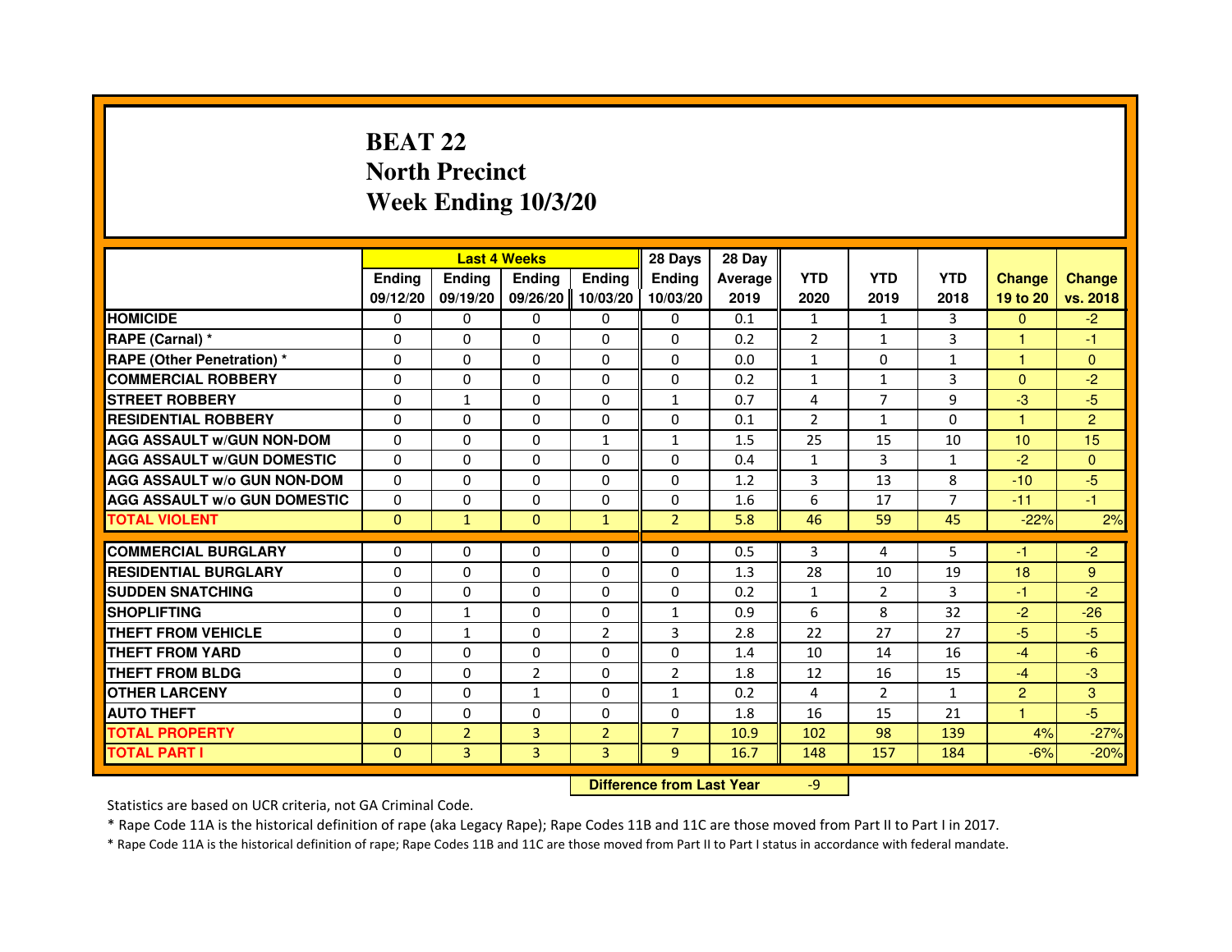# BEAT 22
## North Precinct
## Week Ending 10/3/20

| | Last 4 Weeks | | | | 28 Days | 28 Day | | | | | |
|---|---|---|---|---|---|---|---|---|---|---|---|
| | Ending 09/12/20 | Ending 09/19/20 | Ending 09/26/20 | Ending 10/03/20 | Ending 10/03/20 | Average 2019 | YTD 2020 | YTD 2019 | YTD 2018 | Change 19 to 20 | Change vs. 2018 |
| HOMICIDE | 0 | 0 | 0 | 0 | 0 | 0.1 | 1 | 1 | 3 | 0 | -2 |
| RAPE (Carnal) * | 0 | 0 | 0 | 0 | 0 | 0.2 | 2 | 1 | 3 | 1 | -1 |
| RAPE (Other Penetration) * | 0 | 0 | 0 | 0 | 0 | 0.0 | 1 | 0 | 1 | 1 | 0 |
| COMMERCIAL ROBBERY | 0 | 0 | 0 | 0 | 0 | 0.2 | 1 | 1 | 3 | 0 | -2 |
| STREET ROBBERY | 0 | 1 | 0 | 0 | 1 | 0.7 | 4 | 7 | 9 | -3 | -5 |
| RESIDENTIAL ROBBERY | 0 | 0 | 0 | 0 | 0 | 0.1 | 2 | 1 | 0 | 1 | 2 |
| AGG ASSAULT w/GUN NON-DOM | 0 | 0 | 0 | 1 | 1 | 1.5 | 25 | 15 | 10 | 10 | 15 |
| AGG ASSAULT w/GUN DOMESTIC | 0 | 0 | 0 | 0 | 0 | 0.4 | 1 | 3 | 1 | -2 | 0 |
| AGG ASSAULT w/o GUN NON-DOM | 0 | 0 | 0 | 0 | 0 | 1.2 | 3 | 13 | 8 | -10 | -5 |
| AGG ASSAULT w/o GUN DOMESTIC | 0 | 0 | 0 | 0 | 0 | 1.6 | 6 | 17 | 7 | -11 | -1 |
| TOTAL VIOLENT | 0 | 1 | 0 | 1 | 2 | 5.8 | 46 | 59 | 45 | -22% | 2% |
| COMMERCIAL BURGLARY | 0 | 0 | 0 | 0 | 0 | 0.5 | 3 | 4 | 5 | -1 | -2 |
| RESIDENTIAL BURGLARY | 0 | 0 | 0 | 0 | 0 | 1.3 | 28 | 10 | 19 | 18 | 9 |
| SUDDEN SNATCHING | 0 | 0 | 0 | 0 | 0 | 0.2 | 1 | 2 | 3 | -1 | -2 |
| SHOPLIFTING | 0 | 1 | 0 | 0 | 1 | 0.9 | 6 | 8 | 32 | -2 | -26 |
| THEFT FROM VEHICLE | 0 | 1 | 0 | 2 | 3 | 2.8 | 22 | 27 | 27 | -5 | -5 |
| THEFT FROM YARD | 0 | 0 | 0 | 0 | 0 | 1.4 | 10 | 14 | 16 | -4 | -6 |
| THEFT FROM BLDG | 0 | 0 | 2 | 0 | 2 | 1.8 | 12 | 16 | 15 | -4 | -3 |
| OTHER LARCENY | 0 | 0 | 1 | 0 | 1 | 0.2 | 4 | 2 | 1 | 2 | 3 |
| AUTO THEFT | 0 | 0 | 0 | 0 | 0 | 1.8 | 16 | 15 | 21 | 1 | -5 |
| TOTAL PROPERTY | 0 | 2 | 3 | 2 | 7 | 10.9 | 102 | 98 | 139 | 4% | -27% |
| TOTAL PART I | 0 | 3 | 3 | 3 | 9 | 16.7 | 148 | 157 | 184 | -6% | -20% |

| Difference from Last Year | -9 |
|---|---|

Statistics are based on UCR criteria, not GA Criminal Code.

* Rape Code 11A is the historical definition of rape (aka Legacy Rape); Rape Codes 11B and 11C are those moved from Part II to Part I in 2017.

* Rape Code 11A is the historical definition of rape; Rape Codes 11B and 11C are those moved from Part II to Part I status in accordance with federal mandate.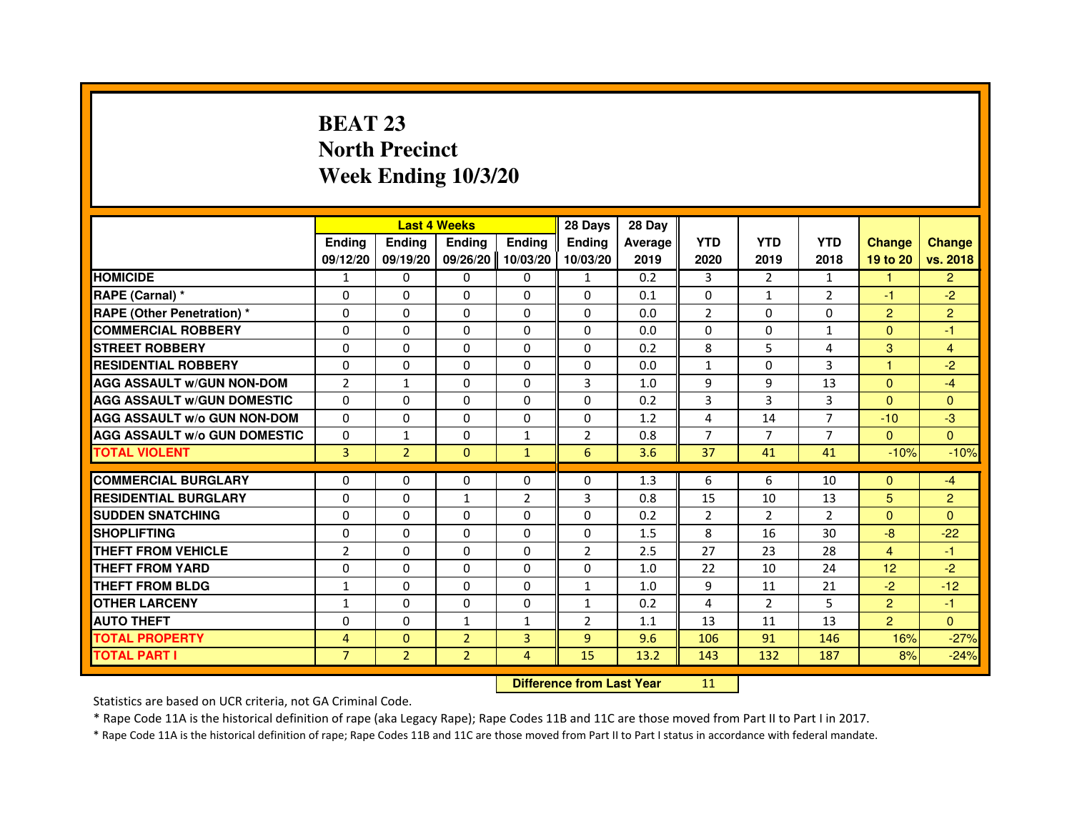# BEAT 23
## North Precinct
## Week Ending 10/3/20

| | Last 4 Weeks | | | | 28 Days | 28 Day | | | | | |
|---|---|---|---|---|---|---|---|---|---|---|---|
| | Ending 09/12/20 | Ending 09/19/20 | Ending 09/26/20 | Ending 10/03/20 | Ending 10/03/20 | Average 2019 | YTD 2020 | YTD 2019 | YTD 2018 | Change 19 to 20 | Change vs. 2018 |
| **HOMICIDE** | 1 | 0 | 0 | 0 | 1 | 0.2 | 3 | 2 | 1 | 1 | 2 |
| **RAPE (Carnal) *** | 0 | 0 | 0 | 0 | 0 | 0.1 | 0 | 1 | 2 | -1 | -2 |
| **RAPE (Other Penetration) *** | 0 | 0 | 0 | 0 | 0 | 0.0 | 2 | 0 | 0 | 2 | 2 |
| **COMMERCIAL ROBBERY** | 0 | 0 | 0 | 0 | 0 | 0.0 | 0 | 0 | 1 | 0 | -1 |
| **STREET ROBBERY** | 0 | 0 | 0 | 0 | 0 | 0.2 | 8 | 5 | 4 | 3 | 4 |
| **RESIDENTIAL ROBBERY** | 0 | 0 | 0 | 0 | 0 | 0.0 | 1 | 0 | 3 | 1 | -2 |
| **AGG ASSAULT w/GUN NON-DOM** | 2 | 1 | 0 | 0 | 3 | 1.0 | 9 | 9 | 13 | 0 | -4 |
| **AGG ASSAULT w/GUN DOMESTIC** | 0 | 0 | 0 | 0 | 0 | 0.2 | 3 | 3 | 3 | 0 | 0 |
| **AGG ASSAULT w/o GUN NON-DOM** | 0 | 0 | 0 | 0 | 0 | 1.2 | 4 | 14 | 7 | -10 | -3 |
| **AGG ASSAULT w/o GUN DOMESTIC** | 0 | 1 | 0 | 1 | 2 | 0.8 | 7 | 7 | 7 | 0 | 0 |
| **TOTAL VIOLENT** | 3 | 2 | 0 | 1 | 6 | 3.6 | 37 | 41 | 41 | -10% | -10% |
| **COMMERCIAL BURGLARY** | 0 | 0 | 0 | 0 | 0 | 1.3 | 6 | 6 | 10 | 0 | -4 |
| **RESIDENTIAL BURGLARY** | 0 | 0 | 1 | 2 | 3 | 0.8 | 15 | 10 | 13 | 5 | 2 |
| **SUDDEN SNATCHING** | 0 | 0 | 0 | 0 | 0 | 0.2 | 2 | 2 | 2 | 0 | 0 |
| **SHOPLIFTING** | 0 | 0 | 0 | 0 | 0 | 1.5 | 8 | 16 | 30 | -8 | -22 |
| **THEFT FROM VEHICLE** | 2 | 0 | 0 | 0 | 2 | 2.5 | 27 | 23 | 28 | 4 | -1 |
| **THEFT FROM YARD** | 0 | 0 | 0 | 0 | 0 | 1.0 | 22 | 10 | 24 | 12 | -2 |
| **THEFT FROM BLDG** | 1 | 0 | 0 | 0 | 1 | 1.0 | 9 | 11 | 21 | -2 | -12 |
| **OTHER LARCENY** | 1 | 0 | 0 | 0 | 1 | 0.2 | 4 | 2 | 5 | 2 | -1 |
| **AUTO THEFT** | 0 | 0 | 1 | 1 | 2 | 1.1 | 13 | 11 | 13 | 2 | 0 |
| **TOTAL PROPERTY** | 4 | 0 | 2 | 3 | 9 | 9.6 | 106 | 91 | 146 | 16% | -27% |
| **TOTAL PART I** | 7 | 2 | 2 | 4 | 15 | 13.2 | 143 | 132 | 187 | 8% | -24% |

**Difference from Last Year** 11

Statistics are based on UCR criteria, not GA Criminal Code.

* Rape Code 11A is the historical definition of rape (aka Legacy Rape); Rape Codes 11B and 11C are those moved from Part II to Part I in 2017.

* Rape Code 11A is the historical definition of rape; Rape Codes 11B and 11C are those moved from Part II to Part I status in accordance with federal mandate.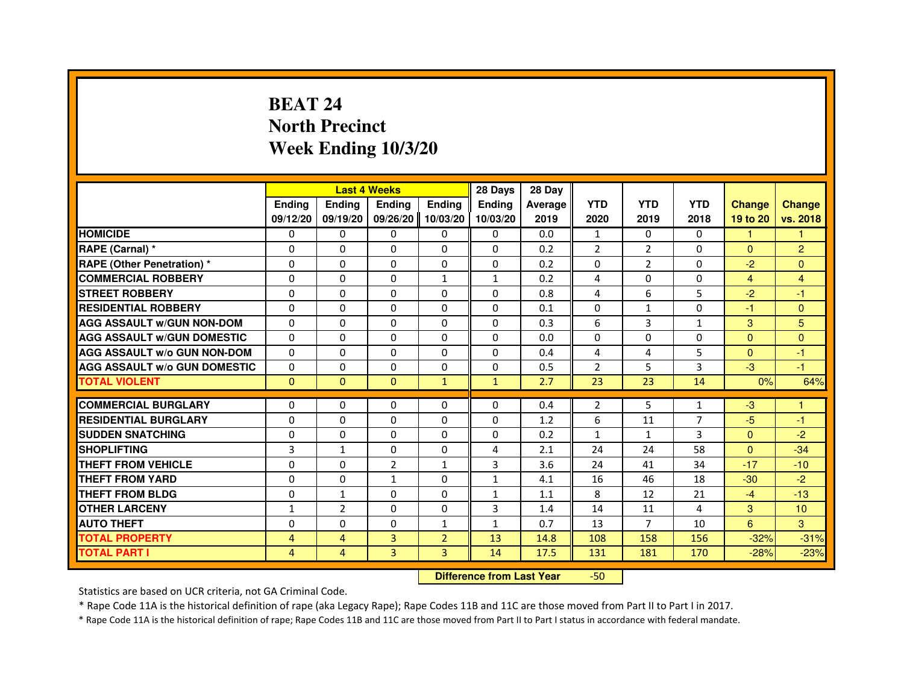# BEAT 24
## North Precinct
## Week Ending 10/3/20

| | Last 4 Weeks | | | | 28 Days | 28 Day | | | | | |
|---|---|---|---|---|---|---|---|---|---|---|---|
| | Ending 09/12/20 | Ending 09/19/20 | Ending 09/26/20 | Ending 10/03/20 | Ending 10/03/20 | Average 2019 | YTD 2020 | YTD 2019 | YTD 2018 | Change 19 to 20 | Change vs. 2018 |
| HOMICIDE | 0 | 0 | 0 | 0 | 0 | 0.0 | 1 | 0 | 0 | 1 | 1 |
| RAPE (Carnal) * | 0 | 0 | 0 | 0 | 0 | 0.2 | 2 | 2 | 0 | 0 | 2 |
| RAPE (Other Penetration) * | 0 | 0 | 0 | 0 | 0 | 0.2 | 0 | 2 | 0 | -2 | 0 |
| COMMERCIAL ROBBERY | 0 | 0 | 0 | 1 | 1 | 0.2 | 4 | 0 | 0 | 4 | 4 |
| STREET ROBBERY | 0 | 0 | 0 | 0 | 0 | 0.8 | 4 | 6 | 5 | -2 | -1 |
| RESIDENTIAL ROBBERY | 0 | 0 | 0 | 0 | 0 | 0.1 | 0 | 1 | 0 | -1 | 0 |
| AGG ASSAULT w/GUN NON-DOM | 0 | 0 | 0 | 0 | 0 | 0.3 | 6 | 3 | 1 | 3 | 5 |
| AGG ASSAULT w/GUN DOMESTIC | 0 | 0 | 0 | 0 | 0 | 0.0 | 0 | 0 | 0 | 0 | 0 |
| AGG ASSAULT w/o GUN NON-DOM | 0 | 0 | 0 | 0 | 0 | 0.4 | 4 | 4 | 5 | 0 | -1 |
| AGG ASSAULT w/o GUN DOMESTIC | 0 | 0 | 0 | 0 | 0 | 0.5 | 2 | 5 | 3 | -3 | -1 |
| TOTAL VIOLENT | 0 | 0 | 0 | 1 | 1 | 2.7 | 23 | 23 | 14 | 0% | 64% |
| COMMERCIAL BURGLARY | 0 | 0 | 0 | 0 | 0 | 0.4 | 2 | 5 | 1 | -3 | 1 |
| RESIDENTIAL BURGLARY | 0 | 0 | 0 | 0 | 0 | 1.2 | 6 | 11 | 7 | -5 | -1 |
| SUDDEN SNATCHING | 0 | 0 | 0 | 0 | 0 | 0.2 | 1 | 1 | 3 | 0 | -2 |
| SHOPLIFTING | 3 | 1 | 0 | 0 | 4 | 2.1 | 24 | 24 | 58 | 0 | -34 |
| THEFT FROM VEHICLE | 0 | 0 | 2 | 1 | 3 | 3.6 | 24 | 41 | 34 | -17 | -10 |
| THEFT FROM YARD | 0 | 0 | 1 | 0 | 1 | 4.1 | 16 | 46 | 18 | -30 | -2 |
| THEFT FROM BLDG | 0 | 1 | 0 | 0 | 1 | 1.1 | 8 | 12 | 21 | -4 | -13 |
| OTHER LARCENY | 1 | 2 | 0 | 0 | 3 | 1.4 | 14 | 11 | 4 | 3 | 10 |
| AUTO THEFT | 0 | 0 | 0 | 1 | 1 | 0.7 | 13 | 7 | 10 | 6 | 3 |
| TOTAL PROPERTY | 4 | 4 | 3 | 2 | 13 | 14.8 | 108 | 158 | 156 | -32% | -31% |
| TOTAL PART I | 4 | 4 | 3 | 3 | 14 | 17.5 | 131 | 181 | 170 | -28% | -23% |

**Difference from Last Year** -50

Statistics are based on UCR criteria, not GA Criminal Code.

* Rape Code 11A is the historical definition of rape (aka Legacy Rape); Rape Codes 11B and 11C are those moved from Part II to Part I in 2017.

* Rape Code 11A is the historical definition of rape; Rape Codes 11B and 11C are those moved from Part II to Part I status in accordance with federal mandate.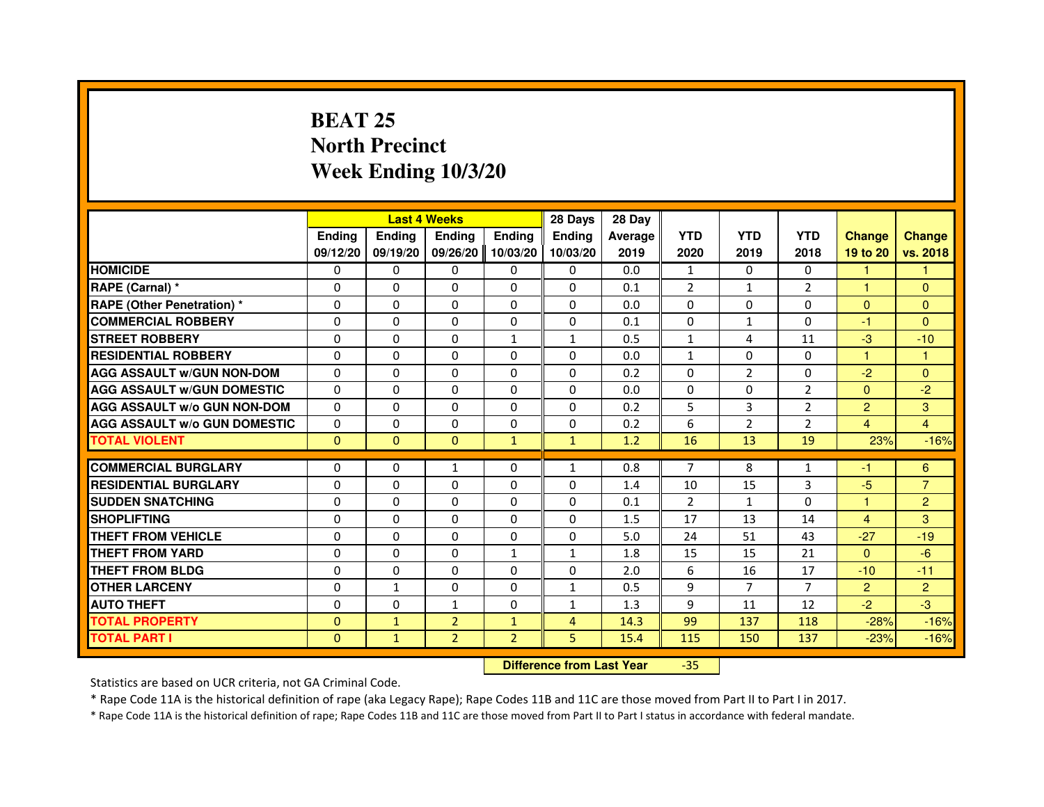# BEAT 25
## North Precinct
## Week Ending 10/3/20

| | Last 4 Weeks | | | | 28 Days | 28 Day | | | | | |
|---|---|---|---|---|---|---|---|---|---|---|---|
| | Ending 09/12/20 | Ending 09/19/20 | Ending 09/26/20 | Ending 10/03/20 | Ending 10/03/20 | Average 2019 | YTD 2020 | YTD 2019 | YTD 2018 | Change 19 to 20 | Change vs. 2018 |
| HOMICIDE | 0 | 0 | 0 | 0 | 0 | 0.0 | 1 | 0 | 0 | 1 | 1 |
| RAPE (Carnal) * | 0 | 0 | 0 | 0 | 0 | 0.1 | 2 | 1 | 2 | 1 | 0 |
| RAPE (Other Penetration) * | 0 | 0 | 0 | 0 | 0 | 0.0 | 0 | 0 | 0 | 0 | 0 |
| COMMERCIAL ROBBERY | 0 | 0 | 0 | 0 | 0 | 0.1 | 0 | 1 | 0 | -1 | 0 |
| STREET ROBBERY | 0 | 0 | 0 | 1 | 1 | 0.5 | 1 | 4 | 11 | -3 | -10 |
| RESIDENTIAL ROBBERY | 0 | 0 | 0 | 0 | 0 | 0.0 | 1 | 0 | 0 | 1 | 1 |
| AGG ASSAULT w/GUN NON-DOM | 0 | 0 | 0 | 0 | 0 | 0.2 | 0 | 2 | 0 | -2 | 0 |
| AGG ASSAULT w/GUN DOMESTIC | 0 | 0 | 0 | 0 | 0 | 0.0 | 0 | 0 | 2 | 0 | -2 |
| AGG ASSAULT w/o GUN NON-DOM | 0 | 0 | 0 | 0 | 0 | 0.2 | 5 | 3 | 2 | 2 | 3 |
| AGG ASSAULT w/o GUN DOMESTIC | 0 | 0 | 0 | 0 | 0 | 0.2 | 6 | 2 | 2 | 4 | 4 |
| TOTAL VIOLENT | 0 | 0 | 0 | 1 | 1 | 1.2 | 16 | 13 | 19 | 23% | -16% |
| COMMERCIAL BURGLARY | 0 | 0 | 1 | 0 | 1 | 0.8 | 7 | 8 | 1 | -1 | 6 |
| RESIDENTIAL BURGLARY | 0 | 0 | 0 | 0 | 0 | 1.4 | 10 | 15 | 3 | -5 | 7 |
| SUDDEN SNATCHING | 0 | 0 | 0 | 0 | 0 | 0.1 | 2 | 1 | 0 | 1 | 2 |
| SHOPLIFTING | 0 | 0 | 0 | 0 | 0 | 1.5 | 17 | 13 | 14 | 4 | 3 |
| THEFT FROM VEHICLE | 0 | 0 | 0 | 0 | 0 | 5.0 | 24 | 51 | 43 | -27 | -19 |
| THEFT FROM YARD | 0 | 0 | 0 | 1 | 1 | 1.8 | 15 | 15 | 21 | 0 | -6 |
| THEFT FROM BLDG | 0 | 0 | 0 | 0 | 0 | 2.0 | 6 | 16 | 17 | -10 | -11 |
| OTHER LARCENY | 0 | 1 | 0 | 0 | 1 | 0.5 | 9 | 7 | 7 | 2 | 2 |
| AUTO THEFT | 0 | 0 | 1 | 0 | 1 | 1.3 | 9 | 11 | 12 | -2 | -3 |
| TOTAL PROPERTY | 0 | 1 | 2 | 1 | 4 | 14.3 | 99 | 137 | 118 | -28% | -16% |
| TOTAL PART I | 0 | 1 | 2 | 2 | 5 | 15.4 | 115 | 150 | 137 | -23% | -16% |

**Difference from Last Year** -35

Statistics are based on UCR criteria, not GA Criminal Code.

* Rape Code 11A is the historical definition of rape (aka Legacy Rape); Rape Codes 11B and 11C are those moved from Part II to Part I in 2017.

* Rape Code 11A is the historical definition of rape; Rape Codes 11B and 11C are those moved from Part II to Part I status in accordance with federal mandate.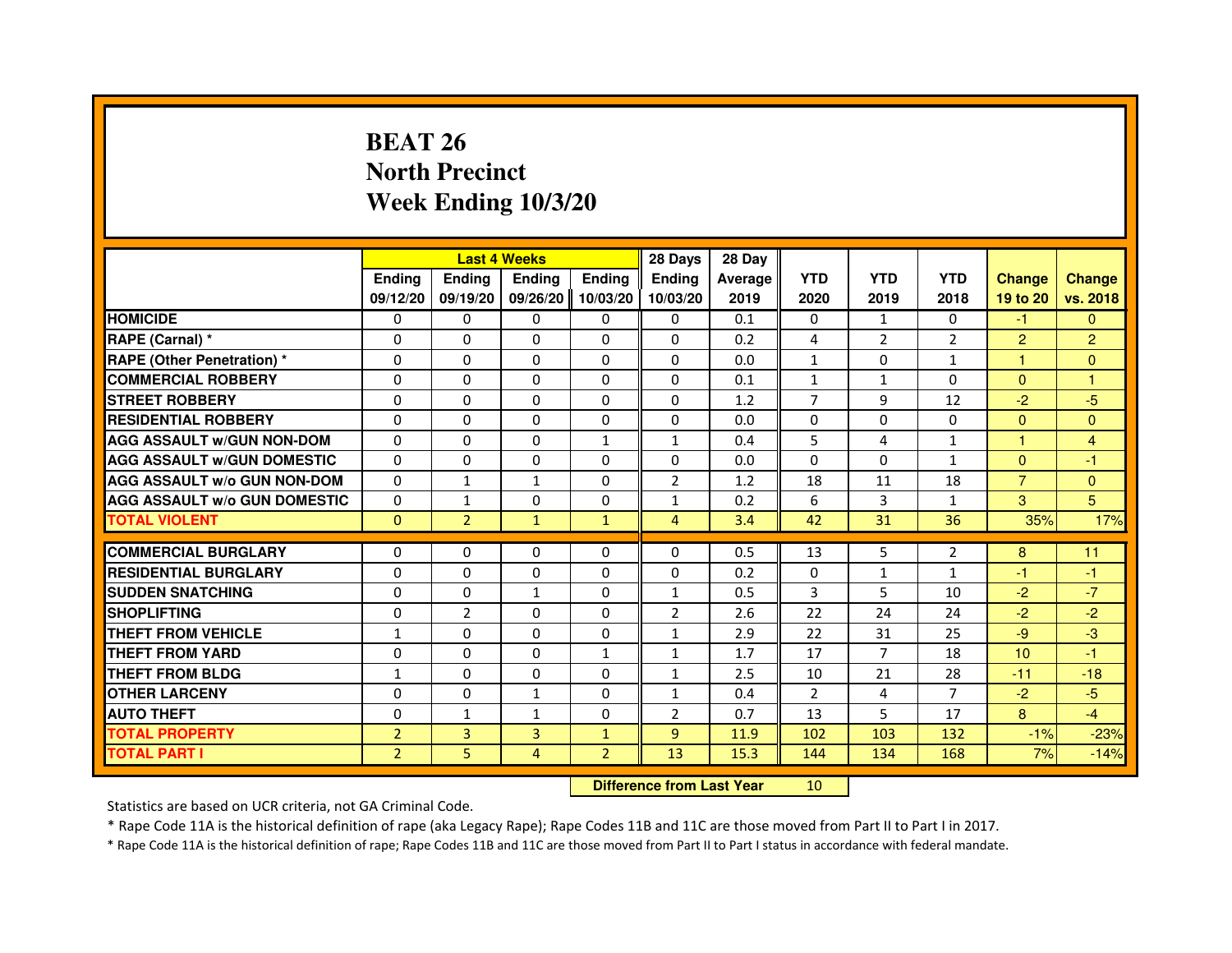# BEAT 26
## North Precinct
## Week Ending 10/3/20

| | Last 4 Weeks | | | | 28 Days | 28 Day | | | | | |
|---|---|---|---|---|---|---|---|---|---|---|---|
| | Ending 09/12/20 | Ending 09/19/20 | Ending 09/26/20 | Ending 10/03/20 | Ending 10/03/20 | Average 2019 | YTD 2020 | YTD 2019 | YTD 2018 | Change 19 to 20 | Change vs. 2018 |
| HOMICIDE | 0 | 0 | 0 | 0 | 0 | 0.1 | 0 | 1 | 0 | -1 | 0 |
| RAPE (Carnal) * | 0 | 0 | 0 | 0 | 0 | 0.2 | 4 | 2 | 2 | 2 | 2 |
| RAPE (Other Penetration) * | 0 | 0 | 0 | 0 | 0 | 0.0 | 1 | 0 | 1 | 1 | 0 |
| COMMERCIAL ROBBERY | 0 | 0 | 0 | 0 | 0 | 0.1 | 1 | 1 | 0 | 0 | 1 |
| STREET ROBBERY | 0 | 0 | 0 | 0 | 0 | 1.2 | 7 | 9 | 12 | -2 | -5 |
| RESIDENTIAL ROBBERY | 0 | 0 | 0 | 0 | 0 | 0.0 | 0 | 0 | 0 | 0 | 0 |
| AGG ASSAULT w/GUN NON-DOM | 0 | 0 | 0 | 1 | 1 | 0.4 | 5 | 4 | 1 | 1 | 4 |
| AGG ASSAULT w/GUN DOMESTIC | 0 | 0 | 0 | 0 | 0 | 0.0 | 0 | 0 | 1 | 0 | -1 |
| AGG ASSAULT w/o GUN NON-DOM | 0 | 1 | 1 | 0 | 2 | 1.2 | 18 | 11 | 18 | 7 | 0 |
| AGG ASSAULT w/o GUN DOMESTIC | 0 | 1 | 0 | 0 | 1 | 0.2 | 6 | 3 | 1 | 3 | 5 |
| TOTAL VIOLENT | 0 | 2 | 1 | 1 | 4 | 3.4 | 42 | 31 | 36 | 35% | 17% |
| COMMERCIAL BURGLARY | 0 | 0 | 0 | 0 | 0 | 0.5 | 13 | 5 | 2 | 8 | 11 |
| RESIDENTIAL BURGLARY | 0 | 0 | 0 | 0 | 0 | 0.2 | 0 | 1 | 1 | -1 | -1 |
| SUDDEN SNATCHING | 0 | 0 | 1 | 0 | 1 | 0.5 | 3 | 5 | 10 | -2 | -7 |
| SHOPLIFTING | 0 | 2 | 0 | 0 | 2 | 2.6 | 22 | 24 | 24 | -2 | -2 |
| THEFT FROM VEHICLE | 1 | 0 | 0 | 0 | 1 | 2.9 | 22 | 31 | 25 | -9 | -3 |
| THEFT FROM YARD | 0 | 0 | 0 | 1 | 1 | 1.7 | 17 | 7 | 18 | 10 | -1 |
| THEFT FROM BLDG | 1 | 0 | 0 | 0 | 1 | 2.5 | 10 | 21 | 28 | -11 | -18 |
| OTHER LARCENY | 0 | 0 | 1 | 0 | 1 | 0.4 | 2 | 4 | 7 | -2 | -5 |
| AUTO THEFT | 0 | 1 | 1 | 0 | 2 | 0.7 | 13 | 5 | 17 | 8 | -4 |
| TOTAL PROPERTY | 2 | 3 | 3 | 1 | 9 | 11.9 | 102 | 103 | 132 | -1% | -23% |
| TOTAL PART I | 2 | 5 | 4 | 2 | 13 | 15.3 | 144 | 134 | 168 | 7% | -14% |

**Difference from Last Year** 10

Statistics are based on UCR criteria, not GA Criminal Code.

* Rape Code 11A is the historical definition of rape (aka Legacy Rape); Rape Codes 11B and 11C are those moved from Part II to Part I in 2017.

* Rape Code 11A is the historical definition of rape; Rape Codes 11B and 11C are those moved from Part II to Part I status in accordance with federal mandate.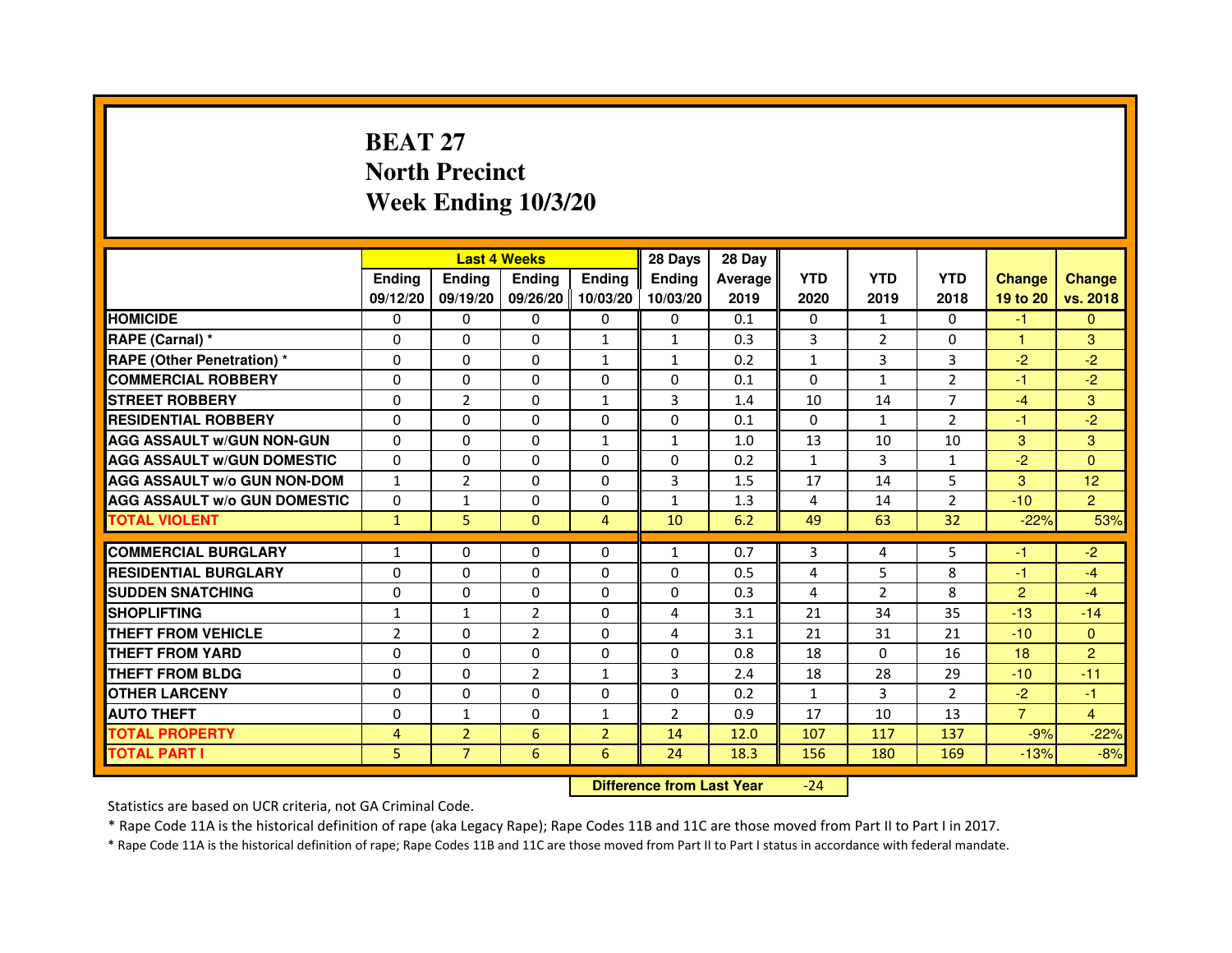# BEAT 27
# North Precinct
# Week Ending 10/3/20

| | Last 4 Weeks | | | | 28 Days | 28 Day | | | | | |
|---|---|---|---|---|---|---|---|---|---|---|---|
| | Ending 09/12/20 | Ending 09/19/20 | Ending 09/26/20 | Ending 10/03/20 | Ending 10/03/20 | Average 2019 | YTD 2020 | YTD 2019 | YTD 2018 | Change 19 to 20 | Change vs. 2018 |
| HOMICIDE | 0 | 0 | 0 | 0 | 0 | 0.1 | 0 | 1 | 0 | -1 | 0 |
| RAPE (Carnal) * | 0 | 0 | 0 | 1 | 1 | 0.3 | 3 | 2 | 0 | 1 | 3 |
| RAPE (Other Penetration) * | 0 | 0 | 0 | 1 | 1 | 0.2 | 1 | 3 | 3 | -2 | -2 |
| COMMERCIAL ROBBERY | 0 | 0 | 0 | 0 | 0 | 0.1 | 0 | 1 | 2 | -1 | -2 |
| STREET ROBBERY | 0 | 2 | 0 | 1 | 3 | 1.4 | 10 | 14 | 7 | -4 | 3 |
| RESIDENTIAL ROBBERY | 0 | 0 | 0 | 0 | 0 | 0.1 | 0 | 1 | 2 | -1 | -2 |
| AGG ASSAULT w/GUN NON-GUN | 0 | 0 | 0 | 1 | 1 | 1.0 | 13 | 10 | 10 | 3 | 3 |
| AGG ASSAULT w/GUN DOMESTIC | 0 | 0 | 0 | 0 | 0 | 0.2 | 1 | 3 | 1 | -2 | 0 |
| AGG ASSAULT w/o GUN NON-DOM | 1 | 2 | 0 | 0 | 3 | 1.5 | 17 | 14 | 5 | 3 | 12 |
| AGG ASSAULT w/o GUN DOMESTIC | 0 | 1 | 0 | 0 | 1 | 1.3 | 4 | 14 | 2 | -10 | 2 |
| TOTAL VIOLENT | 1 | 5 | 0 | 4 | 10 | 6.2 | 49 | 63 | 32 | -22% | 53% |
| COMMERCIAL BURGLARY | 1 | 0 | 0 | 0 | 1 | 0.7 | 3 | 4 | 5 | -1 | -2 |
| RESIDENTIAL BURGLARY | 0 | 0 | 0 | 0 | 0 | 0.5 | 4 | 5 | 8 | -1 | -4 |
| SUDDEN SNATCHING | 0 | 0 | 0 | 0 | 0 | 0.3 | 4 | 2 | 8 | 2 | -4 |
| SHOPLIFTING | 1 | 1 | 2 | 0 | 4 | 3.1 | 21 | 34 | 35 | -13 | -14 |
| THEFT FROM VEHICLE | 2 | 0 | 2 | 0 | 4 | 3.1 | 21 | 31 | 21 | -10 | 0 |
| THEFT FROM YARD | 0 | 0 | 0 | 0 | 0 | 0.8 | 18 | 0 | 16 | 18 | 2 |
| THEFT FROM BLDG | 0 | 0 | 2 | 1 | 3 | 2.4 | 18 | 28 | 29 | -10 | -11 |
| OTHER LARCENY | 0 | 0 | 0 | 0 | 0 | 0.2 | 1 | 3 | 2 | -2 | -1 |
| AUTO THEFT | 0 | 1 | 0 | 1 | 2 | 0.9 | 17 | 10 | 13 | 7 | 4 |
| TOTAL PROPERTY | 4 | 2 | 6 | 2 | 14 | 12.0 | 107 | 117 | 137 | -9% | -22% |
| TOTAL PART I | 5 | 7 | 6 | 6 | 24 | 18.3 | 156 | 180 | 169 | -13% | -8% |

**Difference from Last Year** -24

Statistics are based on UCR criteria, not GA Criminal Code.

* Rape Code 11A is the historical definition of rape (aka Legacy Rape); Rape Codes 11B and 11C are those moved from Part II to Part I in 2017.

* Rape Code 11A is the historical definition of rape; Rape Codes 11B and 11C are those moved from Part II to Part I status in accordance with federal mandate.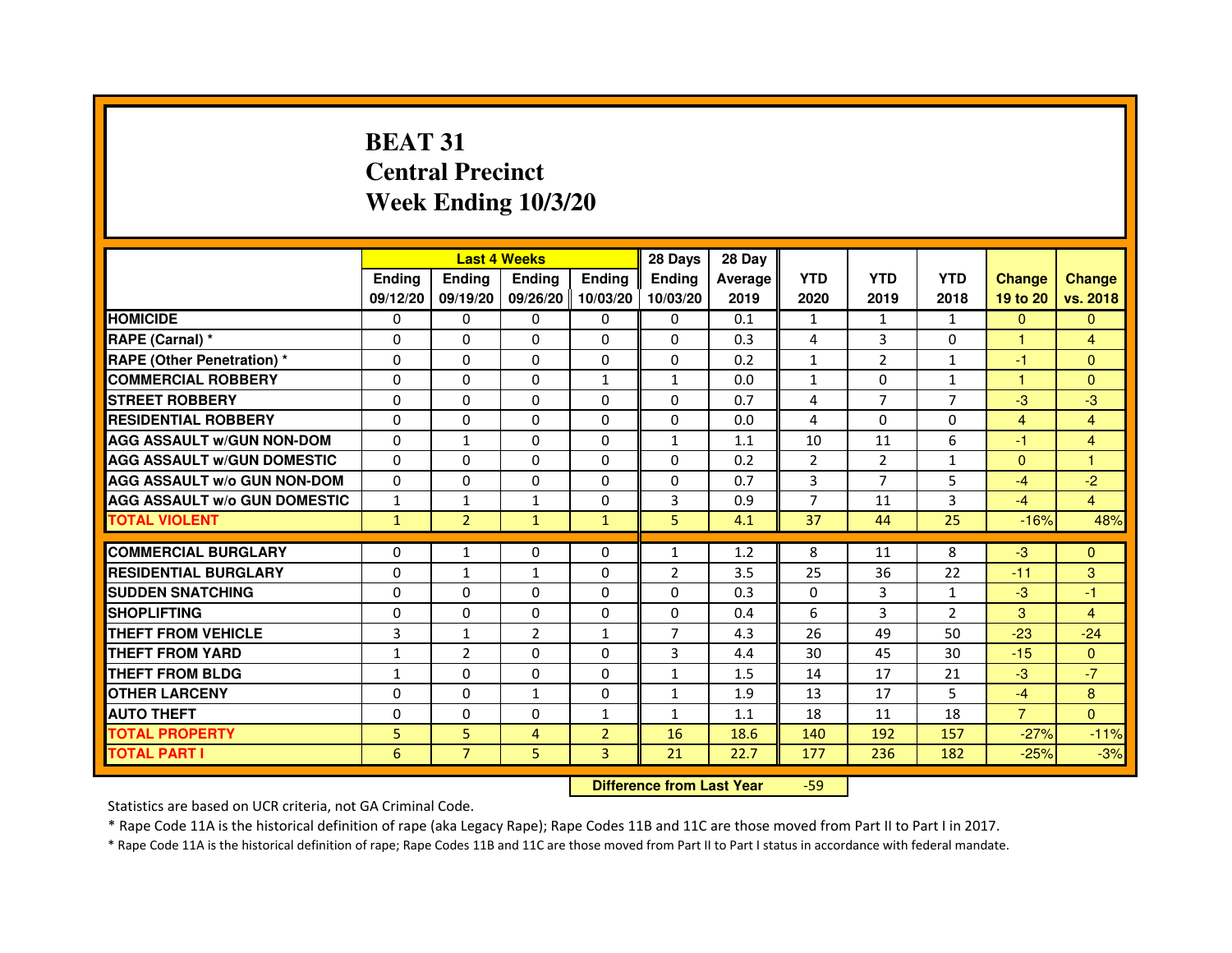# BEAT 31
## Central Precinct
## Week Ending 10/3/20

| | Last 4 Weeks | | | | 28 Days | 28 Day | | | | | |
|---|---|---|---|---|---|---|---|---|---|---|---|
| | Ending 09/12/20 | Ending 09/19/20 | Ending 09/26/20 | Ending 10/03/20 | Ending 10/03/20 | Average 2019 | YTD 2020 | YTD 2019 | YTD 2018 | Change 19 to 20 | Change vs. 2018 |
| HOMICIDE | 0 | 0 | 0 | 0 | 0 | 0.1 | 1 | 1 | 1 | 0 | 0 |
| RAPE (Carnal) * | 0 | 0 | 0 | 0 | 0 | 0.3 | 4 | 3 | 0 | 1 | 4 |
| RAPE (Other Penetration) * | 0 | 0 | 0 | 0 | 0 | 0.2 | 1 | 2 | 1 | -1 | 0 |
| COMMERCIAL ROBBERY | 0 | 0 | 0 | 1 | 1 | 0.0 | 1 | 0 | 1 | 1 | 0 |
| STREET ROBBERY | 0 | 0 | 0 | 0 | 0 | 0.7 | 4 | 7 | 7 | -3 | -3 |
| RESIDENTIAL ROBBERY | 0 | 0 | 0 | 0 | 0 | 0.0 | 4 | 0 | 0 | 4 | 4 |
| AGG ASSAULT w/GUN NON-DOM | 0 | 1 | 0 | 0 | 1 | 1.1 | 10 | 11 | 6 | -1 | 4 |
| AGG ASSAULT w/GUN DOMESTIC | 0 | 0 | 0 | 0 | 0 | 0.2 | 2 | 2 | 1 | 0 | 1 |
| AGG ASSAULT w/o GUN NON-DOM | 0 | 0 | 0 | 0 | 0 | 0.7 | 3 | 7 | 5 | -4 | -2 |
| AGG ASSAULT w/o GUN DOMESTIC | 1 | 1 | 1 | 0 | 3 | 0.9 | 7 | 11 | 3 | -4 | 4 |
| TOTAL VIOLENT | 1 | 2 | 1 | 1 | 5 | 4.1 | 37 | 44 | 25 | -16% | 48% |
| COMMERCIAL BURGLARY | 0 | 1 | 0 | 0 | 1 | 1.2 | 8 | 11 | 8 | -3 | 0 |
| RESIDENTIAL BURGLARY | 0 | 1 | 1 | 0 | 2 | 3.5 | 25 | 36 | 22 | -11 | 3 |
| SUDDEN SNATCHING | 0 | 0 | 0 | 0 | 0 | 0.3 | 0 | 3 | 1 | -3 | -1 |
| SHOPLIFTING | 0 | 0 | 0 | 0 | 0 | 0.4 | 6 | 3 | 2 | 3 | 4 |
| THEFT FROM VEHICLE | 3 | 1 | 2 | 1 | 7 | 4.3 | 26 | 49 | 50 | -23 | -24 |
| THEFT FROM YARD | 1 | 2 | 0 | 0 | 3 | 4.4 | 30 | 45 | 30 | -15 | 0 |
| THEFT FROM BLDG | 1 | 0 | 0 | 0 | 1 | 1.5 | 14 | 17 | 21 | -3 | -7 |
| OTHER LARCENY | 0 | 0 | 1 | 0 | 1 | 1.9 | 13 | 17 | 5 | -4 | 8 |
| AUTO THEFT | 0 | 0 | 0 | 1 | 1 | 1.1 | 18 | 11 | 18 | 7 | 0 |
| TOTAL PROPERTY | 5 | 5 | 4 | 2 | 16 | 18.6 | 140 | 192 | 157 | -27% | -11% |
| TOTAL PART I | 6 | 7 | 5 | 3 | 21 | 22.7 | 177 | 236 | 182 | -25% | -3% |

**Difference from Last Year** -59

Statistics are based on UCR criteria, not GA Criminal Code.

* Rape Code 11A is the historical definition of rape (aka Legacy Rape); Rape Codes 11B and 11C are those moved from Part II to Part I in 2017.

* Rape Code 11A is the historical definition of rape; Rape Codes 11B and 11C are those moved from Part II to Part I status in accordance with federal mandate.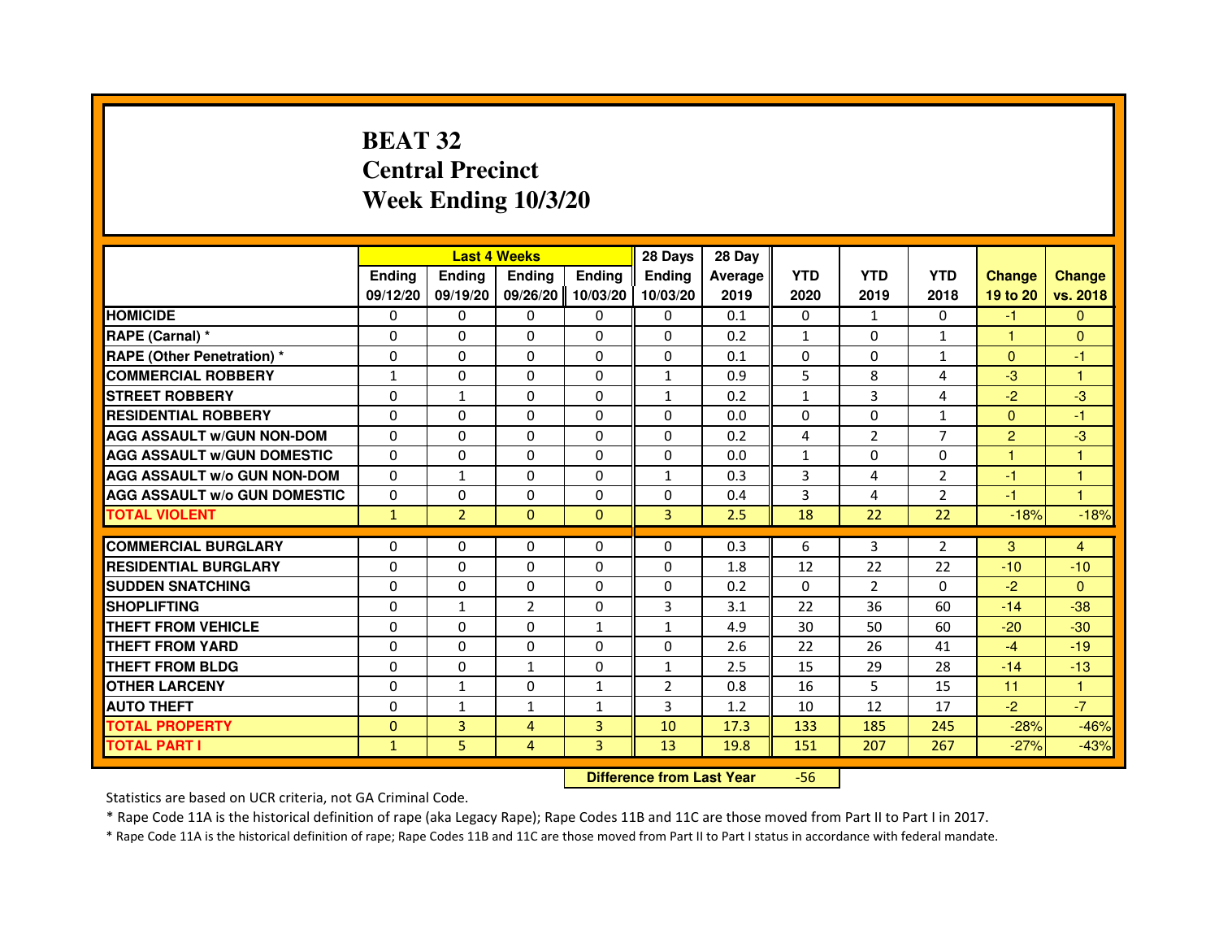# BEAT 32
# Central Precinct
# Week Ending 10/3/20

| | Last 4 Weeks | | | | 28 Days | 28 Day | | | | | |
|---|---|---|---|---|---|---|---|---|---|---|---|
| | Ending 09/12/20 | Ending 09/19/20 | Ending 09/26/20 | Ending 10/03/20 | Ending 10/03/20 | Average 2019 | YTD 2020 | YTD 2019 | YTD 2018 | Change 19 to 20 | Change vs. 2018 |
| HOMICIDE | 0 | 0 | 0 | 0 | 0 | 0.1 | 0 | 1 | 0 | -1 | 0 |
| RAPE (Carnal) * | 0 | 0 | 0 | 0 | 0 | 0.2 | 1 | 0 | 1 | 1 | 0 |
| RAPE (Other Penetration) * | 0 | 0 | 0 | 0 | 0 | 0.1 | 0 | 0 | 1 | 0 | -1 |
| COMMERCIAL ROBBERY | 1 | 0 | 0 | 0 | 1 | 0.9 | 5 | 8 | 4 | -3 | 1 |
| STREET ROBBERY | 0 | 1 | 0 | 0 | 1 | 0.2 | 1 | 3 | 4 | -2 | -3 |
| RESIDENTIAL ROBBERY | 0 | 0 | 0 | 0 | 0 | 0.0 | 0 | 0 | 1 | 0 | -1 |
| AGG ASSAULT w/GUN NON-DOM | 0 | 0 | 0 | 0 | 0 | 0.2 | 4 | 2 | 7 | 2 | -3 |
| AGG ASSAULT w/GUN DOMESTIC | 0 | 0 | 0 | 0 | 0 | 0.0 | 1 | 0 | 0 | 1 | 1 |
| AGG ASSAULT w/o GUN NON-DOM | 0 | 1 | 0 | 0 | 1 | 0.3 | 3 | 4 | 2 | -1 | 1 |
| AGG ASSAULT w/o GUN DOMESTIC | 0 | 0 | 0 | 0 | 0 | 0.4 | 3 | 4 | 2 | -1 | 1 |
| TOTAL VIOLENT | 1 | 2 | 0 | 0 | 3 | 2.5 | 18 | 22 | 22 | -18% | -18% |
| COMMERCIAL BURGLARY | 0 | 0 | 0 | 0 | 0 | 0.3 | 6 | 3 | 2 | 3 | 4 |
| RESIDENTIAL BURGLARY | 0 | 0 | 0 | 0 | 0 | 1.8 | 12 | 22 | 22 | -10 | -10 |
| SUDDEN SNATCHING | 0 | 0 | 0 | 0 | 0 | 0.2 | 0 | 2 | 0 | -2 | 0 |
| SHOPLIFTING | 0 | 1 | 2 | 0 | 3 | 3.1 | 22 | 36 | 60 | -14 | -38 |
| THEFT FROM VEHICLE | 0 | 0 | 0 | 1 | 1 | 4.9 | 30 | 50 | 60 | -20 | -30 |
| THEFT FROM YARD | 0 | 0 | 0 | 0 | 0 | 2.6 | 22 | 26 | 41 | -4 | -19 |
| THEFT FROM BLDG | 0 | 0 | 1 | 0 | 1 | 2.5 | 15 | 29 | 28 | -14 | -13 |
| OTHER LARCENY | 0 | 1 | 0 | 1 | 2 | 0.8 | 16 | 5 | 15 | 11 | 1 |
| AUTO THEFT | 0 | 1 | 1 | 1 | 3 | 1.2 | 10 | 12 | 17 | -2 | -7 |
| TOTAL PROPERTY | 0 | 3 | 4 | 3 | 10 | 17.3 | 133 | 185 | 245 | -28% | -46% |
| TOTAL PART I | 1 | 5 | 4 | 3 | 13 | 19.8 | 151 | 207 | 267 | -27% | -43% |

**Difference from Last Year** -56

Statistics are based on UCR criteria, not GA Criminal Code.

* Rape Code 11A is the historical definition of rape (aka Legacy Rape); Rape Codes 11B and 11C are those moved from Part II to Part I in 2017.

* Rape Code 11A is the historical definition of rape; Rape Codes 11B and 11C are those moved from Part II to Part I status in accordance with federal mandate.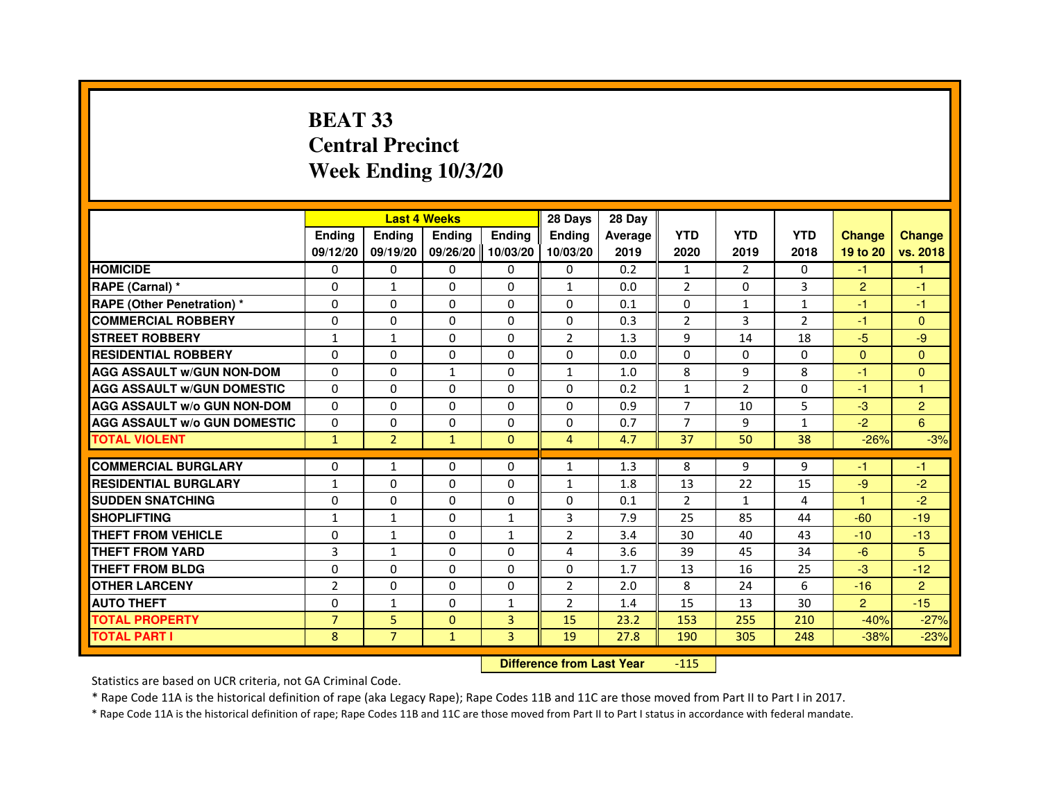# BEAT 33
## Central Precinct
## Week Ending 10/3/20

| | Last 4 Weeks | | | | 28 Days | 28 Day | | | | | |
|---|---|---|---|---|---|---|---|---|---|---|---|
| | Ending 09/12/20 | Ending 09/19/20 | Ending 09/26/20 | Ending 10/03/20 | Ending 10/03/20 | Average 2019 | YTD 2020 | YTD 2019 | YTD 2018 | Change 19 to 20 | Change vs. 2018 |
| HOMICIDE | 0 | 0 | 0 | 0 | 0 | 0.2 | 1 | 2 | 0 | -1 | 1 |
| RAPE (Carnal) * | 0 | 1 | 0 | 0 | 1 | 0.0 | 2 | 0 | 3 | 2 | -1 |
| RAPE (Other Penetration) * | 0 | 0 | 0 | 0 | 0 | 0.1 | 0 | 1 | 1 | -1 | -1 |
| COMMERCIAL ROBBERY | 0 | 0 | 0 | 0 | 0 | 0.3 | 2 | 3 | 2 | -1 | 0 |
| STREET ROBBERY | 1 | 1 | 0 | 0 | 2 | 1.3 | 9 | 14 | 18 | -5 | -9 |
| RESIDENTIAL ROBBERY | 0 | 0 | 0 | 0 | 0 | 0.0 | 0 | 0 | 0 | 0 | 0 |
| AGG ASSAULT w/GUN NON-DOM | 0 | 0 | 1 | 0 | 1 | 1.0 | 8 | 9 | 8 | -1 | 0 |
| AGG ASSAULT w/GUN DOMESTIC | 0 | 0 | 0 | 0 | 0 | 0.2 | 1 | 2 | 0 | -1 | 1 |
| AGG ASSAULT w/o GUN NON-DOM | 0 | 0 | 0 | 0 | 0 | 0.9 | 7 | 10 | 5 | -3 | 2 |
| AGG ASSAULT w/o GUN DOMESTIC | 0 | 0 | 0 | 0 | 0 | 0.7 | 7 | 9 | 1 | -2 | 6 |
| TOTAL VIOLENT | 1 | 2 | 1 | 0 | 4 | 4.7 | 37 | 50 | 38 | -26% | -3% |
| COMMERCIAL BURGLARY | 0 | 1 | 0 | 0 | 1 | 1.3 | 8 | 9 | 9 | -1 | -1 |
| RESIDENTIAL BURGLARY | 1 | 0 | 0 | 0 | 1 | 1.8 | 13 | 22 | 15 | -9 | -2 |
| SUDDEN SNATCHING | 0 | 0 | 0 | 0 | 0 | 0.1 | 2 | 1 | 4 | 1 | -2 |
| SHOPLIFTING | 1 | 1 | 0 | 1 | 3 | 7.9 | 25 | 85 | 44 | -60 | -19 |
| THEFT FROM VEHICLE | 0 | 1 | 0 | 1 | 2 | 3.4 | 30 | 40 | 43 | -10 | -13 |
| THEFT FROM YARD | 3 | 1 | 0 | 0 | 4 | 3.6 | 39 | 45 | 34 | -6 | 5 |
| THEFT FROM BLDG | 0 | 0 | 0 | 0 | 0 | 1.7 | 13 | 16 | 25 | -3 | -12 |
| OTHER LARCENY | 2 | 0 | 0 | 0 | 2 | 2.0 | 8 | 24 | 6 | -16 | 2 |
| AUTO THEFT | 0 | 1 | 0 | 1 | 2 | 1.4 | 15 | 13 | 30 | 2 | -15 |
| TOTAL PROPERTY | 7 | 5 | 0 | 3 | 15 | 23.2 | 153 | 255 | 210 | -40% | -27% |
| TOTAL PART I | 8 | 7 | 1 | 3 | 19 | 27.8 | 190 | 305 | 248 | -38% | -23% |

**Difference from Last Year** -115

Statistics are based on UCR criteria, not GA Criminal Code.

* Rape Code 11A is the historical definition of rape (aka Legacy Rape); Rape Codes 11B and 11C are those moved from Part II to Part I in 2017.

* Rape Code 11A is the historical definition of rape; Rape Codes 11B and 11C are those moved from Part II to Part I status in accordance with federal mandate.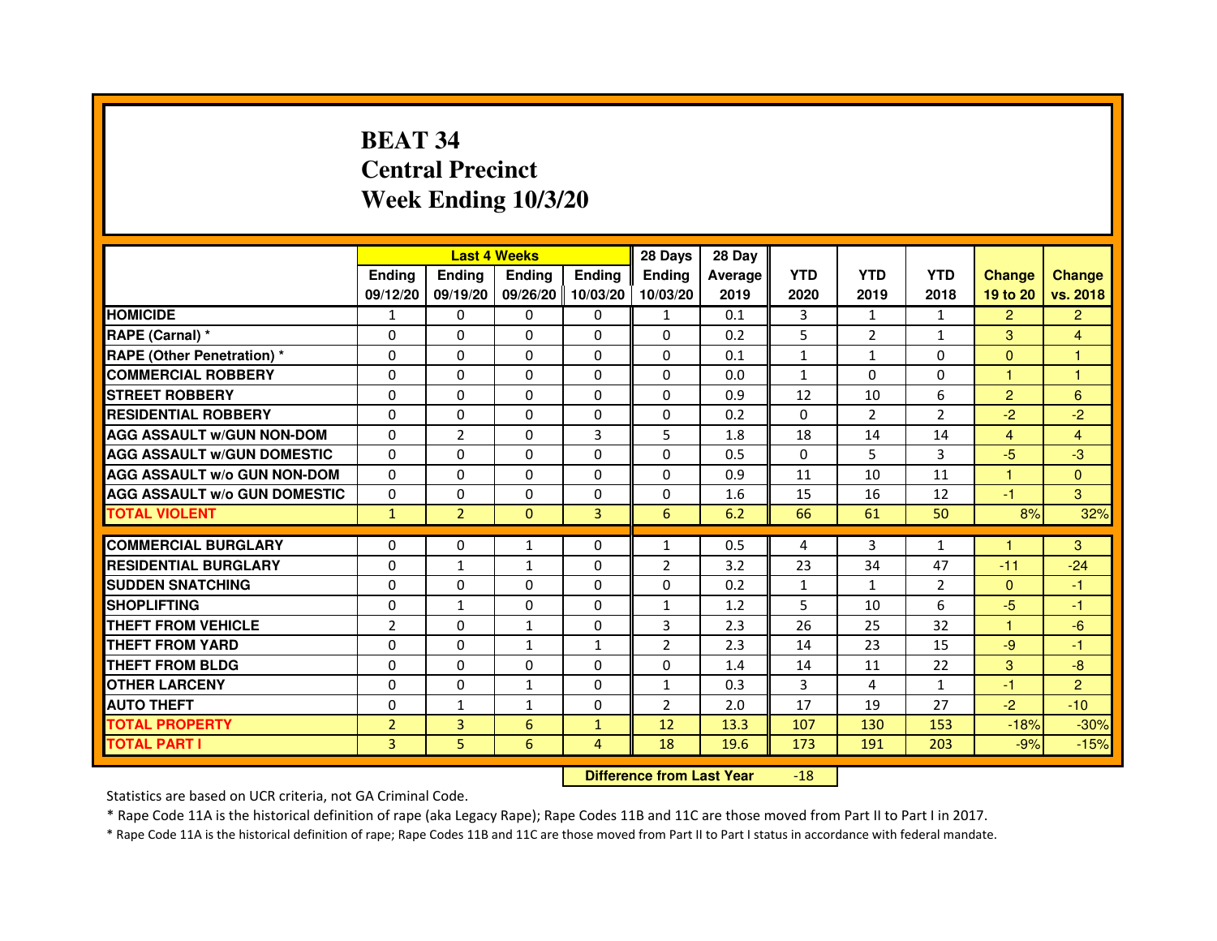# BEAT 34
# Central Precinct
# Week Ending 10/3/20

| | Last 4 Weeks | | | | 28 Days | 28 Day | | | | | |
|---|---|---|---|---|---|---|---|---|---|---|---|
| | Ending 09/12/20 | Ending 09/19/20 | Ending 09/26/20 | Ending 10/03/20 | Ending 10/03/20 | Average 2019 | YTD 2020 | YTD 2019 | YTD 2018 | Change 19 to 20 | Change vs. 2018 |
| HOMICIDE | 1 | 0 | 0 | 0 | 1 | 0.1 | 3 | 1 | 1 | 2 | 2 |
| RAPE (Carnal) * | 0 | 0 | 0 | 0 | 0 | 0.2 | 5 | 2 | 1 | 3 | 4 |
| RAPE (Other Penetration) * | 0 | 0 | 0 | 0 | 0 | 0.1 | 1 | 1 | 0 | 0 | 1 |
| COMMERCIAL ROBBERY | 0 | 0 | 0 | 0 | 0 | 0.0 | 1 | 0 | 0 | 1 | 1 |
| STREET ROBBERY | 0 | 0 | 0 | 0 | 0 | 0.9 | 12 | 10 | 6 | 2 | 6 |
| RESIDENTIAL ROBBERY | 0 | 0 | 0 | 0 | 0 | 0.2 | 0 | 2 | 2 | -2 | -2 |
| AGG ASSAULT w/GUN NON-DOM | 0 | 2 | 0 | 3 | 5 | 1.8 | 18 | 14 | 14 | 4 | 4 |
| AGG ASSAULT w/GUN DOMESTIC | 0 | 0 | 0 | 0 | 0 | 0.5 | 0 | 5 | 3 | -5 | -3 |
| AGG ASSAULT w/o GUN NON-DOM | 0 | 0 | 0 | 0 | 0 | 0.9 | 11 | 10 | 11 | 1 | 0 |
| AGG ASSAULT w/o GUN DOMESTIC | 0 | 0 | 0 | 0 | 0 | 1.6 | 15 | 16 | 12 | -1 | 3 |
| TOTAL VIOLENT | 1 | 2 | 0 | 3 | 6 | 6.2 | 66 | 61 | 50 | 8% | 32% |
| COMMERCIAL BURGLARY | 0 | 0 | 1 | 0 | 1 | 0.5 | 4 | 3 | 1 | 1 | 3 |
| RESIDENTIAL BURGLARY | 0 | 1 | 1 | 0 | 2 | 3.2 | 23 | 34 | 47 | -11 | -24 |
| SUDDEN SNATCHING | 0 | 0 | 0 | 0 | 0 | 0.2 | 1 | 1 | 2 | 0 | -1 |
| SHOPLIFTING | 0 | 1 | 0 | 0 | 1 | 1.2 | 5 | 10 | 6 | -5 | -1 |
| THEFT FROM VEHICLE | 2 | 0 | 1 | 0 | 3 | 2.3 | 26 | 25 | 32 | 1 | -6 |
| THEFT FROM YARD | 0 | 0 | 1 | 1 | 2 | 2.3 | 14 | 23 | 15 | -9 | -1 |
| THEFT FROM BLDG | 0 | 0 | 0 | 0 | 0 | 1.4 | 14 | 11 | 22 | 3 | -8 |
| OTHER LARCENY | 0 | 0 | 1 | 0 | 1 | 0.3 | 3 | 4 | 1 | -1 | 2 |
| AUTO THEFT | 0 | 1 | 1 | 0 | 2 | 2.0 | 17 | 19 | 27 | -2 | -10 |
| TOTAL PROPERTY | 2 | 3 | 6 | 1 | 12 | 13.3 | 107 | 130 | 153 | -18% | -30% |
| TOTAL PART I | 3 | 5 | 6 | 4 | 18 | 19.6 | 173 | 191 | 203 | -9% | -15% |

**Difference from Last Year** -18

Statistics are based on UCR criteria, not GA Criminal Code.

* Rape Code 11A is the historical definition of rape (aka Legacy Rape); Rape Codes 11B and 11C are those moved from Part II to Part I in 2017.

* Rape Code 11A is the historical definition of rape; Rape Codes 11B and 11C are those moved from Part II to Part I status in accordance with federal mandate.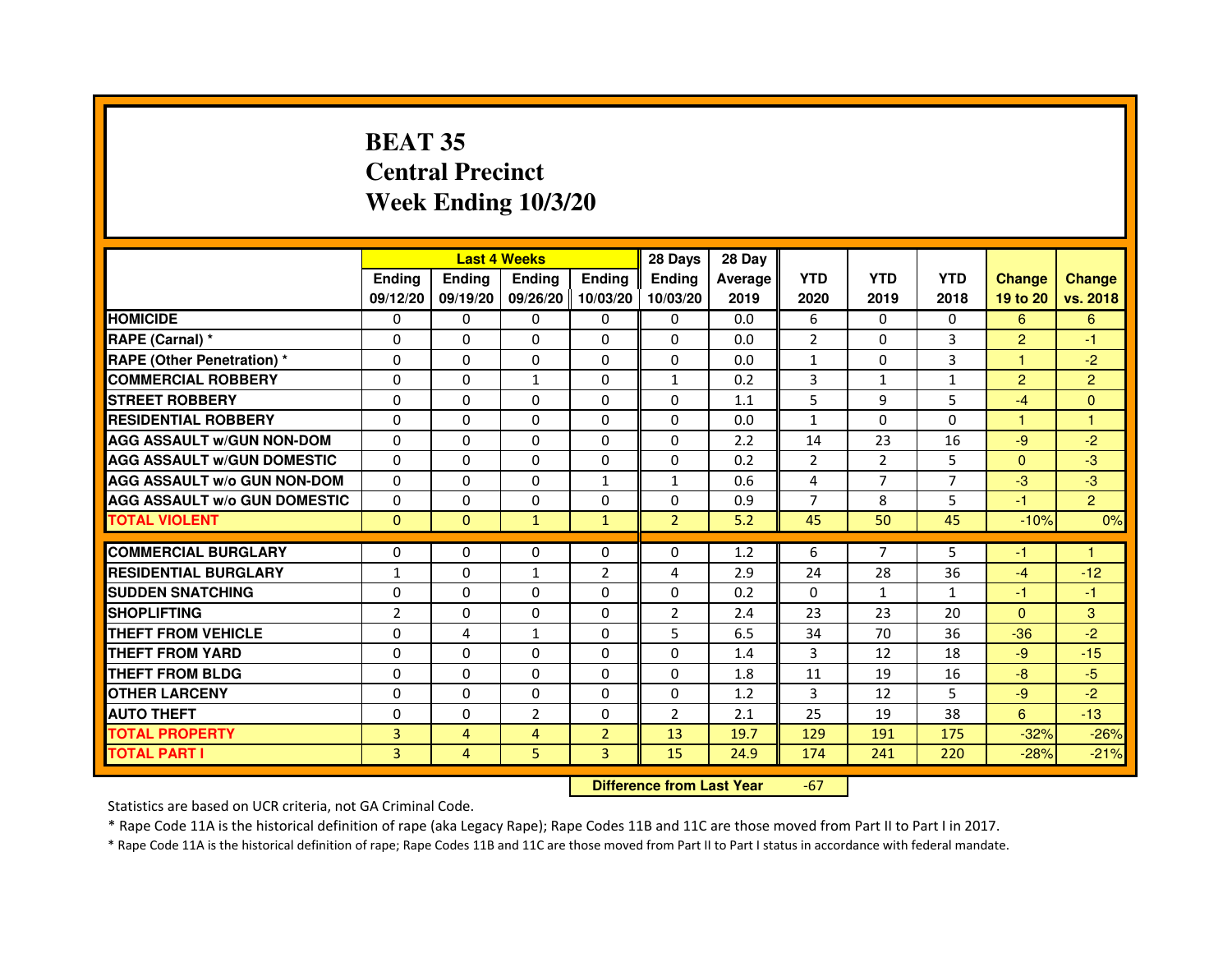# BEAT 35
# Central Precinct
# Week Ending 10/3/20

| | Last 4 Weeks | | | | 28 Days | 28 Day | | | | | |
|---|---|---|---|---|---|---|---|---|---|---|---|
| | Ending 09/12/20 | Ending 09/19/20 | Ending 09/26/20 | Ending 10/03/20 | Ending 10/03/20 | Average 2019 | YTD 2020 | YTD 2019 | YTD 2018 | Change 19 to 20 | Change vs. 2018 |
| HOMICIDE | 0 | 0 | 0 | 0 | 0 | 0.0 | 6 | 0 | 0 | 6 | 6 |
| RAPE (Carnal) * | 0 | 0 | 0 | 0 | 0 | 0.0 | 2 | 0 | 3 | 2 | -1 |
| RAPE (Other Penetration) * | 0 | 0 | 0 | 0 | 0 | 0.0 | 1 | 0 | 3 | 1 | -2 |
| COMMERCIAL ROBBERY | 0 | 0 | 1 | 0 | 1 | 0.2 | 3 | 1 | 1 | 2 | 2 |
| STREET ROBBERY | 0 | 0 | 0 | 0 | 0 | 1.1 | 5 | 9 | 5 | -4 | 0 |
| RESIDENTIAL ROBBERY | 0 | 0 | 0 | 0 | 0 | 0.0 | 1 | 0 | 0 | 1 | 1 |
| AGG ASSAULT w/GUN NON-DOM | 0 | 0 | 0 | 0 | 0 | 2.2 | 14 | 23 | 16 | -9 | -2 |
| AGG ASSAULT w/GUN DOMESTIC | 0 | 0 | 0 | 0 | 0 | 0.2 | 2 | 2 | 5 | 0 | -3 |
| AGG ASSAULT w/o GUN NON-DOM | 0 | 0 | 0 | 1 | 1 | 0.6 | 4 | 7 | 7 | -3 | -3 |
| AGG ASSAULT w/o GUN DOMESTIC | 0 | 0 | 0 | 0 | 0 | 0.9 | 7 | 8 | 5 | -1 | 2 |
| TOTAL VIOLENT | 0 | 0 | 1 | 1 | 2 | 5.2 | 45 | 50 | 45 | -10% | 0% |
| COMMERCIAL BURGLARY | 0 | 0 | 0 | 0 | 0 | 1.2 | 6 | 7 | 5 | -1 | 1 |
| RESIDENTIAL BURGLARY | 1 | 0 | 1 | 2 | 4 | 2.9 | 24 | 28 | 36 | -4 | -12 |
| SUDDEN SNATCHING | 0 | 0 | 0 | 0 | 0 | 0.2 | 0 | 1 | 1 | -1 | -1 |
| SHOPLIFTING | 2 | 0 | 0 | 0 | 2 | 2.4 | 23 | 23 | 20 | 0 | 3 |
| THEFT FROM VEHICLE | 0 | 4 | 1 | 0 | 5 | 6.5 | 34 | 70 | 36 | -36 | -2 |
| THEFT FROM YARD | 0 | 0 | 0 | 0 | 0 | 1.4 | 3 | 12 | 18 | -9 | -15 |
| THEFT FROM BLDG | 0 | 0 | 0 | 0 | 0 | 1.8 | 11 | 19 | 16 | -8 | -5 |
| OTHER LARCENY | 0 | 0 | 0 | 0 | 0 | 1.2 | 3 | 12 | 5 | -9 | -2 |
| AUTO THEFT | 0 | 0 | 2 | 0 | 2 | 2.1 | 25 | 19 | 38 | 6 | -13 |
| TOTAL PROPERTY | 3 | 4 | 4 | 2 | 13 | 19.7 | 129 | 191 | 175 | -32% | -26% |
| TOTAL PART I | 3 | 4 | 5 | 3 | 15 | 24.9 | 174 | 241 | 220 | -28% | -21% |

| Difference from Last Year | -67 |
|---|---|

Statistics are based on UCR criteria, not GA Criminal Code.

* Rape Code 11A is the historical definition of rape (aka Legacy Rape); Rape Codes 11B and 11C are those moved from Part II to Part I in 2017.

* Rape Code 11A is the historical definition of rape; Rape Codes 11B and 11C are those moved from Part II to Part I status in accordance with federal mandate.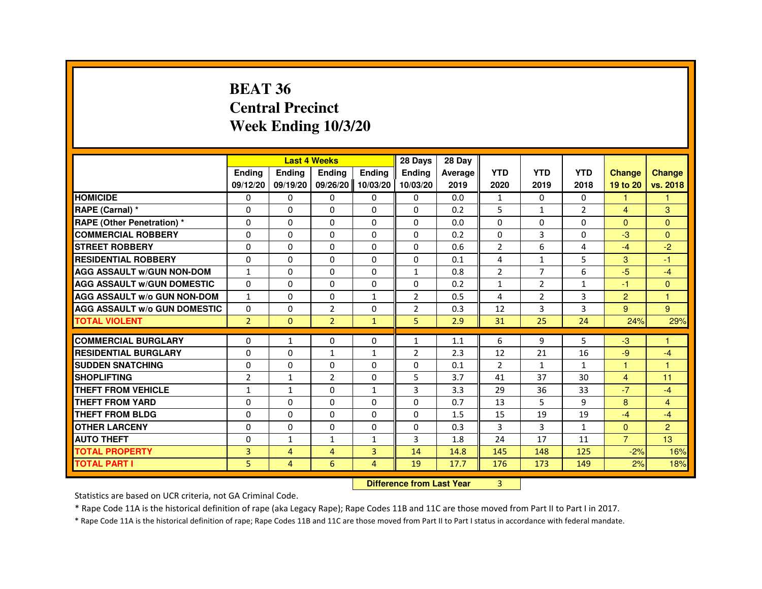# BEAT 36
# Central Precinct
# Week Ending 10/3/20

| | Last 4 Weeks | | | | 28 Days | 28 Day | | | | | |
|---|---|---|---|---|---|---|---|---|---|---|---|
| | Ending 09/12/20 | Ending 09/19/20 | Ending 09/26/20 | Ending 10/03/20 | Ending 10/03/20 | Average 2019 | YTD 2020 | YTD 2019 | YTD 2018 | Change 19 to 20 | Change vs. 2018 |
| **HOMICIDE** | 0 | 0 | 0 | 0 | 0 | 0.0 | 1 | 0 | 0 | 1 | 1 |
| **RAPE (Carnal) *** | 0 | 0 | 0 | 0 | 0 | 0.2 | 5 | 1 | 2 | 4 | 3 |
| **RAPE (Other Penetration) *** | 0 | 0 | 0 | 0 | 0 | 0.0 | 0 | 0 | 0 | 0 | 0 |
| **COMMERCIAL ROBBERY** | 0 | 0 | 0 | 0 | 0 | 0.2 | 0 | 3 | 0 | -3 | 0 |
| **STREET ROBBERY** | 0 | 0 | 0 | 0 | 0 | 0.6 | 2 | 6 | 4 | -4 | -2 |
| **RESIDENTIAL ROBBERY** | 0 | 0 | 0 | 0 | 0 | 0.1 | 4 | 1 | 5 | 3 | -1 |
| **AGG ASSAULT w/GUN NON-DOM** | 1 | 0 | 0 | 0 | 1 | 0.8 | 2 | 7 | 6 | -5 | -4 |
| **AGG ASSAULT w/GUN DOMESTIC** | 0 | 0 | 0 | 0 | 0 | 0.2 | 1 | 2 | 1 | -1 | 0 |
| **AGG ASSAULT w/o GUN NON-DOM** | 1 | 0 | 0 | 1 | 2 | 0.5 | 4 | 2 | 3 | 2 | 1 |
| **AGG ASSAULT w/o GUN DOMESTIC** | 0 | 0 | 2 | 0 | 2 | 0.3 | 12 | 3 | 3 | 9 | 9 |
| **TOTAL VIOLENT** | 2 | 0 | 2 | 1 | 5 | 2.9 | 31 | 25 | 24 | 24% | 29% |
| **COMMERCIAL BURGLARY** | 0 | 1 | 0 | 0 | 1 | 1.1 | 6 | 9 | 5 | -3 | 1 |
| **RESIDENTIAL BURGLARY** | 0 | 0 | 1 | 1 | 2 | 2.3 | 12 | 21 | 16 | -9 | -4 |
| **SUDDEN SNATCHING** | 0 | 0 | 0 | 0 | 0 | 0.1 | 2 | 1 | 1 | 1 | 1 |
| **SHOPLIFTING** | 2 | 1 | 2 | 0 | 5 | 3.7 | 41 | 37 | 30 | 4 | 11 |
| **THEFT FROM VEHICLE** | 1 | 1 | 0 | 1 | 3 | 3.3 | 29 | 36 | 33 | -7 | -4 |
| **THEFT FROM YARD** | 0 | 0 | 0 | 0 | 0 | 0.7 | 13 | 5 | 9 | 8 | 4 |
| **THEFT FROM BLDG** | 0 | 0 | 0 | 0 | 0 | 1.5 | 15 | 19 | 19 | -4 | -4 |
| **OTHER LARCENY** | 0 | 0 | 0 | 0 | 0 | 0.3 | 3 | 3 | 1 | 0 | 2 |
| **AUTO THEFT** | 0 | 1 | 1 | 1 | 3 | 1.8 | 24 | 17 | 11 | 7 | 13 |
| **TOTAL PROPERTY** | 3 | 4 | 4 | 3 | 14 | 14.8 | 145 | 148 | 125 | -2% | 16% |
| **TOTAL PART I** | 5 | 4 | 6 | 4 | 19 | 17.7 | 176 | 173 | 149 | 2% | 18% |

**Difference from Last Year**: 3

Statistics are based on UCR criteria, not GA Criminal Code.

* Rape Code 11A is the historical definition of rape (aka Legacy Rape); Rape Codes 11B and 11C are those moved from Part II to Part I in 2017.

* Rape Code 11A is the historical definition of rape; Rape Codes 11B and 11C are those moved from Part II to Part I status in accordance with federal mandate.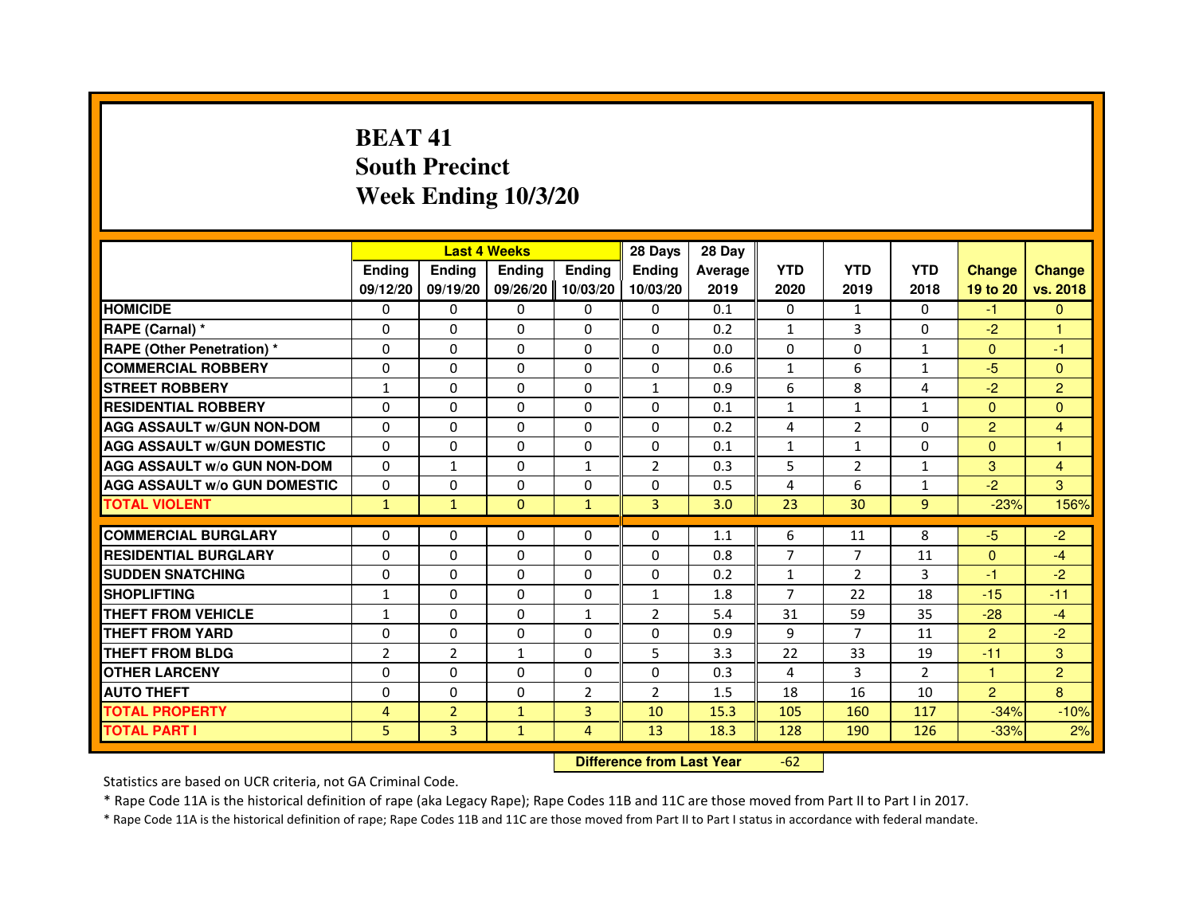# BEAT 41
## South Precinct
## Week Ending 10/3/20

| | Last 4 Weeks | | | | 28 Days | 28 Day | | | | | |
|---|---|---|---|---|---|---|---|---|---|---|---|
| | Ending 09/12/20 | Ending 09/19/20 | Ending 09/26/20 | Ending 10/03/20 | Ending 10/03/20 | Average 2019 | YTD 2020 | YTD 2019 | YTD 2018 | Change 19 to 20 | Change vs. 2018 |
| HOMICIDE | 0 | 0 | 0 | 0 | 0 | 0.1 | 0 | 1 | 0 | -1 | 0 |
| RAPE (Carnal) * | 0 | 0 | 0 | 0 | 0 | 0.2 | 1 | 3 | 0 | -2 | 1 |
| RAPE (Other Penetration) * | 0 | 0 | 0 | 0 | 0 | 0.0 | 0 | 0 | 1 | 0 | -1 |
| COMMERCIAL ROBBERY | 0 | 0 | 0 | 0 | 0 | 0.6 | 1 | 6 | 1 | -5 | 0 |
| STREET ROBBERY | 1 | 0 | 0 | 0 | 1 | 0.9 | 6 | 8 | 4 | -2 | 2 |
| RESIDENTIAL ROBBERY | 0 | 0 | 0 | 0 | 0 | 0.1 | 1 | 1 | 1 | 0 | 0 |
| AGG ASSAULT w/GUN NON-DOM | 0 | 0 | 0 | 0 | 0 | 0.2 | 4 | 2 | 0 | 2 | 4 |
| AGG ASSAULT w/GUN DOMESTIC | 0 | 0 | 0 | 0 | 0 | 0.1 | 1 | 1 | 0 | 0 | 1 |
| AGG ASSAULT w/o GUN NON-DOM | 0 | 1 | 0 | 1 | 2 | 0.3 | 5 | 2 | 1 | 3 | 4 |
| AGG ASSAULT w/o GUN DOMESTIC | 0 | 0 | 0 | 0 | 0 | 0.5 | 4 | 6 | 1 | -2 | 3 |
| TOTAL VIOLENT | 1 | 1 | 0 | 1 | 3 | 3.0 | 23 | 30 | 9 | -23% | 156% |
| COMMERCIAL BURGLARY | 0 | 0 | 0 | 0 | 0 | 1.1 | 6 | 11 | 8 | -5 | -2 |
| RESIDENTIAL BURGLARY | 0 | 0 | 0 | 0 | 0 | 0.8 | 7 | 7 | 11 | 0 | -4 |
| SUDDEN SNATCHING | 0 | 0 | 0 | 0 | 0 | 0.2 | 1 | 2 | 3 | -1 | -2 |
| SHOPLIFTING | 1 | 0 | 0 | 0 | 1 | 1.8 | 7 | 22 | 18 | -15 | -11 |
| THEFT FROM VEHICLE | 1 | 0 | 0 | 1 | 2 | 5.4 | 31 | 59 | 35 | -28 | -4 |
| THEFT FROM YARD | 0 | 0 | 0 | 0 | 0 | 0.9 | 9 | 7 | 11 | 2 | -2 |
| THEFT FROM BLDG | 2 | 2 | 1 | 0 | 5 | 3.3 | 22 | 33 | 19 | -11 | 3 |
| OTHER LARCENY | 0 | 0 | 0 | 0 | 0 | 0.3 | 4 | 3 | 2 | 1 | 2 |
| AUTO THEFT | 0 | 0 | 0 | 2 | 2 | 1.5 | 18 | 16 | 10 | 2 | 8 |
| TOTAL PROPERTY | 4 | 2 | 1 | 3 | 10 | 15.3 | 105 | 160 | 117 | -34% | -10% |
| TOTAL PART I | 5 | 3 | 1 | 4 | 13 | 18.3 | 128 | 190 | 126 | -33% | 2% |

**Difference from Last Year** -62

Statistics are based on UCR criteria, not GA Criminal Code.

* Rape Code 11A is the historical definition of rape (aka Legacy Rape); Rape Codes 11B and 11C are those moved from Part II to Part I in 2017.

* Rape Code 11A is the historical definition of rape; Rape Codes 11B and 11C are those moved from Part II to Part I status in accordance with federal mandate.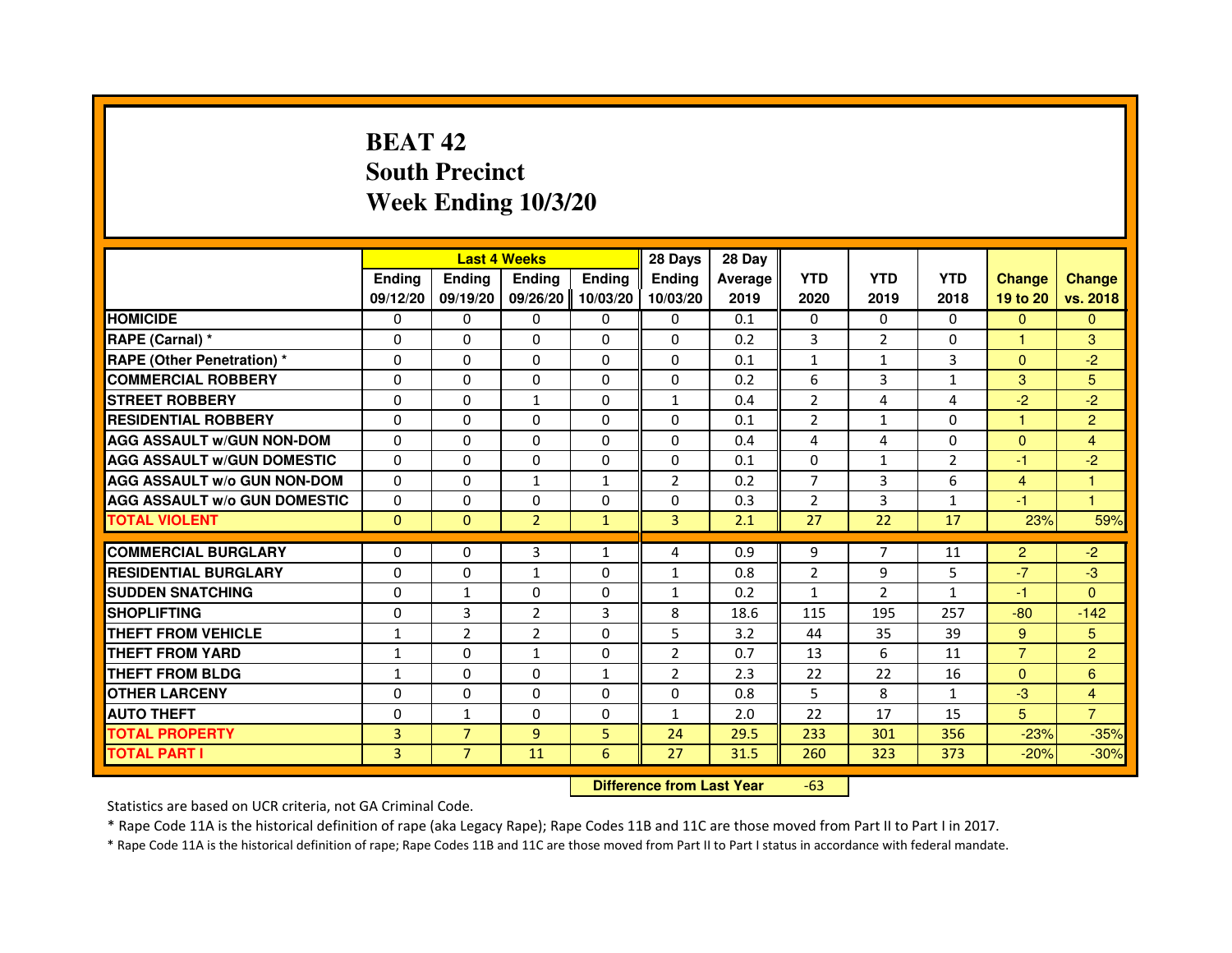# BEAT 42
## South Precinct
## Week Ending 10/3/20

| | Last 4 Weeks | | | | 28 Days | 28 Day | | | | | |
|---|---|---|---|---|---|---|---|---|---|---|---|
| | Ending 09/12/20 | Ending 09/19/20 | Ending 09/26/20 | Ending 10/03/20 | Ending 10/03/20 | Average 2019 | YTD 2020 | YTD 2019 | YTD 2018 | Change 19 to 20 | Change vs. 2018 |
| HOMICIDE | 0 | 0 | 0 | 0 | 0 | 0.1 | 0 | 0 | 0 | 0 | 0 |
| RAPE (Carnal) * | 0 | 0 | 0 | 0 | 0 | 0.2 | 3 | 2 | 0 | 1 | 3 |
| RAPE (Other Penetration) * | 0 | 0 | 0 | 0 | 0 | 0.1 | 1 | 1 | 3 | 0 | -2 |
| COMMERCIAL ROBBERY | 0 | 0 | 0 | 0 | 0 | 0.2 | 6 | 3 | 1 | 3 | 5 |
| STREET ROBBERY | 0 | 0 | 1 | 0 | 1 | 0.4 | 2 | 4 | 4 | -2 | -2 |
| RESIDENTIAL ROBBERY | 0 | 0 | 0 | 0 | 0 | 0.1 | 2 | 1 | 0 | 1 | 2 |
| AGG ASSAULT w/GUN NON-DOM | 0 | 0 | 0 | 0 | 0 | 0.4 | 4 | 4 | 0 | 0 | 4 |
| AGG ASSAULT w/GUN DOMESTIC | 0 | 0 | 0 | 0 | 0 | 0.1 | 0 | 1 | 2 | -1 | -2 |
| AGG ASSAULT w/o GUN NON-DOM | 0 | 0 | 1 | 1 | 2 | 0.2 | 7 | 3 | 6 | 4 | 1 |
| AGG ASSAULT w/o GUN DOMESTIC | 0 | 0 | 0 | 0 | 0 | 0.3 | 2 | 3 | 1 | -1 | 1 |
| TOTAL VIOLENT | 0 | 0 | 2 | 1 | 3 | 2.1 | 27 | 22 | 17 | 23% | 59% |
| COMMERCIAL BURGLARY | 0 | 0 | 3 | 1 | 4 | 0.9 | 9 | 7 | 11 | 2 | -2 |
| RESIDENTIAL BURGLARY | 0 | 0 | 1 | 0 | 1 | 0.8 | 2 | 9 | 5 | -7 | -3 |
| SUDDEN SNATCHING | 0 | 1 | 0 | 0 | 1 | 0.2 | 1 | 2 | 1 | -1 | 0 |
| SHOPLIFTING | 0 | 3 | 2 | 3 | 8 | 18.6 | 115 | 195 | 257 | -80 | -142 |
| THEFT FROM VEHICLE | 1 | 2 | 2 | 0 | 5 | 3.2 | 44 | 35 | 39 | 9 | 5 |
| THEFT FROM YARD | 1 | 0 | 1 | 0 | 2 | 0.7 | 13 | 6 | 11 | 7 | 2 |
| THEFT FROM BLDG | 1 | 0 | 0 | 1 | 2 | 2.3 | 22 | 22 | 16 | 0 | 6 |
| OTHER LARCENY | 0 | 0 | 0 | 0 | 0 | 0.8 | 5 | 8 | 1 | -3 | 4 |
| AUTO THEFT | 0 | 1 | 0 | 0 | 1 | 2.0 | 22 | 17 | 15 | 5 | 7 |
| TOTAL PROPERTY | 3 | 7 | 9 | 5 | 24 | 29.5 | 233 | 301 | 356 | -23% | -35% |
| TOTAL PART I | 3 | 7 | 11 | 6 | 27 | 31.5 | 260 | 323 | 373 | -20% | -30% |

**Difference from Last Year** -63

Statistics are based on UCR criteria, not GA Criminal Code.

* Rape Code 11A is the historical definition of rape (aka Legacy Rape); Rape Codes 11B and 11C are those moved from Part II to Part I in 2017.

* Rape Code 11A is the historical definition of rape; Rape Codes 11B and 11C are those moved from Part II to Part I status in accordance with federal mandate.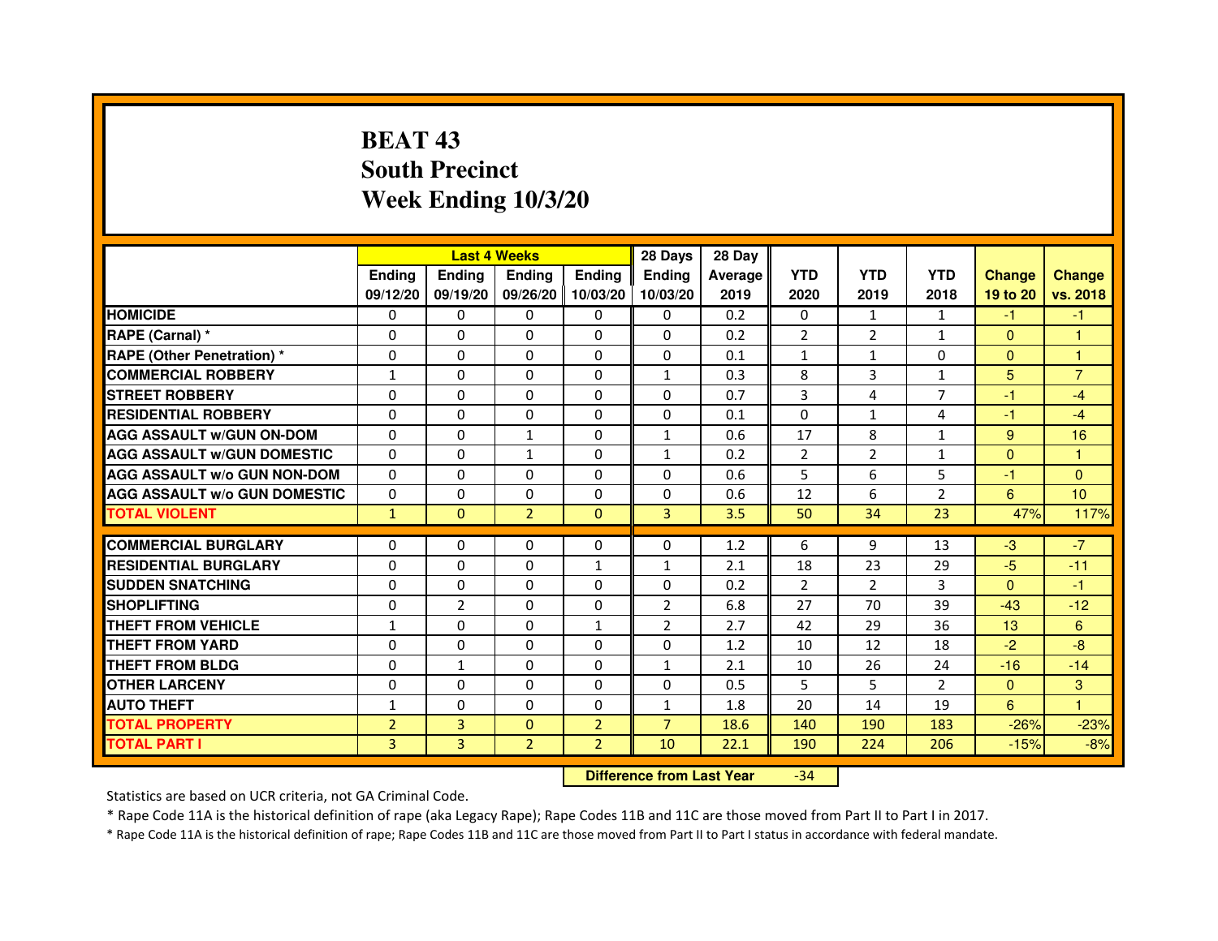# BEAT 43
# South Precinct
# Week Ending 10/3/20

| | Last 4 Weeks | | | | 28 Days | 28 Day | | | | | |
|---|---|---|---|---|---|---|---|---|---|---|---|
| | Ending 09/12/20 | Ending 09/19/20 | Ending 09/26/20 | Ending 10/03/20 | Ending 10/03/20 | Average 2019 | YTD 2020 | YTD 2019 | YTD 2018 | Change 19 to 20 | Change vs. 2018 |
| HOMICIDE | 0 | 0 | 0 | 0 | 0 | 0.2 | 0 | 1 | 1 | -1 | -1 |
| RAPE (Carnal) * | 0 | 0 | 0 | 0 | 0 | 0.2 | 2 | 2 | 1 | 0 | 1 |
| RAPE (Other Penetration) * | 0 | 0 | 0 | 0 | 0 | 0.1 | 1 | 1 | 0 | 0 | 1 |
| COMMERCIAL ROBBERY | 1 | 0 | 0 | 0 | 1 | 0.3 | 8 | 3 | 1 | 5 | 7 |
| STREET ROBBERY | 0 | 0 | 0 | 0 | 0 | 0.7 | 3 | 4 | 7 | -1 | -4 |
| RESIDENTIAL ROBBERY | 0 | 0 | 0 | 0 | 0 | 0.1 | 0 | 1 | 4 | -1 | -4 |
| AGG ASSAULT w/GUN ON-DOM | 0 | 0 | 1 | 0 | 1 | 0.6 | 17 | 8 | 1 | 9 | 16 |
| AGG ASSAULT w/GUN DOMESTIC | 0 | 0 | 1 | 0 | 1 | 0.2 | 2 | 2 | 1 | 0 | 1 |
| AGG ASSAULT w/o GUN NON-DOM | 0 | 0 | 0 | 0 | 0 | 0.6 | 5 | 6 | 5 | -1 | 0 |
| AGG ASSAULT w/o GUN DOMESTIC | 0 | 0 | 0 | 0 | 0 | 0.6 | 12 | 6 | 2 | 6 | 10 |
| TOTAL VIOLENT | 1 | 0 | 2 | 0 | 3 | 3.5 | 50 | 34 | 23 | 47% | 117% |
| COMMERCIAL BURGLARY | 0 | 0 | 0 | 0 | 0 | 1.2 | 6 | 9 | 13 | -3 | -7 |
| RESIDENTIAL BURGLARY | 0 | 0 | 0 | 1 | 1 | 2.1 | 18 | 23 | 29 | -5 | -11 |
| SUDDEN SNATCHING | 0 | 0 | 0 | 0 | 0 | 0.2 | 2 | 2 | 3 | 0 | -1 |
| SHOPLIFTING | 0 | 2 | 0 | 0 | 2 | 6.8 | 27 | 70 | 39 | -43 | -12 |
| THEFT FROM VEHICLE | 1 | 0 | 0 | 1 | 2 | 2.7 | 42 | 29 | 36 | 13 | 6 |
| THEFT FROM YARD | 0 | 0 | 0 | 0 | 0 | 1.2 | 10 | 12 | 18 | -2 | -8 |
| THEFT FROM BLDG | 0 | 1 | 0 | 0 | 1 | 2.1 | 10 | 26 | 24 | -16 | -14 |
| OTHER LARCENY | 0 | 0 | 0 | 0 | 0 | 0.5 | 5 | 5 | 2 | 0 | 3 |
| AUTO THEFT | 1 | 0 | 0 | 0 | 1 | 1.8 | 20 | 14 | 19 | 6 | 1 |
| TOTAL PROPERTY | 2 | 3 | 0 | 2 | 7 | 18.6 | 140 | 190 | 183 | -26% | -23% |
| TOTAL PART I | 3 | 3 | 2 | 2 | 10 | 22.1 | 190 | 224 | 206 | -15% | -8% |

**Difference from Last Year** -34

Statistics are based on UCR criteria, not GA Criminal Code.

* Rape Code 11A is the historical definition of rape (aka Legacy Rape); Rape Codes 11B and 11C are those moved from Part II to Part I in 2017.

* Rape Code 11A is the historical definition of rape; Rape Codes 11B and 11C are those moved from Part II to Part I status in accordance with federal mandate.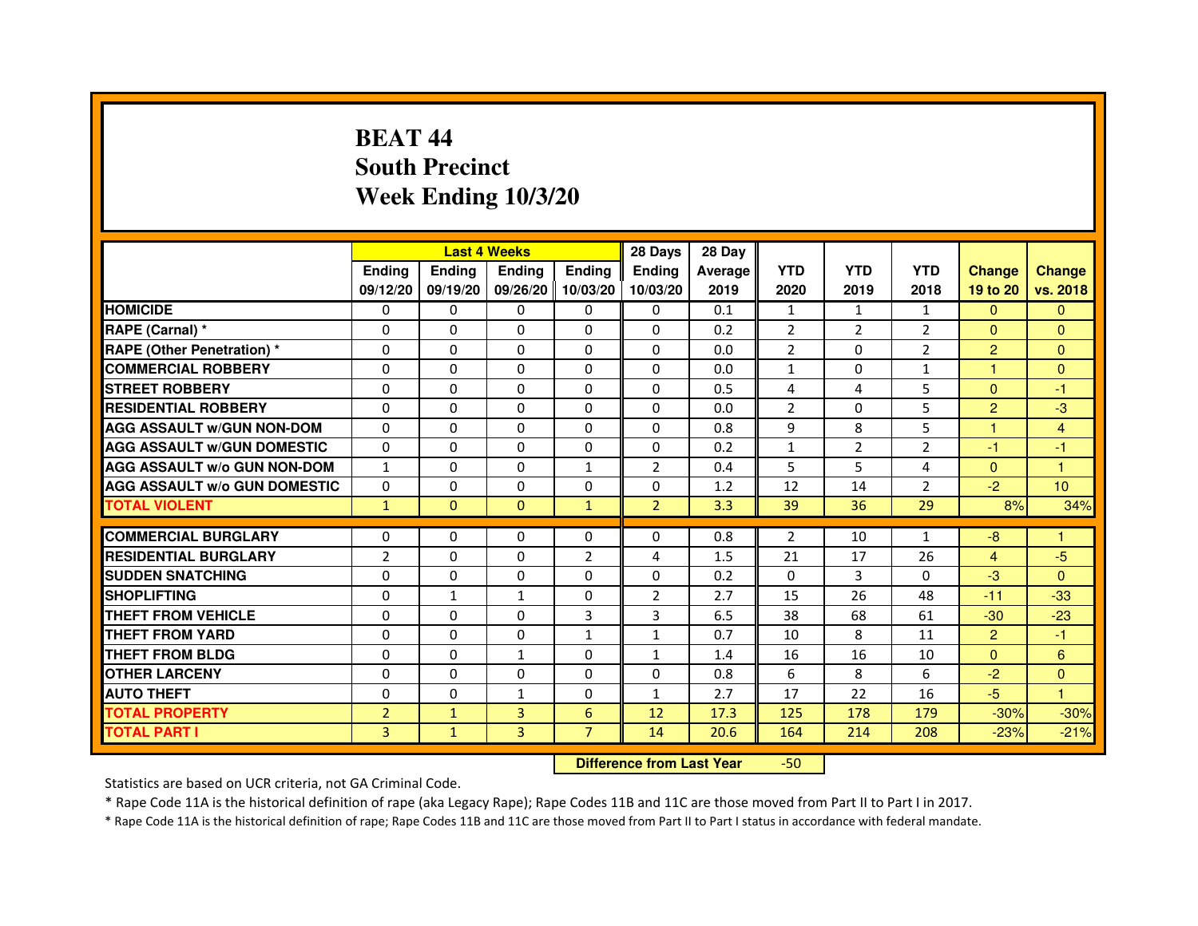# BEAT 44
## South Precinct
## Week Ending 10/3/20

| | Last 4 Weeks | | | | 28 Days | 28 Day | | | | | |
|---|---|---|---|---|---|---|---|---|---|---|---|
| | Ending 09/12/20 | Ending 09/19/20 | Ending 09/26/20 | Ending 10/03/20 | Ending 10/03/20 | Average 2019 | YTD 2020 | YTD 2019 | YTD 2018 | Change 19 to 20 | Change vs. 2018 |
| HOMICIDE | 0 | 0 | 0 | 0 | 0 | 0.1 | 1 | 1 | 1 | 0 | 0 |
| RAPE (Carnal) * | 0 | 0 | 0 | 0 | 0 | 0.2 | 2 | 2 | 2 | 0 | 0 |
| RAPE (Other Penetration) * | 0 | 0 | 0 | 0 | 0 | 0.0 | 2 | 0 | 2 | 2 | 0 |
| COMMERCIAL ROBBERY | 0 | 0 | 0 | 0 | 0 | 0.0 | 1 | 0 | 1 | 1 | 0 |
| STREET ROBBERY | 0 | 0 | 0 | 0 | 0 | 0.5 | 4 | 4 | 5 | 0 | -1 |
| RESIDENTIAL ROBBERY | 0 | 0 | 0 | 0 | 0 | 0.0 | 2 | 0 | 5 | 2 | -3 |
| AGG ASSAULT w/GUN NON-DOM | 0 | 0 | 0 | 0 | 0 | 0.8 | 9 | 8 | 5 | 1 | 4 |
| AGG ASSAULT w/GUN DOMESTIC | 0 | 0 | 0 | 0 | 0 | 0.2 | 1 | 2 | 2 | -1 | -1 |
| AGG ASSAULT w/o GUN NON-DOM | 1 | 0 | 0 | 1 | 2 | 0.4 | 5 | 5 | 4 | 0 | 1 |
| AGG ASSAULT w/o GUN DOMESTIC | 0 | 0 | 0 | 0 | 0 | 1.2 | 12 | 14 | 2 | -2 | 10 |
| TOTAL VIOLENT | 1 | 0 | 0 | 1 | 2 | 3.3 | 39 | 36 | 29 | 8% | 34% |
| COMMERCIAL BURGLARY | 0 | 0 | 0 | 0 | 0 | 0.8 | 2 | 10 | 1 | -8 | 1 |
| RESIDENTIAL BURGLARY | 2 | 0 | 0 | 2 | 4 | 1.5 | 21 | 17 | 26 | 4 | -5 |
| SUDDEN SNATCHING | 0 | 0 | 0 | 0 | 0 | 0.2 | 0 | 3 | 0 | -3 | 0 |
| SHOPLIFTING | 0 | 1 | 1 | 0 | 2 | 2.7 | 15 | 26 | 48 | -11 | -33 |
| THEFT FROM VEHICLE | 0 | 0 | 0 | 3 | 3 | 6.5 | 38 | 68 | 61 | -30 | -23 |
| THEFT FROM YARD | 0 | 0 | 0 | 1 | 1 | 0.7 | 10 | 8 | 11 | 2 | -1 |
| THEFT FROM BLDG | 0 | 0 | 1 | 0 | 1 | 1.4 | 16 | 16 | 10 | 0 | 6 |
| OTHER LARCENY | 0 | 0 | 0 | 0 | 0 | 0.8 | 6 | 8 | 6 | -2 | 0 |
| AUTO THEFT | 0 | 0 | 1 | 0 | 1 | 2.7 | 17 | 22 | 16 | -5 | 1 |
| TOTAL PROPERTY | 2 | 1 | 3 | 6 | 12 | 17.3 | 125 | 178 | 179 | -30% | -30% |
| TOTAL PART I | 3 | 1 | 3 | 7 | 14 | 20.6 | 164 | 214 | 208 | -23% | -21% |

**Difference from Last Year** -50

Statistics are based on UCR criteria, not GA Criminal Code.

* Rape Code 11A is the historical definition of rape (aka Legacy Rape); Rape Codes 11B and 11C are those moved from Part II to Part I in 2017.

* Rape Code 11A is the historical definition of rape; Rape Codes 11B and 11C are those moved from Part II to Part I status in accordance with federal mandate.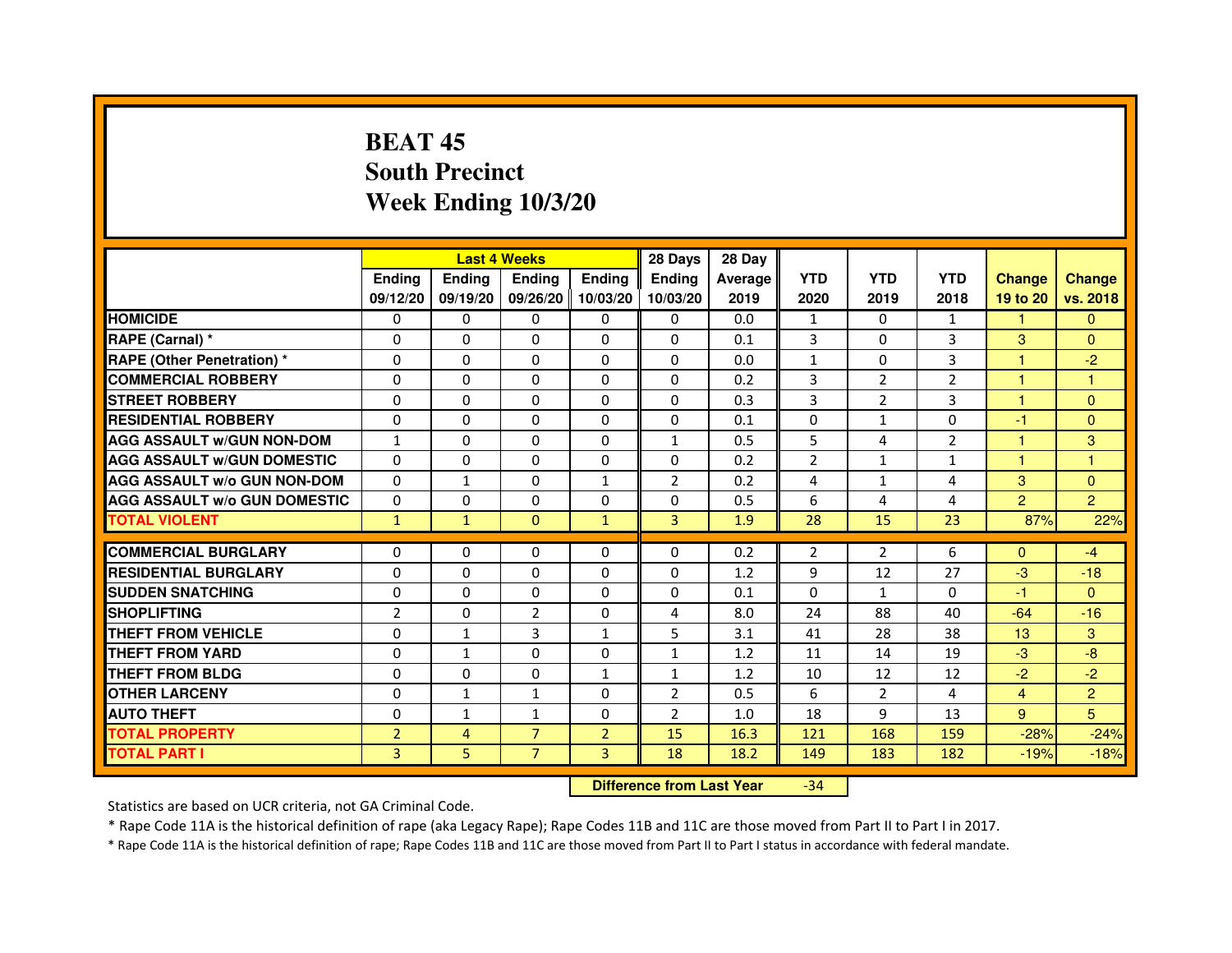# BEAT 45
## South Precinct
## Week Ending 10/3/20

| | Last 4 Weeks | | | | 28 Days | 28 Day | | | | | |
|---|---|---|---|---|---|---|---|---|---|---|---|
| | Ending 09/12/20 | Ending 09/19/20 | Ending 09/26/20 | Ending 10/03/20 | Ending 10/03/20 | Average 2019 | YTD 2020 | YTD 2019 | YTD 2018 | Change 19 to 20 | Change vs. 2018 |
| HOMICIDE | 0 | 0 | 0 | 0 | 0 | 0.0 | 1 | 0 | 1 | 1 | 0 |
| RAPE (Carnal) * | 0 | 0 | 0 | 0 | 0 | 0.1 | 3 | 0 | 3 | 3 | 0 |
| RAPE (Other Penetration) * | 0 | 0 | 0 | 0 | 0 | 0.0 | 1 | 0 | 3 | 1 | -2 |
| COMMERCIAL ROBBERY | 0 | 0 | 0 | 0 | 0 | 0.2 | 3 | 2 | 2 | 1 | 1 |
| STREET ROBBERY | 0 | 0 | 0 | 0 | 0 | 0.3 | 3 | 2 | 3 | 1 | 0 |
| RESIDENTIAL ROBBERY | 0 | 0 | 0 | 0 | 0 | 0.1 | 0 | 1 | 0 | -1 | 0 |
| AGG ASSAULT w/GUN NON-DOM | 1 | 0 | 0 | 0 | 1 | 0.5 | 5 | 4 | 2 | 1 | 3 |
| AGG ASSAULT w/GUN DOMESTIC | 0 | 0 | 0 | 0 | 0 | 0.2 | 2 | 1 | 1 | 1 | 1 |
| AGG ASSAULT w/o GUN NON-DOM | 0 | 1 | 0 | 1 | 2 | 0.2 | 4 | 1 | 4 | 3 | 0 |
| AGG ASSAULT w/o GUN DOMESTIC | 0 | 0 | 0 | 0 | 0 | 0.5 | 6 | 4 | 4 | 2 | 2 |
| TOTAL VIOLENT | 1 | 1 | 0 | 1 | 3 | 1.9 | 28 | 15 | 23 | 87% | 22% |
| COMMERCIAL BURGLARY | 0 | 0 | 0 | 0 | 0 | 0.2 | 2 | 2 | 6 | 0 | -4 |
| RESIDENTIAL BURGLARY | 0 | 0 | 0 | 0 | 0 | 1.2 | 9 | 12 | 27 | -3 | -18 |
| SUDDEN SNATCHING | 0 | 0 | 0 | 0 | 0 | 0.1 | 0 | 1 | 0 | -1 | 0 |
| SHOPLIFTING | 2 | 0 | 2 | 0 | 4 | 8.0 | 24 | 88 | 40 | -64 | -16 |
| THEFT FROM VEHICLE | 0 | 1 | 3 | 1 | 5 | 3.1 | 41 | 28 | 38 | 13 | 3 |
| THEFT FROM YARD | 0 | 1 | 0 | 0 | 1 | 1.2 | 11 | 14 | 19 | -3 | -8 |
| THEFT FROM BLDG | 0 | 0 | 0 | 1 | 1 | 1.2 | 10 | 12 | 12 | -2 | -2 |
| OTHER LARCENY | 0 | 1 | 1 | 0 | 2 | 0.5 | 6 | 2 | 4 | 4 | 2 |
| AUTO THEFT | 0 | 1 | 1 | 0 | 2 | 1.0 | 18 | 9 | 13 | 9 | 5 |
| TOTAL PROPERTY | 2 | 4 | 7 | 2 | 15 | 16.3 | 121 | 168 | 159 | -28% | -24% |
| TOTAL PART I | 3 | 5 | 7 | 3 | 18 | 18.2 | 149 | 183 | 182 | -19% | -18% |

**Difference from Last Year** -34

Statistics are based on UCR criteria, not GA Criminal Code.

* Rape Code 11A is the historical definition of rape (aka Legacy Rape); Rape Codes 11B and 11C are those moved from Part II to Part I in 2017.

* Rape Code 11A is the historical definition of rape; Rape Codes 11B and 11C are those moved from Part II to Part I status in accordance with federal mandate.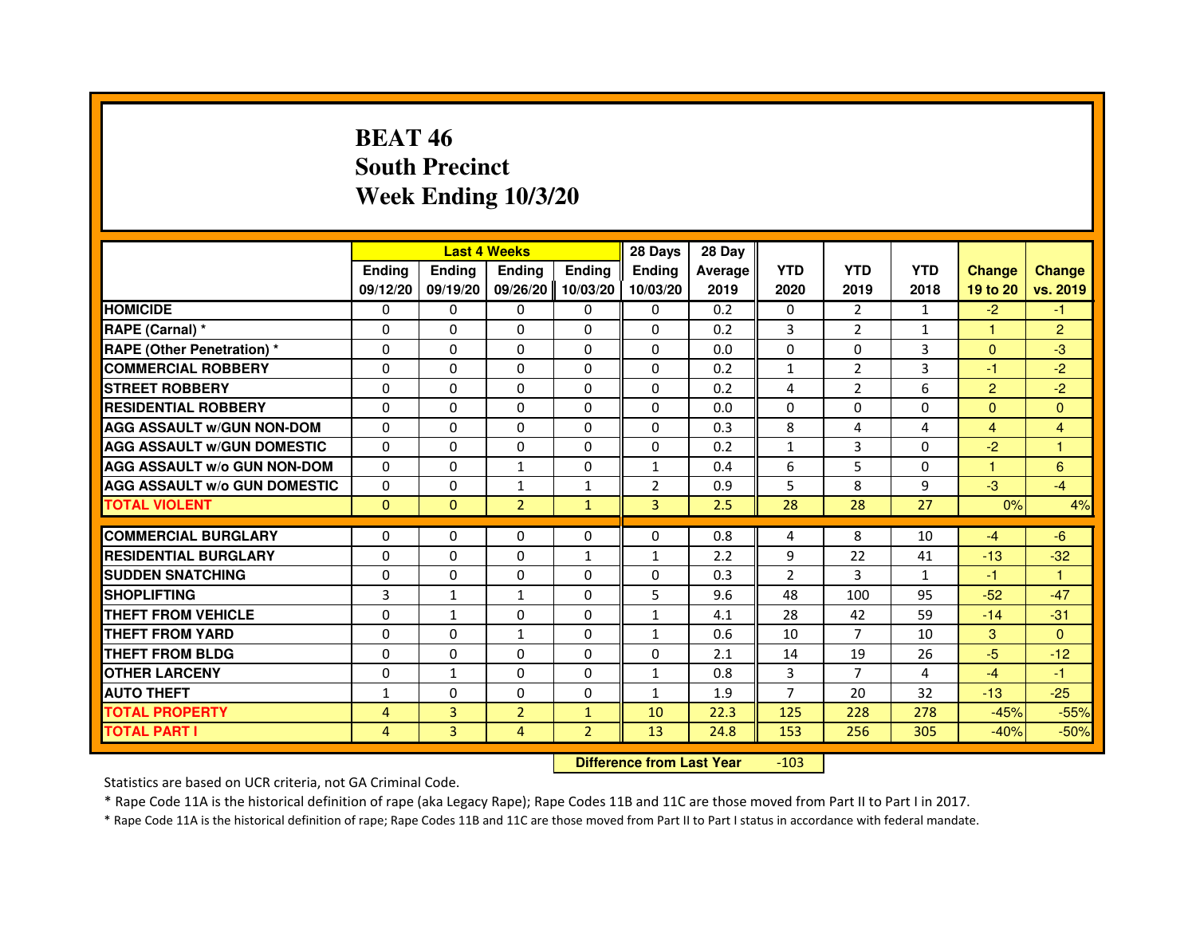# BEAT 46
## South Precinct
## Week Ending 10/3/20

| | Last 4 Weeks | | | | 28 Days | 28 Day | | | | | |
|---|---|---|---|---|---|---|---|---|---|---|---|
| | Ending 09/12/20 | Ending 09/19/20 | Ending 09/26/20 | Ending 10/03/20 | Ending 10/03/20 | Average 2019 | YTD 2020 | YTD 2019 | YTD 2018 | Change 19 to 20 | Change vs. 2019 |
| HOMICIDE | 0 | 0 | 0 | 0 | 0 | 0.2 | 0 | 2 | 1 | -2 | -1 |
| RAPE (Carnal) * | 0 | 0 | 0 | 0 | 0 | 0.2 | 3 | 2 | 1 | 1 | 2 |
| RAPE (Other Penetration) * | 0 | 0 | 0 | 0 | 0 | 0.0 | 0 | 0 | 3 | 0 | -3 |
| COMMERCIAL ROBBERY | 0 | 0 | 0 | 0 | 0 | 0.2 | 1 | 2 | 3 | -1 | -2 |
| STREET ROBBERY | 0 | 0 | 0 | 0 | 0 | 0.2 | 4 | 2 | 6 | 2 | -2 |
| RESIDENTIAL ROBBERY | 0 | 0 | 0 | 0 | 0 | 0.0 | 0 | 0 | 0 | 0 | 0 |
| AGG ASSAULT w/GUN NON-DOM | 0 | 0 | 0 | 0 | 0 | 0.3 | 8 | 4 | 4 | 4 | 4 |
| AGG ASSAULT w/GUN DOMESTIC | 0 | 0 | 0 | 0 | 0 | 0.2 | 1 | 3 | 0 | -2 | 1 |
| AGG ASSAULT w/o GUN NON-DOM | 0 | 0 | 1 | 0 | 1 | 0.4 | 6 | 5 | 0 | 1 | 6 |
| AGG ASSAULT w/o GUN DOMESTIC | 0 | 0 | 1 | 1 | 2 | 0.9 | 5 | 8 | 9 | -3 | -4 |
| TOTAL VIOLENT | 0 | 0 | 2 | 1 | 3 | 2.5 | 28 | 28 | 27 | 0% | 4% |
| COMMERCIAL BURGLARY | 0 | 0 | 0 | 0 | 0 | 0.8 | 4 | 8 | 10 | -4 | -6 |
| RESIDENTIAL BURGLARY | 0 | 0 | 0 | 1 | 1 | 2.2 | 9 | 22 | 41 | -13 | -32 |
| SUDDEN SNATCHING | 0 | 0 | 0 | 0 | 0 | 0.3 | 2 | 3 | 1 | -1 | 1 |
| SHOPLIFTING | 3 | 1 | 1 | 0 | 5 | 9.6 | 48 | 100 | 95 | -52 | -47 |
| THEFT FROM VEHICLE | 0 | 1 | 0 | 0 | 1 | 4.1 | 28 | 42 | 59 | -14 | -31 |
| THEFT FROM YARD | 0 | 0 | 1 | 0 | 1 | 0.6 | 10 | 7 | 10 | 3 | 0 |
| THEFT FROM BLDG | 0 | 0 | 0 | 0 | 0 | 2.1 | 14 | 19 | 26 | -5 | -12 |
| OTHER LARCENY | 0 | 1 | 0 | 0 | 1 | 0.8 | 3 | 7 | 4 | -4 | -1 |
| AUTO THEFT | 1 | 0 | 0 | 0 | 1 | 1.9 | 7 | 20 | 32 | -13 | -25 |
| TOTAL PROPERTY | 4 | 3 | 2 | 1 | 10 | 22.3 | 125 | 228 | 278 | -45% | -55% |
| TOTAL PART I | 4 | 3 | 4 | 2 | 13 | 24.8 | 153 | 256 | 305 | -40% | -50% |

**Difference from Last Year** -103

Statistics are based on UCR criteria, not GA Criminal Code.

* Rape Code 11A is the historical definition of rape (aka Legacy Rape); Rape Codes 11B and 11C are those moved from Part II to Part I in 2017.

* Rape Code 11A is the historical definition of rape; Rape Codes 11B and 11C are those moved from Part II to Part I status in accordance with federal mandate.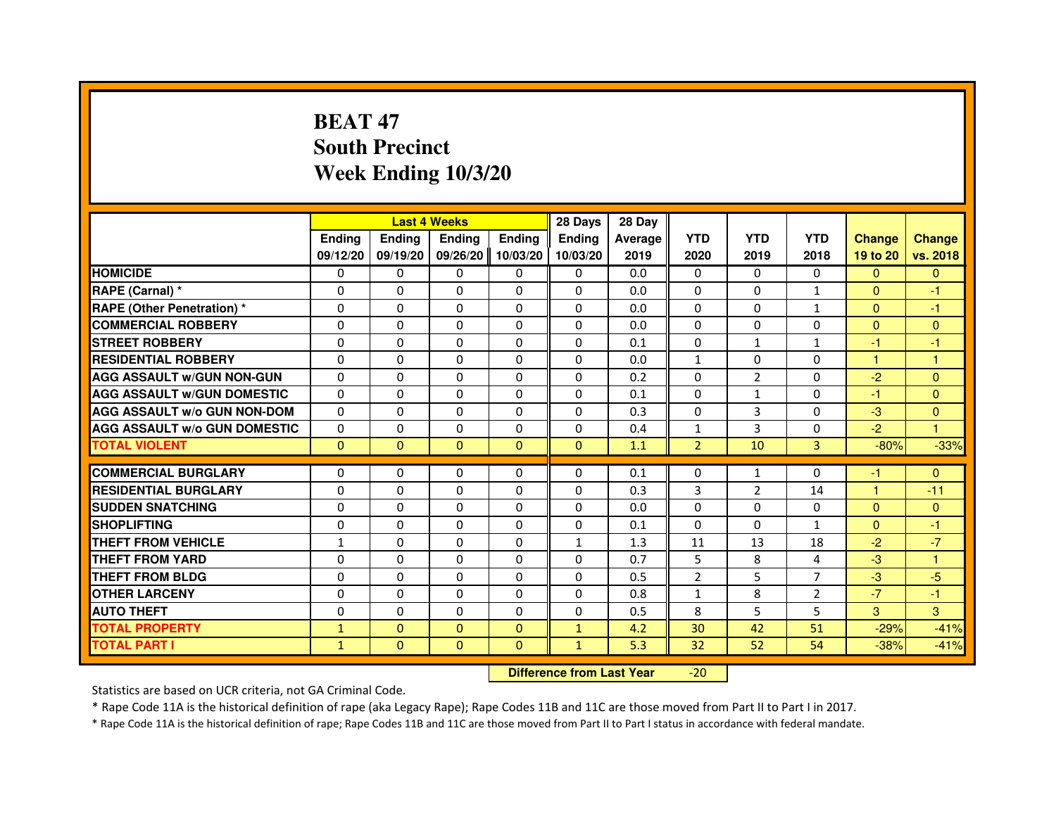# BEAT 47
## South Precinct
## Week Ending 10/3/20

| | Last 4 Weeks | | | | 28 Days | 28 Day | | | | | |
|---|---|---|---|---|---|---|---|---|---|---|---|
| | Ending 09/12/20 | Ending 09/19/20 | Ending 09/26/20 | Ending 10/03/20 | Ending 10/03/20 | Average 2019 | YTD 2020 | YTD 2019 | YTD 2018 | Change 19 to 20 | Change vs. 2018 |
| HOMICIDE | 0 | 0 | 0 | 0 | 0 | 0.0 | 0 | 0 | 0 | 0 | 0 |
| RAPE (Carnal) * | 0 | 0 | 0 | 0 | 0 | 0.0 | 0 | 0 | 1 | 0 | -1 |
| RAPE (Other Penetration) * | 0 | 0 | 0 | 0 | 0 | 0.0 | 0 | 0 | 1 | 0 | -1 |
| COMMERCIAL ROBBERY | 0 | 0 | 0 | 0 | 0 | 0.0 | 0 | 0 | 0 | 0 | 0 |
| STREET ROBBERY | 0 | 0 | 0 | 0 | 0 | 0.1 | 0 | 1 | 1 | -1 | -1 |
| RESIDENTIAL ROBBERY | 0 | 0 | 0 | 0 | 0 | 0.0 | 1 | 0 | 0 | 1 | 1 |
| AGG ASSAULT w/GUN NON-GUN | 0 | 0 | 0 | 0 | 0 | 0.2 | 0 | 2 | 0 | -2 | 0 |
| AGG ASSAULT w/GUN DOMESTIC | 0 | 0 | 0 | 0 | 0 | 0.1 | 0 | 1 | 0 | -1 | 0 |
| AGG ASSAULT w/o GUN NON-DOM | 0 | 0 | 0 | 0 | 0 | 0.3 | 0 | 3 | 0 | -3 | 0 |
| AGG ASSAULT w/o GUN DOMESTIC | 0 | 0 | 0 | 0 | 0 | 0.4 | 1 | 3 | 0 | -2 | 1 |
| TOTAL VIOLENT | 0 | 0 | 0 | 0 | 0 | 1.1 | 2 | 10 | 3 | -80% | -33% |
| COMMERCIAL BURGLARY | 0 | 0 | 0 | 0 | 0 | 0.1 | 0 | 1 | 0 | -1 | 0 |
| RESIDENTIAL BURGLARY | 0 | 0 | 0 | 0 | 0 | 0.3 | 3 | 2 | 14 | 1 | -11 |
| SUDDEN SNATCHING | 0 | 0 | 0 | 0 | 0 | 0.0 | 0 | 0 | 0 | 0 | 0 |
| SHOPLIFTING | 0 | 0 | 0 | 0 | 0 | 0.1 | 0 | 0 | 1 | 0 | -1 |
| THEFT FROM VEHICLE | 1 | 0 | 0 | 0 | 1 | 1.3 | 11 | 13 | 18 | -2 | -7 |
| THEFT FROM YARD | 0 | 0 | 0 | 0 | 0 | 0.7 | 5 | 8 | 4 | -3 | 1 |
| THEFT FROM BLDG | 0 | 0 | 0 | 0 | 0 | 0.5 | 2 | 5 | 7 | -3 | -5 |
| OTHER LARCENY | 0 | 0 | 0 | 0 | 0 | 0.8 | 1 | 8 | 2 | -7 | -1 |
| AUTO THEFT | 0 | 0 | 0 | 0 | 0 | 0.5 | 8 | 5 | 5 | 3 | 3 |
| TOTAL PROPERTY | 1 | 0 | 0 | 0 | 1 | 4.2 | 30 | 42 | 51 | -29% | -41% |
| TOTAL PART I | 1 | 0 | 0 | 0 | 1 | 5.3 | 32 | 52 | 54 | -38% | -41% |

**Difference from Last Year** -20

Statistics are based on UCR criteria, not GA Criminal Code.

* Rape Code 11A is the historical definition of rape (aka Legacy Rape); Rape Codes 11B and 11C are those moved from Part II to Part I in 2017.

* Rape Code 11A is the historical definition of rape; Rape Codes 11B and 11C are those moved from Part II to Part I status in accordance with federal mandate.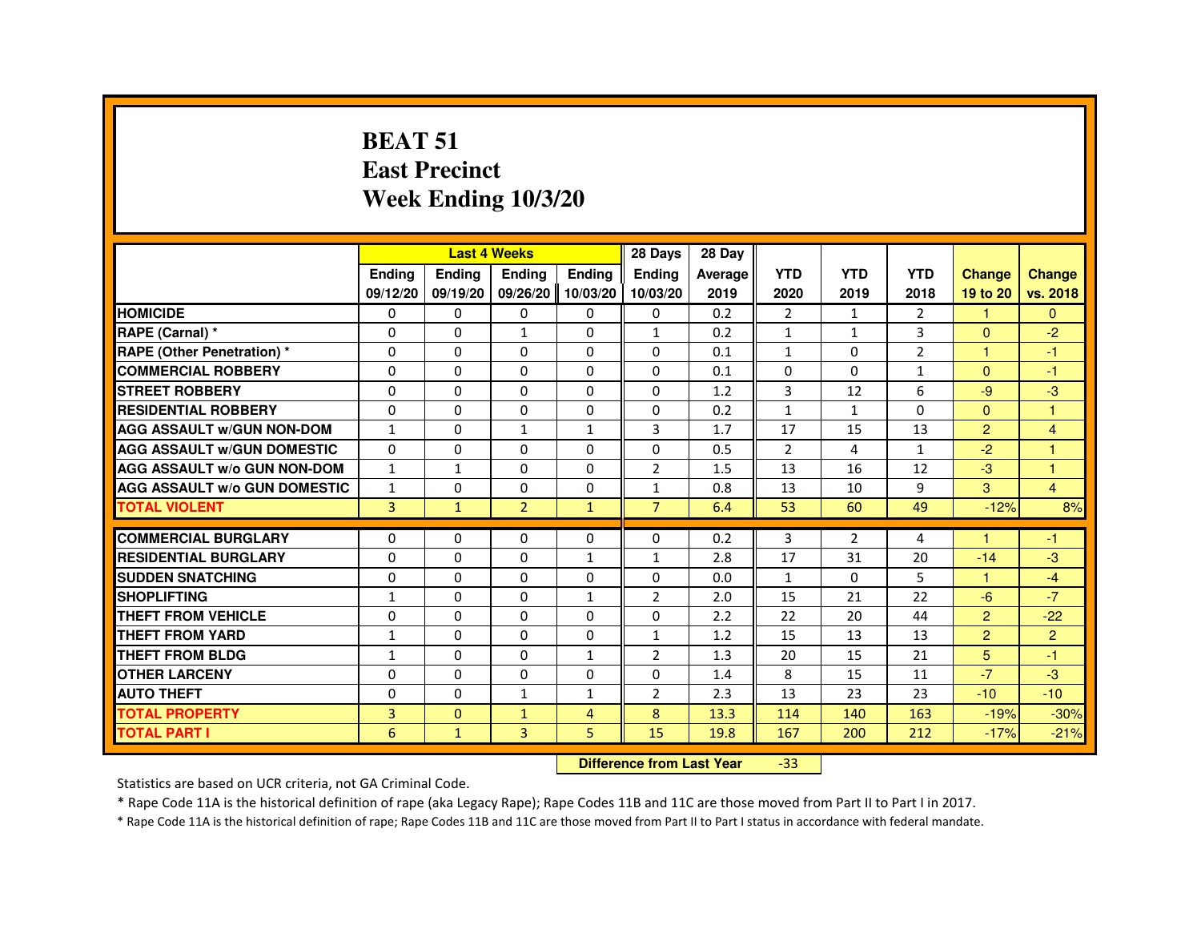# BEAT 51
## East Precinct
## Week Ending 10/3/20

| | Last 4 Weeks | | | | 28 Days | 28 Day | | | | | |
|---|---|---|---|---|---|---|---|---|---|---|---|
| | Ending 09/12/20 | Ending 09/19/20 | Ending 09/26/20 | Ending 10/03/20 | Ending 10/03/20 | Average 2019 | YTD 2020 | YTD 2019 | YTD 2018 | Change 19 to 20 | Change vs. 2018 |
| HOMICIDE | 0 | 0 | 0 | 0 | 0 | 0.2 | 2 | 1 | 2 | 1 | 0 |
| RAPE (Carnal) * | 0 | 0 | 1 | 0 | 1 | 0.2 | 1 | 1 | 3 | 0 | -2 |
| RAPE (Other Penetration) * | 0 | 0 | 0 | 0 | 0 | 0.1 | 1 | 0 | 2 | 1 | -1 |
| COMMERCIAL ROBBERY | 0 | 0 | 0 | 0 | 0 | 0.1 | 0 | 0 | 1 | 0 | -1 |
| STREET ROBBERY | 0 | 0 | 0 | 0 | 0 | 1.2 | 3 | 12 | 6 | -9 | -3 |
| RESIDENTIAL ROBBERY | 0 | 0 | 0 | 0 | 0 | 0.2 | 1 | 1 | 0 | 0 | 1 |
| AGG ASSAULT w/GUN NON-DOM | 1 | 0 | 1 | 1 | 3 | 1.7 | 17 | 15 | 13 | 2 | 4 |
| AGG ASSAULT w/GUN DOMESTIC | 0 | 0 | 0 | 0 | 0 | 0.5 | 2 | 4 | 1 | -2 | 1 |
| AGG ASSAULT w/o GUN NON-DOM | 1 | 1 | 0 | 0 | 2 | 1.5 | 13 | 16 | 12 | -3 | 1 |
| AGG ASSAULT w/o GUN DOMESTIC | 1 | 0 | 0 | 0 | 1 | 0.8 | 13 | 10 | 9 | 3 | 4 |
| TOTAL VIOLENT | 3 | 1 | 2 | 1 | 7 | 6.4 | 53 | 60 | 49 | -12% | 8% |
| COMMERCIAL BURGLARY | 0 | 0 | 0 | 0 | 0 | 0.2 | 3 | 2 | 4 | 1 | -1 |
| RESIDENTIAL BURGLARY | 0 | 0 | 0 | 1 | 1 | 2.8 | 17 | 31 | 20 | -14 | -3 |
| SUDDEN SNATCHING | 0 | 0 | 0 | 0 | 0 | 0.0 | 1 | 0 | 5 | 1 | -4 |
| SHOPLIFTING | 1 | 0 | 0 | 1 | 2 | 2.0 | 15 | 21 | 22 | -6 | -7 |
| THEFT FROM VEHICLE | 0 | 0 | 0 | 0 | 0 | 2.2 | 22 | 20 | 44 | 2 | -22 |
| THEFT FROM YARD | 1 | 0 | 0 | 0 | 1 | 1.2 | 15 | 13 | 13 | 2 | 2 |
| THEFT FROM BLDG | 1 | 0 | 0 | 1 | 2 | 1.3 | 20 | 15 | 21 | 5 | -1 |
| OTHER LARCENY | 0 | 0 | 0 | 0 | 0 | 1.4 | 8 | 15 | 11 | -7 | -3 |
| AUTO THEFT | 0 | 0 | 1 | 1 | 2 | 2.3 | 13 | 23 | 23 | -10 | -10 |
| TOTAL PROPERTY | 3 | 0 | 1 | 4 | 8 | 13.3 | 114 | 140 | 163 | -19% | -30% |
| TOTAL PART I | 6 | 1 | 3 | 5 | 15 | 19.8 | 167 | 200 | 212 | -17% | -21% |

**Difference from Last Year** -33

Statistics are based on UCR criteria, not GA Criminal Code.

* Rape Code 11A is the historical definition of rape (aka Legacy Rape); Rape Codes 11B and 11C are those moved from Part II to Part I in 2017.

* Rape Code 11A is the historical definition of rape; Rape Codes 11B and 11C are those moved from Part II to Part I status in accordance with federal mandate.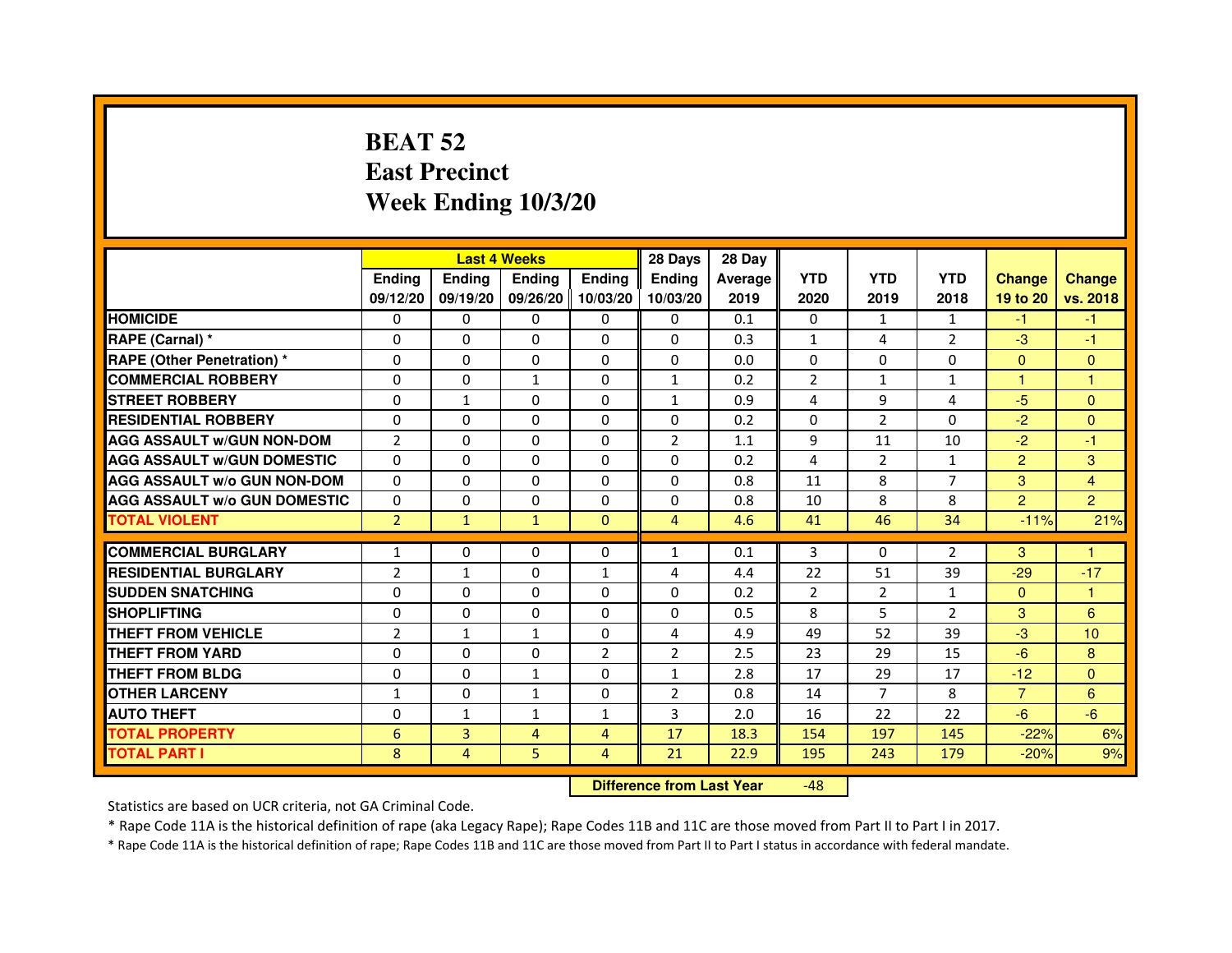# BEAT 52
# East Precinct
# Week Ending 10/3/20

| | Last 4 Weeks | | | | 28 Days | 28 Day | | | | | |
|---|---|---|---|---|---|---|---|---|---|---|---|
| | Ending 09/12/20 | Ending 09/19/20 | Ending 09/26/20 | Ending 10/03/20 | Ending 10/03/20 | Average 2019 | YTD 2020 | YTD 2019 | YTD 2018 | Change 19 to 20 | Change vs. 2018 |
| HOMICIDE | 0 | 0 | 0 | 0 | 0 | 0.1 | 0 | 1 | 1 | -1 | -1 |
| RAPE (Carnal) * | 0 | 0 | 0 | 0 | 0 | 0.3 | 1 | 4 | 2 | -3 | -1 |
| RAPE (Other Penetration) * | 0 | 0 | 0 | 0 | 0 | 0.0 | 0 | 0 | 0 | 0 | 0 |
| COMMERCIAL ROBBERY | 0 | 0 | 1 | 0 | 1 | 0.2 | 2 | 1 | 1 | 1 | 1 |
| STREET ROBBERY | 0 | 1 | 0 | 0 | 1 | 0.9 | 4 | 9 | 4 | -5 | 0 |
| RESIDENTIAL ROBBERY | 0 | 0 | 0 | 0 | 0 | 0.2 | 0 | 2 | 0 | -2 | 0 |
| AGG ASSAULT w/GUN NON-DOM | 2 | 0 | 0 | 0 | 2 | 1.1 | 9 | 11 | 10 | -2 | -1 |
| AGG ASSAULT w/GUN DOMESTIC | 0 | 0 | 0 | 0 | 0 | 0.2 | 4 | 2 | 1 | 2 | 3 |
| AGG ASSAULT w/o GUN NON-DOM | 0 | 0 | 0 | 0 | 0 | 0.8 | 11 | 8 | 7 | 3 | 4 |
| AGG ASSAULT w/o GUN DOMESTIC | 0 | 0 | 0 | 0 | 0 | 0.8 | 10 | 8 | 8 | 2 | 2 |
| TOTAL VIOLENT | 2 | 1 | 1 | 0 | 4 | 4.6 | 41 | 46 | 34 | -11% | 21% |
| COMMERCIAL BURGLARY | 1 | 0 | 0 | 0 | 1 | 0.1 | 3 | 0 | 2 | 3 | 1 |
| RESIDENTIAL BURGLARY | 2 | 1 | 0 | 1 | 4 | 4.4 | 22 | 51 | 39 | -29 | -17 |
| SUDDEN SNATCHING | 0 | 0 | 0 | 0 | 0 | 0.2 | 2 | 2 | 1 | 0 | 1 |
| SHOPLIFTING | 0 | 0 | 0 | 0 | 0 | 0.5 | 8 | 5 | 2 | 3 | 6 |
| THEFT FROM VEHICLE | 2 | 1 | 1 | 0 | 4 | 4.9 | 49 | 52 | 39 | -3 | 10 |
| THEFT FROM YARD | 0 | 0 | 0 | 2 | 2 | 2.5 | 23 | 29 | 15 | -6 | 8 |
| THEFT FROM BLDG | 0 | 0 | 1 | 0 | 1 | 2.8 | 17 | 29 | 17 | -12 | 0 |
| OTHER LARCENY | 1 | 0 | 1 | 0 | 2 | 0.8 | 14 | 7 | 8 | 7 | 6 |
| AUTO THEFT | 0 | 1 | 1 | 1 | 3 | 2.0 | 16 | 22 | 22 | -6 | -6 |
| TOTAL PROPERTY | 6 | 3 | 4 | 4 | 17 | 18.3 | 154 | 197 | 145 | -22% | 6% |
| TOTAL PART I | 8 | 4 | 5 | 4 | 21 | 22.9 | 195 | 243 | 179 | -20% | 9% |

**Difference from Last Year** -48

Statistics are based on UCR criteria, not GA Criminal Code.

* Rape Code 11A is the historical definition of rape (aka Legacy Rape); Rape Codes 11B and 11C are those moved from Part II to Part I in 2017.

* Rape Code 11A is the historical definition of rape; Rape Codes 11B and 11C are those moved from Part II to Part I status in accordance with federal mandate.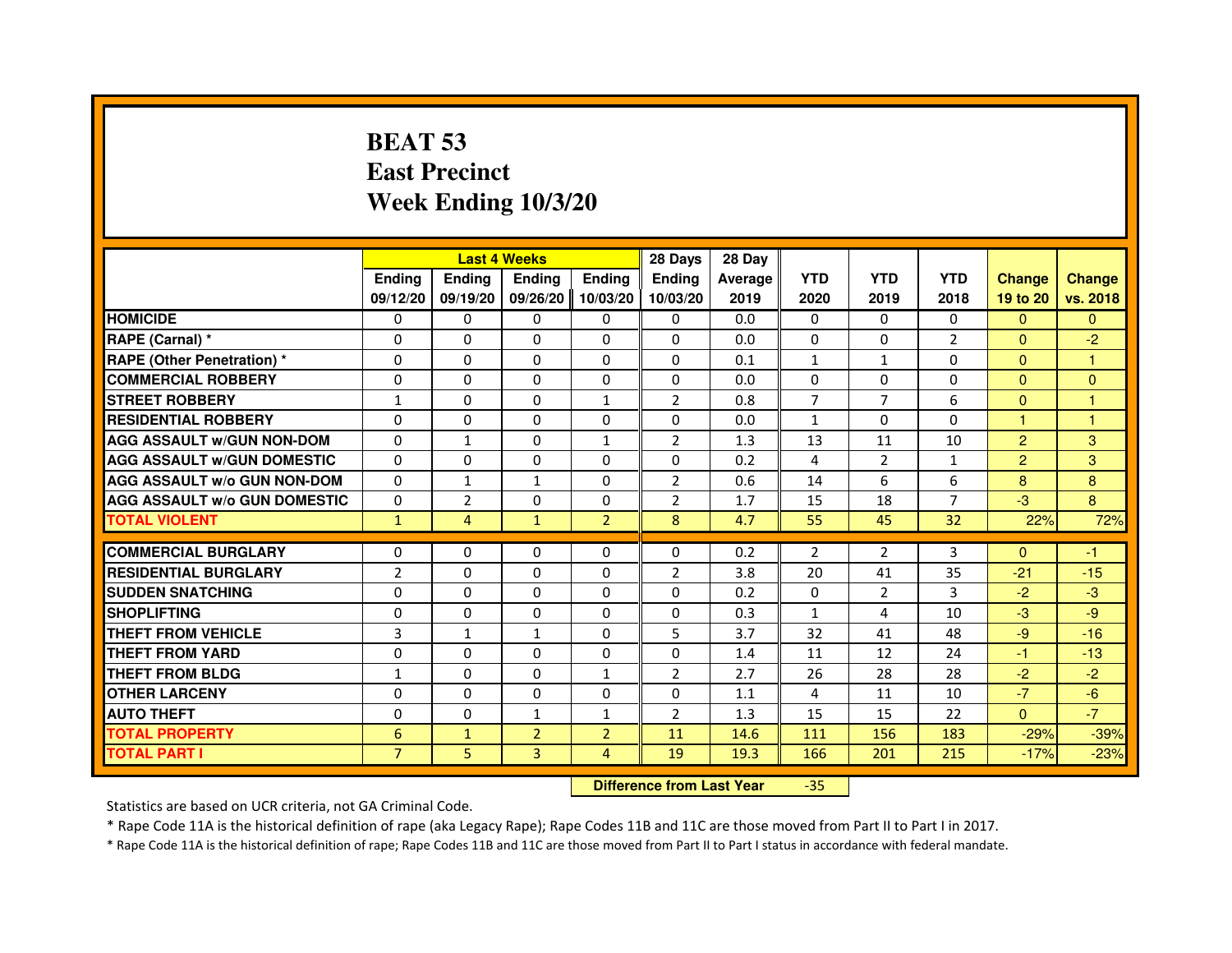# BEAT 53
# East Precinct
# Week Ending 10/3/20

| | Last 4 Weeks | | | | 28 Days | 28 Day | | | | | |
|---|---|---|---|---|---|---|---|---|---|---|---|
| | Ending 09/12/20 | Ending 09/19/20 | Ending 09/26/20 | Ending 10/03/20 | Ending 10/03/20 | Average 2019 | YTD 2020 | YTD 2019 | YTD 2018 | Change 19 to 20 | Change vs. 2018 |
| HOMICIDE | 0 | 0 | 0 | 0 | 0 | 0.0 | 0 | 0 | 0 | 0 | 0 |
| RAPE (Carnal) * | 0 | 0 | 0 | 0 | 0 | 0.0 | 0 | 0 | 2 | 0 | -2 |
| RAPE (Other Penetration) * | 0 | 0 | 0 | 0 | 0 | 0.1 | 1 | 1 | 0 | 0 | 1 |
| COMMERCIAL ROBBERY | 0 | 0 | 0 | 0 | 0 | 0.0 | 0 | 0 | 0 | 0 | 0 |
| STREET ROBBERY | 1 | 0 | 0 | 1 | 2 | 0.8 | 7 | 7 | 6 | 0 | 1 |
| RESIDENTIAL ROBBERY | 0 | 0 | 0 | 0 | 0 | 0.0 | 1 | 0 | 0 | 1 | 1 |
| AGG ASSAULT w/GUN NON-DOM | 0 | 1 | 0 | 1 | 2 | 1.3 | 13 | 11 | 10 | 2 | 3 |
| AGG ASSAULT w/GUN DOMESTIC | 0 | 0 | 0 | 0 | 0 | 0.2 | 4 | 2 | 1 | 2 | 3 |
| AGG ASSAULT w/o GUN NON-DOM | 0 | 1 | 1 | 0 | 2 | 0.6 | 14 | 6 | 6 | 8 | 8 |
| AGG ASSAULT w/o GUN DOMESTIC | 0 | 2 | 0 | 0 | 2 | 1.7 | 15 | 18 | 7 | -3 | 8 |
| TOTAL VIOLENT | 1 | 4 | 1 | 2 | 8 | 4.7 | 55 | 45 | 32 | 22% | 72% |
| COMMERCIAL BURGLARY | 0 | 0 | 0 | 0 | 0 | 0.2 | 2 | 2 | 3 | 0 | -1 |
| RESIDENTIAL BURGLARY | 2 | 0 | 0 | 0 | 2 | 3.8 | 20 | 41 | 35 | -21 | -15 |
| SUDDEN SNATCHING | 0 | 0 | 0 | 0 | 0 | 0.2 | 0 | 2 | 3 | -2 | -3 |
| SHOPLIFTING | 0 | 0 | 0 | 0 | 0 | 0.3 | 1 | 4 | 10 | -3 | -9 |
| THEFT FROM VEHICLE | 3 | 1 | 1 | 0 | 5 | 3.7 | 32 | 41 | 48 | -9 | -16 |
| THEFT FROM YARD | 0 | 0 | 0 | 0 | 0 | 1.4 | 11 | 12 | 24 | -1 | -13 |
| THEFT FROM BLDG | 1 | 0 | 0 | 1 | 2 | 2.7 | 26 | 28 | 28 | -2 | -2 |
| OTHER LARCENY | 0 | 0 | 0 | 0 | 0 | 1.1 | 4 | 11 | 10 | -7 | -6 |
| AUTO THEFT | 0 | 0 | 1 | 1 | 2 | 1.3 | 15 | 15 | 22 | 0 | -7 |
| TOTAL PROPERTY | 6 | 1 | 2 | 2 | 11 | 14.6 | 111 | 156 | 183 | -29% | -39% |
| TOTAL PART I | 7 | 5 | 3 | 4 | 19 | 19.3 | 166 | 201 | 215 | -17% | -23% |

| Difference from Last Year | -35 |
|---|---|

Statistics are based on UCR criteria, not GA Criminal Code.

* Rape Code 11A is the historical definition of rape (aka Legacy Rape); Rape Codes 11B and 11C are those moved from Part II to Part I in 2017.

* Rape Code 11A is the historical definition of rape; Rape Codes 11B and 11C are those moved from Part II to Part I status in accordance with federal mandate.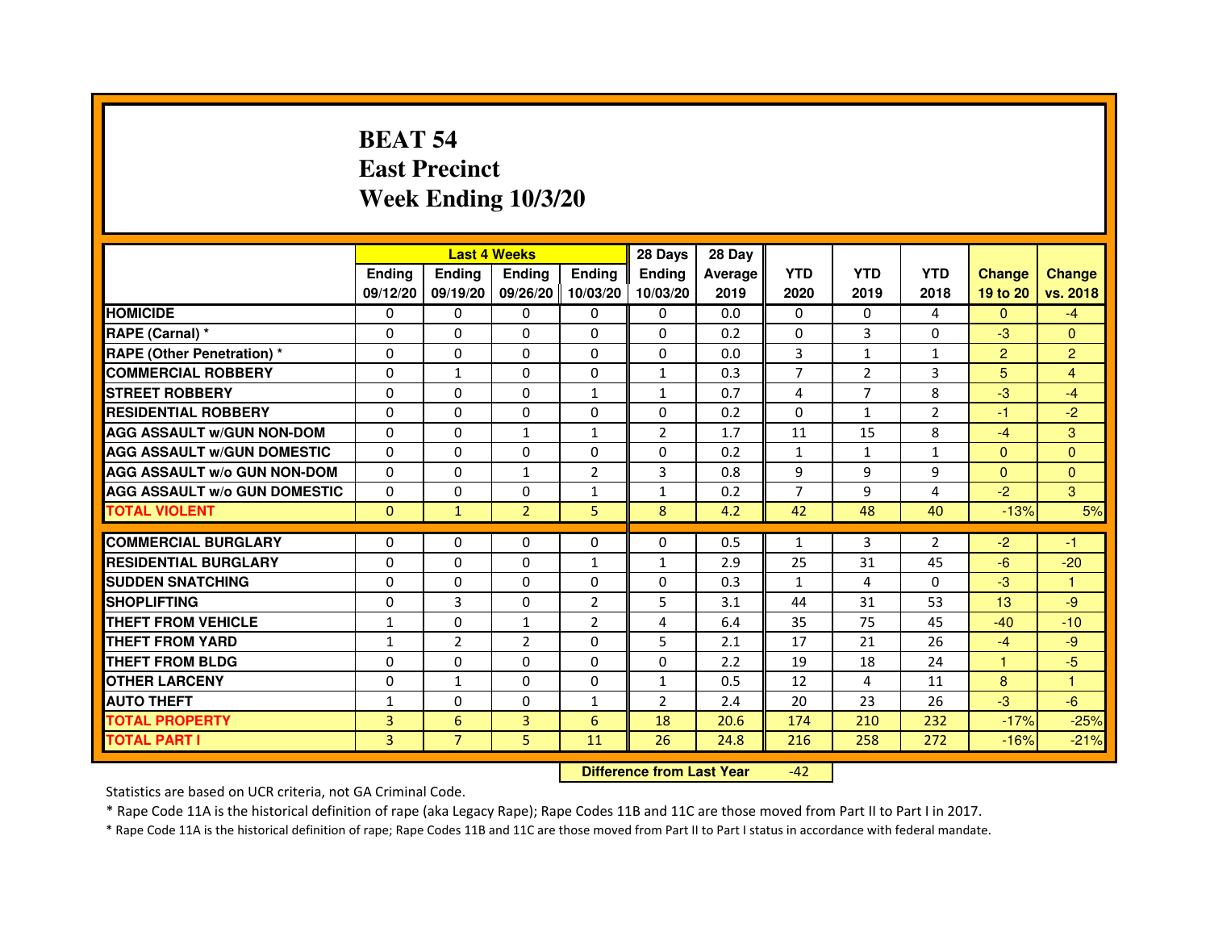# BEAT 54
# East Precinct
# Week Ending 10/3/20

| | Last 4 Weeks | | | | 28 Days | 28 Day | | | | | |
|---|---|---|---|---|---|---|---|---|---|---|---|
| | Ending 09/12/20 | Ending 09/19/20 | Ending 09/26/20 | Ending 10/03/20 | Ending 10/03/20 | Average 2019 | YTD 2020 | YTD 2019 | YTD 2018 | Change 19 to 20 | Change vs. 2018 |
| HOMICIDE | 0 | 0 | 0 | 0 | 0 | 0.0 | 0 | 0 | 4 | 0 | -4 |
| RAPE (Carnal) * | 0 | 0 | 0 | 0 | 0 | 0.2 | 0 | 3 | 0 | -3 | 0 |
| RAPE (Other Penetration) * | 0 | 0 | 0 | 0 | 0 | 0.0 | 3 | 1 | 1 | 2 | 2 |
| COMMERCIAL ROBBERY | 0 | 1 | 0 | 0 | 1 | 0.3 | 7 | 2 | 3 | 5 | 4 |
| STREET ROBBERY | 0 | 0 | 0 | 1 | 1 | 0.7 | 4 | 7 | 8 | -3 | -4 |
| RESIDENTIAL ROBBERY | 0 | 0 | 0 | 0 | 0 | 0.2 | 0 | 1 | 2 | -1 | -2 |
| AGG ASSAULT w/GUN NON-DOM | 0 | 0 | 1 | 1 | 2 | 1.7 | 11 | 15 | 8 | -4 | 3 |
| AGG ASSAULT w/GUN DOMESTIC | 0 | 0 | 0 | 0 | 0 | 0.2 | 1 | 1 | 1 | 0 | 0 |
| AGG ASSAULT w/o GUN NON-DOM | 0 | 0 | 1 | 2 | 3 | 0.8 | 9 | 9 | 9 | 0 | 0 |
| AGG ASSAULT w/o GUN DOMESTIC | 0 | 0 | 0 | 1 | 1 | 0.2 | 7 | 9 | 4 | -2 | 3 |
| TOTAL VIOLENT | 0 | 1 | 2 | 5 | 8 | 4.2 | 42 | 48 | 40 | -13% | 5% |
| COMMERCIAL BURGLARY | 0 | 0 | 0 | 0 | 0 | 0.5 | 1 | 3 | 2 | -2 | -1 |
| RESIDENTIAL BURGLARY | 0 | 0 | 0 | 1 | 1 | 2.9 | 25 | 31 | 45 | -6 | -20 |
| SUDDEN SNATCHING | 0 | 0 | 0 | 0 | 0 | 0.3 | 1 | 4 | 0 | -3 | 1 |
| SHOPLIFTING | 0 | 3 | 0 | 2 | 5 | 3.1 | 44 | 31 | 53 | 13 | -9 |
| THEFT FROM VEHICLE | 1 | 0 | 1 | 2 | 4 | 6.4 | 35 | 75 | 45 | -40 | -10 |
| THEFT FROM YARD | 1 | 2 | 2 | 0 | 5 | 2.1 | 17 | 21 | 26 | -4 | -9 |
| THEFT FROM BLDG | 0 | 0 | 0 | 0 | 0 | 2.2 | 19 | 18 | 24 | 1 | -5 |
| OTHER LARCENY | 0 | 1 | 0 | 0 | 1 | 0.5 | 12 | 4 | 11 | 8 | 1 |
| AUTO THEFT | 1 | 0 | 0 | 1 | 2 | 2.4 | 20 | 23 | 26 | -3 | -6 |
| TOTAL PROPERTY | 3 | 6 | 3 | 6 | 18 | 20.6 | 174 | 210 | 232 | -17% | -25% |
| TOTAL PART I | 3 | 7 | 5 | 11 | 26 | 24.8 | 216 | 258 | 272 | -16% | -21% |

**Difference from Last Year** -42

Statistics are based on UCR criteria, not GA Criminal Code.

* Rape Code 11A is the historical definition of rape (aka Legacy Rape); Rape Codes 11B and 11C are those moved from Part II to Part I in 2017.

* Rape Code 11A is the historical definition of rape; Rape Codes 11B and 11C are those moved from Part II to Part I status in accordance with federal mandate.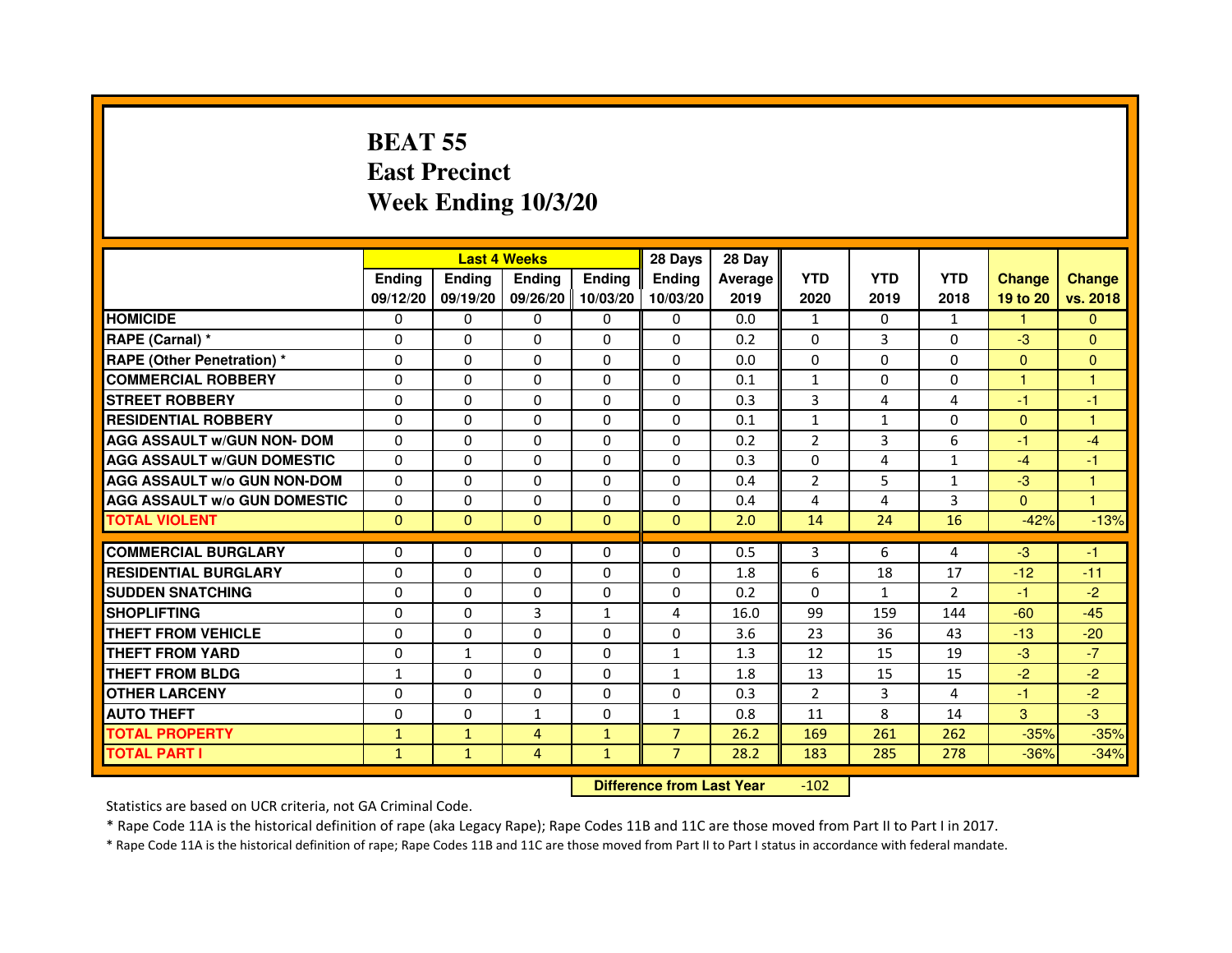# BEAT 55
# East Precinct
# Week Ending 10/3/20

| | Last 4 Weeks | | | | 28 Days | 28 Day | | | | | |
|---|---|---|---|---|---|---|---|---|---|---|---|
| | Ending 09/12/20 | Ending 09/19/20 | Ending 09/26/20 | Ending 10/03/20 | Ending 10/03/20 | Average 2019 | YTD 2020 | YTD 2019 | YTD 2018 | Change 19 to 20 | Change vs. 2018 |
| HOMICIDE | 0 | 0 | 0 | 0 | 0 | 0.0 | 1 | 0 | 1 | 1 | 0 |
| RAPE (Carnal) * | 0 | 0 | 0 | 0 | 0 | 0.2 | 0 | 3 | 0 | -3 | 0 |
| RAPE (Other Penetration) * | 0 | 0 | 0 | 0 | 0 | 0.0 | 0 | 0 | 0 | 0 | 0 |
| COMMERCIAL ROBBERY | 0 | 0 | 0 | 0 | 0 | 0.1 | 1 | 0 | 0 | 1 | 1 |
| STREET ROBBERY | 0 | 0 | 0 | 0 | 0 | 0.3 | 3 | 4 | 4 | -1 | -1 |
| RESIDENTIAL ROBBERY | 0 | 0 | 0 | 0 | 0 | 0.1 | 1 | 1 | 0 | 0 | 1 |
| AGG ASSAULT w/GUN NON- DOM | 0 | 0 | 0 | 0 | 0 | 0.2 | 2 | 3 | 6 | -1 | -4 |
| AGG ASSAULT w/GUN DOMESTIC | 0 | 0 | 0 | 0 | 0 | 0.3 | 0 | 4 | 1 | -4 | -1 |
| AGG ASSAULT w/o GUN NON-DOM | 0 | 0 | 0 | 0 | 0 | 0.4 | 2 | 5 | 1 | -3 | 1 |
| AGG ASSAULT w/o GUN DOMESTIC | 0 | 0 | 0 | 0 | 0 | 0.4 | 4 | 4 | 3 | 0 | 1 |
| TOTAL VIOLENT | 0 | 0 | 0 | 0 | 0 | 2.0 | 14 | 24 | 16 | -42% | -13% |
| COMMERCIAL BURGLARY | 0 | 0 | 0 | 0 | 0 | 0.5 | 3 | 6 | 4 | -3 | -1 |
| RESIDENTIAL BURGLARY | 0 | 0 | 0 | 0 | 0 | 1.8 | 6 | 18 | 17 | -12 | -11 |
| SUDDEN SNATCHING | 0 | 0 | 0 | 0 | 0 | 0.2 | 0 | 1 | 2 | -1 | -2 |
| SHOPLIFTING | 0 | 0 | 3 | 1 | 4 | 16.0 | 99 | 159 | 144 | -60 | -45 |
| THEFT FROM VEHICLE | 0 | 0 | 0 | 0 | 0 | 3.6 | 23 | 36 | 43 | -13 | -20 |
| THEFT FROM YARD | 0 | 1 | 0 | 0 | 1 | 1.3 | 12 | 15 | 19 | -3 | -7 |
| THEFT FROM BLDG | 1 | 0 | 0 | 0 | 1 | 1.8 | 13 | 15 | 15 | -2 | -2 |
| OTHER LARCENY | 0 | 0 | 0 | 0 | 0 | 0.3 | 2 | 3 | 4 | -1 | -2 |
| AUTO THEFT | 0 | 0 | 1 | 0 | 1 | 0.8 | 11 | 8 | 14 | 3 | -3 |
| TOTAL PROPERTY | 1 | 1 | 4 | 1 | 7 | 26.2 | 169 | 261 | 262 | -35% | -35% |
| TOTAL PART I | 1 | 1 | 4 | 1 | 7 | 28.2 | 183 | 285 | 278 | -36% | -34% |

**Difference from Last Year** -102

Statistics are based on UCR criteria, not GA Criminal Code.

* Rape Code 11A is the historical definition of rape (aka Legacy Rape); Rape Codes 11B and 11C are those moved from Part II to Part I in 2017.

* Rape Code 11A is the historical definition of rape; Rape Codes 11B and 11C are those moved from Part II to Part I status in accordance with federal mandate.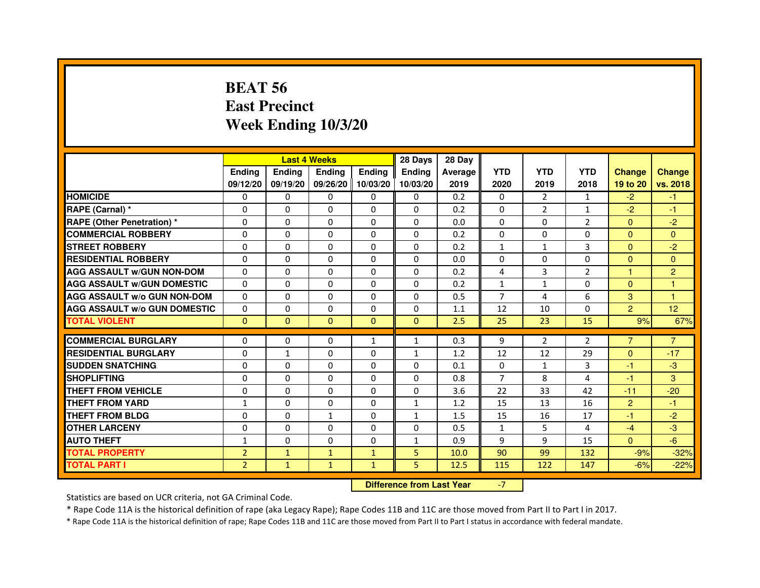# BEAT 56
# East Precinct
# Week Ending 10/3/20

| | Last 4 Weeks | | | | 28 Days | 28 Day | | | | | |
|---|---|---|---|---|---|---|---|---|---|---|---|
| | Ending 09/12/20 | Ending 09/19/20 | Ending 09/26/20 | Ending 10/03/20 | Ending 10/03/20 | Average 2019 | YTD 2020 | YTD 2019 | YTD 2018 | Change 19 to 20 | Change vs. 2018 |
| **HOMICIDE** | 0 | 0 | 0 | 0 | 0 | 0.2 | 0 | 2 | 1 | -2 | -1 |
| **RAPE (Carnal) *** | 0 | 0 | 0 | 0 | 0 | 0.2 | 0 | 2 | 1 | -2 | -1 |
| **RAPE (Other Penetration) *** | 0 | 0 | 0 | 0 | 0 | 0.0 | 0 | 0 | 2 | 0 | -2 |
| **COMMERCIAL ROBBERY** | 0 | 0 | 0 | 0 | 0 | 0.2 | 0 | 0 | 0 | 0 | 0 |
| **STREET ROBBERY** | 0 | 0 | 0 | 0 | 0 | 0.2 | 1 | 1 | 3 | 0 | -2 |
| **RESIDENTIAL ROBBERY** | 0 | 0 | 0 | 0 | 0 | 0.0 | 0 | 0 | 0 | 0 | 0 |
| **AGG ASSAULT w/GUN NON-DOM** | 0 | 0 | 0 | 0 | 0 | 0.2 | 4 | 3 | 2 | 1 | 2 |
| **AGG ASSAULT w/GUN DOMESTIC** | 0 | 0 | 0 | 0 | 0 | 0.2 | 1 | 1 | 0 | 0 | 1 |
| **AGG ASSAULT w/o GUN NON-DOM** | 0 | 0 | 0 | 0 | 0 | 0.5 | 7 | 4 | 6 | 3 | 1 |
| **AGG ASSAULT w/o GUN DOMESTIC** | 0 | 0 | 0 | 0 | 0 | 1.1 | 12 | 10 | 0 | 2 | 12 |
| **TOTAL VIOLENT** | 0 | 0 | 0 | 0 | 0 | 2.5 | 25 | 23 | 15 | 9% | 67% |
| **COMMERCIAL BURGLARY** | 0 | 0 | 0 | 1 | 1 | 0.3 | 9 | 2 | 2 | 7 | 7 |
| **RESIDENTIAL BURGLARY** | 0 | 1 | 0 | 0 | 1 | 1.2 | 12 | 12 | 29 | 0 | -17 |
| **SUDDEN SNATCHING** | 0 | 0 | 0 | 0 | 0 | 0.1 | 0 | 1 | 3 | -1 | -3 |
| **SHOPLIFTING** | 0 | 0 | 0 | 0 | 0 | 0.8 | 7 | 8 | 4 | -1 | 3 |
| **THEFT FROM VEHICLE** | 0 | 0 | 0 | 0 | 0 | 3.6 | 22 | 33 | 42 | -11 | -20 |
| **THEFT FROM YARD** | 1 | 0 | 0 | 0 | 1 | 1.2 | 15 | 13 | 16 | 2 | -1 |
| **THEFT FROM BLDG** | 0 | 0 | 1 | 0 | 1 | 1.5 | 15 | 16 | 17 | -1 | -2 |
| **OTHER LARCENY** | 0 | 0 | 0 | 0 | 0 | 0.5 | 1 | 5 | 4 | -4 | -3 |
| **AUTO THEFT** | 1 | 0 | 0 | 0 | 1 | 0.9 | 9 | 9 | 15 | 0 | -6 |
| **TOTAL PROPERTY** | 2 | 1 | 1 | 1 | 5 | 10.0 | 90 | 99 | 132 | -9% | -32% |
| **TOTAL PART I** | 2 | 1 | 1 | 1 | 5 | 12.5 | 115 | 122 | 147 | -6% | -22% |

**Difference from Last Year** -7

Statistics are based on UCR criteria, not GA Criminal Code.

* Rape Code 11A is the historical definition of rape (aka Legacy Rape); Rape Codes 11B and 11C are those moved from Part II to Part I in 2017.

* Rape Code 11A is the historical definition of rape; Rape Codes 11B and 11C are those moved from Part II to Part I status in accordance with federal mandate.